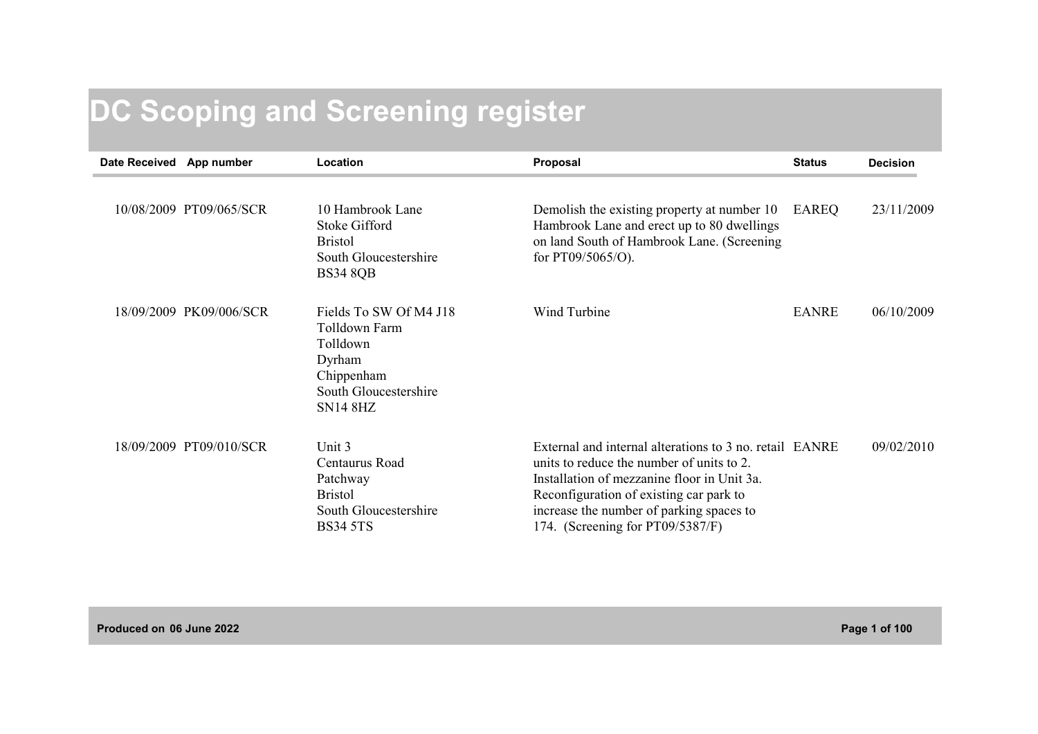# DC Scoping and Screening register

| Date Received | App number | Location | Proposal | Status | Decision |
|---|---|---|---|---|---|
| 10/08/2009 | PT09/065/SCR | 10 Hambrook Lane<br>Stoke Gifford<br>Bristol<br>South Gloucestershire<br>BS34 8QB | Demolish the existing property at number 10 Hambrook Lane and erect up to 80 dwellings on land South of Hambrook Lane. (Screening for PT09/5065/O). | EAREQ | 23/11/2009 |
| 18/09/2009 | PK09/006/SCR | Fields To SW Of M4 J18<br>Tolldown Farm<br>Tolldown<br>Dyrham<br>Chippenham<br>South Gloucestershire<br>SN14 8HZ | Wind Turbine | EANRE | 06/10/2009 |
| 18/09/2009 | PT09/010/SCR | Unit 3<br>Centaurus Road<br>Patchway<br>Bristol<br>South Gloucestershire<br>BS34 5TS | External and internal alterations to 3 no. retail units to reduce the number of units to 2. Installation of mezzanine floor in Unit 3a. Reconfiguration of existing car park to increase the number of parking spaces to 174. (Screening for PT09/5387/F) | EANRE | 09/02/2010 |

Produced on 06 June 2022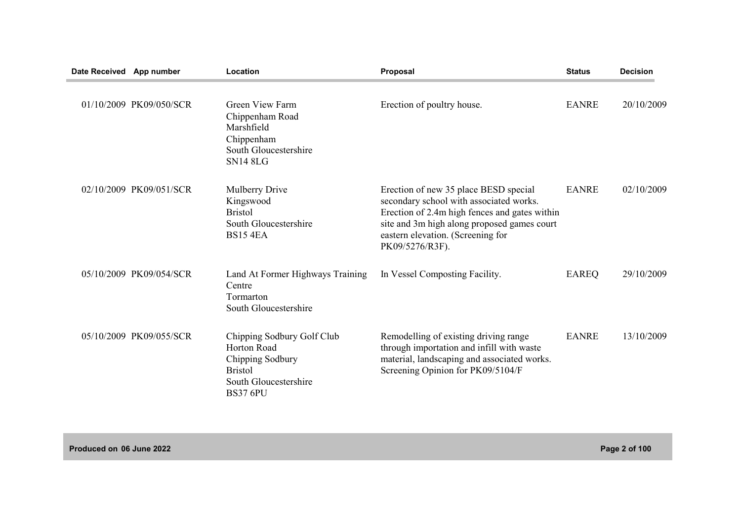| Date Received | App number | Location | Proposal | Status | Decision |
| --- | --- | --- | --- | --- | --- |
| 01/10/2009 | PK09/050/SCR | Green View Farm<br>Chippenham Road<br>Marshfield<br>Chippenham<br>South Gloucestershire<br>SN14 8LG | Erection of poultry house. | EANRE | 20/10/2009 |
| 02/10/2009 | PK09/051/SCR | Mulberry Drive<br>Kingswood<br>Bristol<br>South Gloucestershire<br>BS15 4EA | Erection of new 35 place BESD special secondary school with associated works. Erection of 2.4m high fences and gates within site and 3m high along proposed games court eastern elevation. (Screening for PK09/5276/R3F). | EANRE | 02/10/2009 |
| 05/10/2009 | PK09/054/SCR | Land At Former Highways Training Centre<br>Tormarton<br>South Gloucestershire | In Vessel Composting Facility. | EAREQ | 29/10/2009 |
| 05/10/2009 | PK09/055/SCR | Chipping Sodbury Golf Club<br>Horton Road<br>Chipping Sodbury<br>Bristol<br>South Gloucestershire<br>BS37 6PU | Remodelling of existing driving range through importation and infill with waste material, landscaping and associated works. Screening Opinion for PK09/5104/F | EANRE | 13/10/2009 |

Produced on 06 June 2022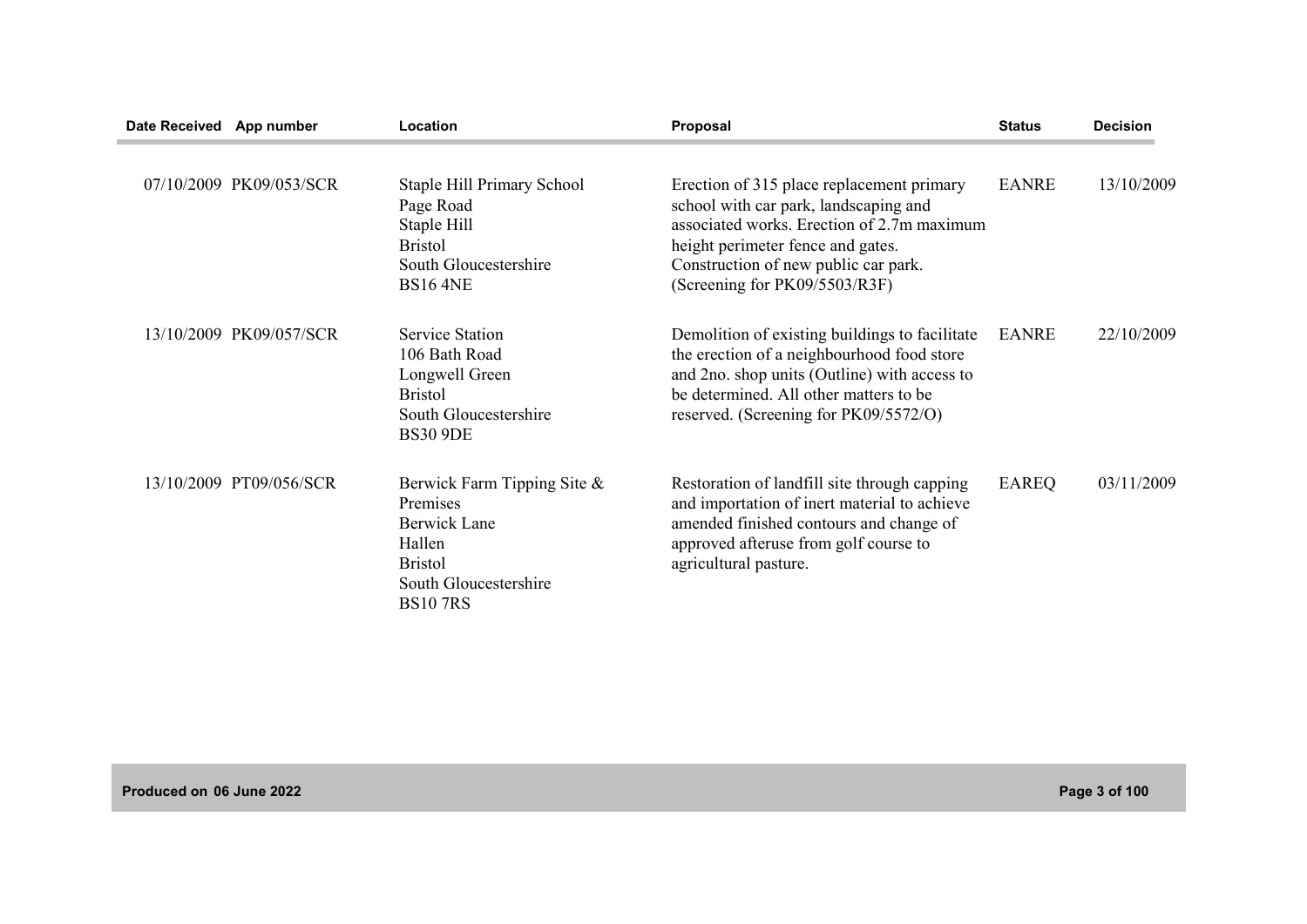| Date Received | App number | Location | Proposal | Status | Decision |
|---|---|---|---|---|---|
| 07/10/2009 | PK09/053/SCR | Staple Hill Primary School<br>Page Road<br>Staple Hill<br>Bristol<br>South Gloucestershire<br>BS16 4NE | Erection of 315 place replacement primary school with car park, landscaping and associated works. Erection of 2.7m maximum height perimeter fence and gates. Construction of new public car park. (Screening for PK09/5503/R3F) | EANRE | 13/10/2009 |
| 13/10/2009 | PK09/057/SCR | Service Station<br>106 Bath Road<br>Longwell Green<br>Bristol<br>South Gloucestershire<br>BS30 9DE | Demolition of existing buildings to facilitate the erection of a neighbourhood food store and 2no. shop units (Outline) with access to be determined. All other matters to be reserved. (Screening for PK09/5572/O) | EANRE | 22/10/2009 |
| 13/10/2009 | PT09/056/SCR | Berwick Farm Tipping Site & Premises<br>Berwick Lane<br>Hallen<br>Bristol<br>South Gloucestershire<br>BS10 7RS | Restoration of landfill site through capping and importation of inert material to achieve amended finished contours and change of approved afteruse from golf course to agricultural pasture. | EAREQ | 03/11/2009 |

Produced on 06 June 2022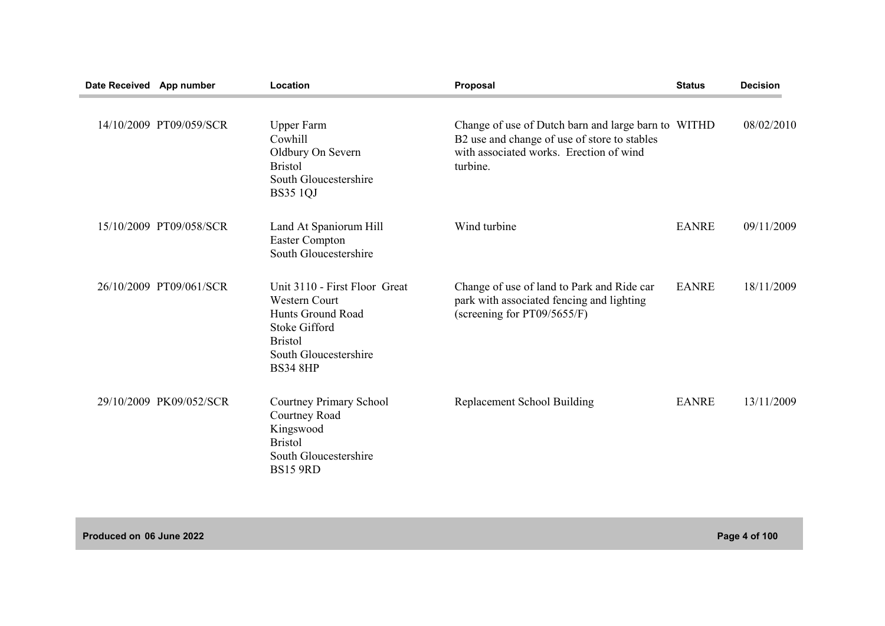| Date Received | App number | Location | Proposal | Status | Decision |
|---|---|---|---|---|---|
| 14/10/2009 | PT09/059/SCR | Upper Farm Cowhill Oldbury On Severn Bristol South Gloucestershire BS35 1QJ | Change of use of Dutch barn and large barn to B2 use and change of use of store to stables with associated works. Erection of wind turbine. | WITHD | 08/02/2010 |
| 15/10/2009 | PT09/058/SCR | Land At Spaniorum Hill Easter Compton South Gloucestershire | Wind turbine | EANRE | 09/11/2009 |
| 26/10/2009 | PT09/061/SCR | Unit 3110 - First Floor Great Western Court Hunts Ground Road Stoke Gifford Bristol South Gloucestershire BS34 8HP | Change of use of land to Park and Ride car park with associated fencing and lighting (screening for PT09/5655/F) | EANRE | 18/11/2009 |
| 29/10/2009 | PK09/052/SCR | Courtney Primary School Courtney Road Kingswood Bristol South Gloucestershire BS15 9RD | Replacement School Building | EANRE | 13/11/2009 |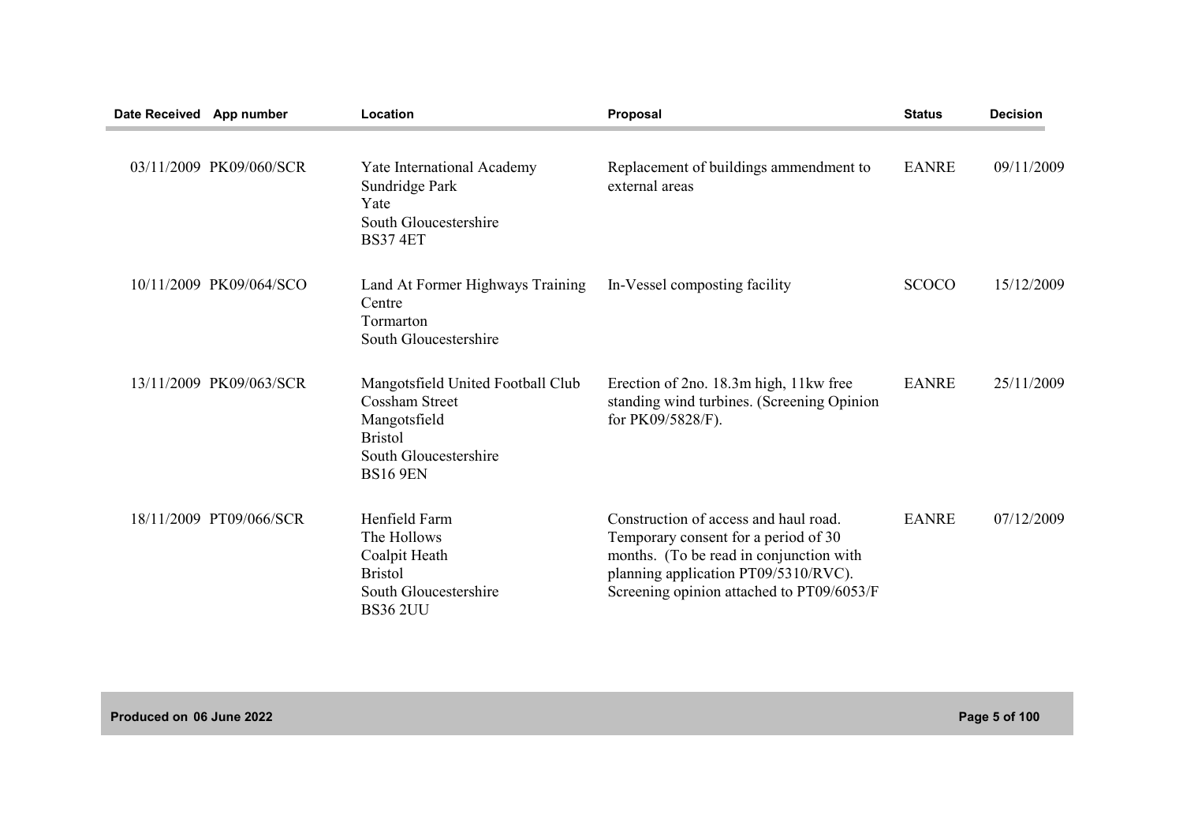| Date Received | App number | Location | Proposal | Status | Decision |
|---|---|---|---|---|---|
| 03/11/2009 | PK09/060/SCR | Yate International Academy Sundridge Park Yate South Gloucestershire BS37 4ET | Replacement of buildings ammendment to external areas | EANRE | 09/11/2009 |
| 10/11/2009 | PK09/064/SCO | Land At Former Highways Training Centre Tormarton South Gloucestershire | In-Vessel composting facility | SCOCO | 15/12/2009 |
| 13/11/2009 | PK09/063/SCR | Mangotsfield United Football Club Cossham Street Mangotsfield Bristol South Gloucestershire BS16 9EN | Erection of 2no. 18.3m high, 11kw free standing wind turbines. (Screening Opinion for PK09/5828/F). | EANRE | 25/11/2009 |
| 18/11/2009 | PT09/066/SCR | Henfield Farm The Hollows Coalpit Heath Bristol South Gloucestershire BS36 2UU | Construction of access and haul road. Temporary consent for a period of 30 months. (To be read in conjunction with planning application PT09/5310/RVC). Screening opinion attached to PT09/6053/F | EANRE | 07/12/2009 |

Produced on 06 June 2022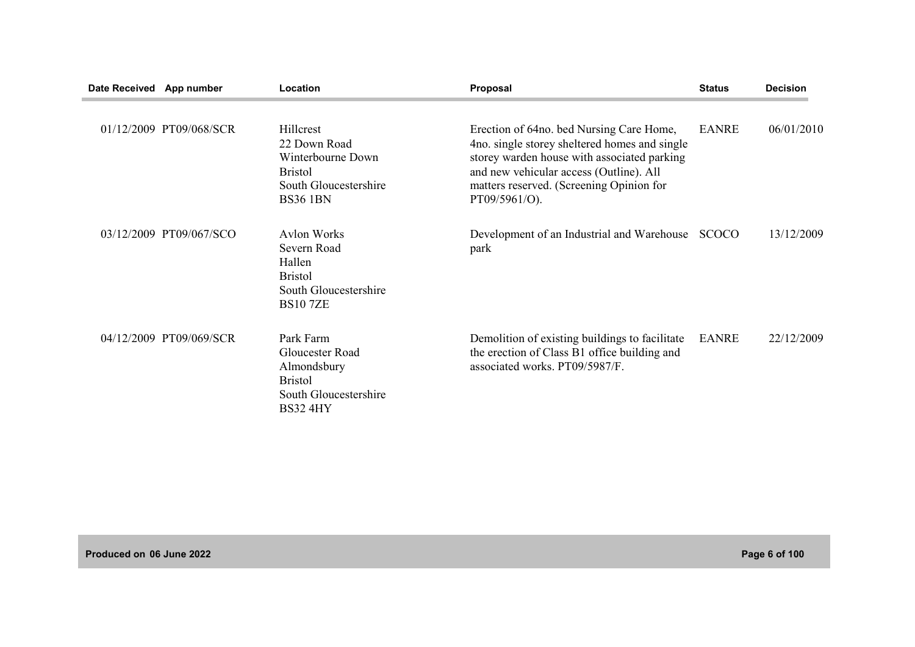| Date Received | App number | Location | Proposal | Status | Decision |
|---|---|---|---|---|---|
| 01/12/2009 | PT09/068/SCR | Hillcrest<br>22 Down Road<br>Winterbourne Down<br>Bristol<br>South Gloucestershire<br>BS36 1BN | Erection of 64no. bed Nursing Care Home, 4no. single storey sheltered homes and single storey warden house with associated parking and new vehicular access (Outline). All matters reserved. (Screening Opinion for PT09/5961/O). | EANRE | 06/01/2010 |
| 03/12/2009 | PT09/067/SCO | Avlon Works<br>Severn Road<br>Hallen<br>Bristol<br>South Gloucestershire<br>BS10 7ZE | Development of an Industrial and Warehouse park | SCOCO | 13/12/2009 |
| 04/12/2009 | PT09/069/SCR | Park Farm<br>Gloucester Road<br>Almondsbury<br>Bristol<br>South Gloucestershire<br>BS32 4HY | Demolition of existing buildings to facilitate the erection of Class B1 office building and associated works. PT09/5987/F. | EANRE | 22/12/2009 |

Produced on 06 June 2022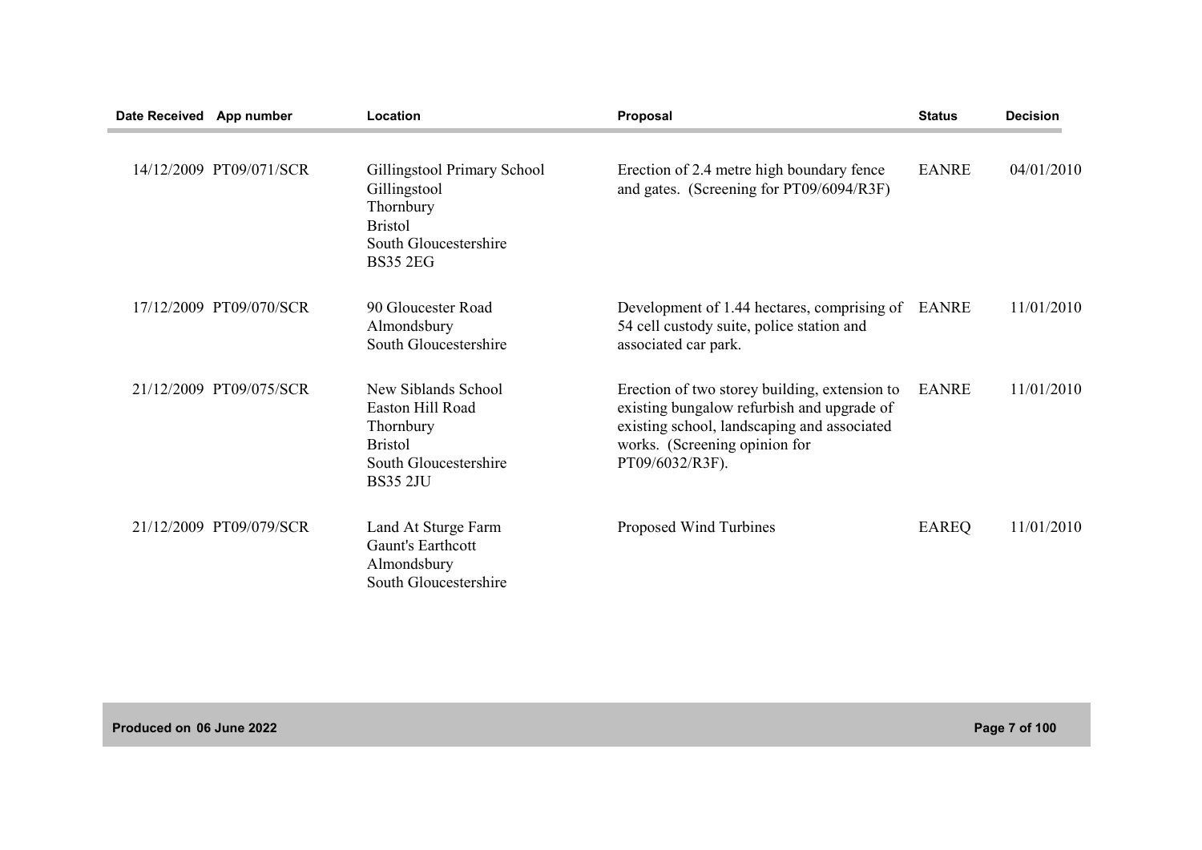| Date Received | App number | Location | Proposal | Status | Decision |
|---|---|---|---|---|---|
| 14/12/2009 | PT09/071/SCR | Gillingstool Primary School Gillingstool Thornbury Bristol South Gloucestershire BS35 2EG | Erection of 2.4 metre high boundary fence and gates. (Screening for PT09/6094/R3F) | EANRE | 04/01/2010 |
| 17/12/2009 | PT09/070/SCR | 90 Gloucester Road Almondsbury South Gloucestershire | Development of 1.44 hectares, comprising of 54 cell custody suite, police station and associated car park. | EANRE | 11/01/2010 |
| 21/12/2009 | PT09/075/SCR | New Siblands School Easton Hill Road Thornbury Bristol South Gloucestershire BS35 2JU | Erection of two storey building, extension to existing bungalow refurbish and upgrade of existing school, landscaping and associated works. (Screening opinion for PT09/6032/R3F). | EANRE | 11/01/2010 |
| 21/12/2009 | PT09/079/SCR | Land At Sturge Farm Gaunt's Earthcott Almondsbury South Gloucestershire | Proposed Wind Turbines | EAREQ | 11/01/2010 |

Produced on 06 June 2022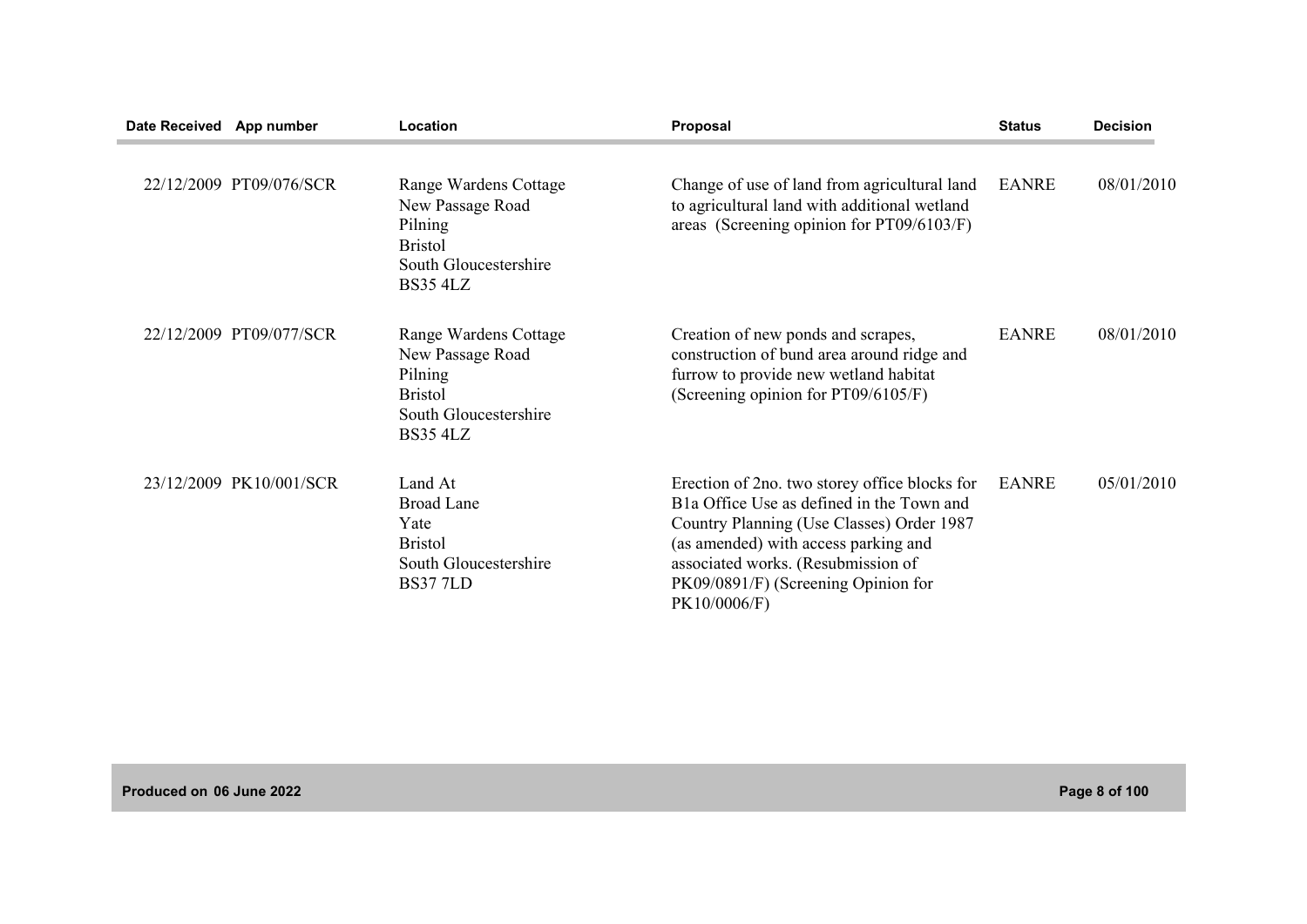| Date Received | App number | Location | Proposal | Status | Decision |
|---|---|---|---|---|---|
| 22/12/2009 | PT09/076/SCR | Range Wardens Cottage New Passage Road Pilning Bristol South Gloucestershire BS35 4LZ | Change of use of land from agricultural land to agricultural land with additional wetland areas (Screening opinion for PT09/6103/F) | EANRE | 08/01/2010 |
| 22/12/2009 | PT09/077/SCR | Range Wardens Cottage New Passage Road Pilning Bristol South Gloucestershire BS35 4LZ | Creation of new ponds and scrapes, construction of bund area around ridge and furrow to provide new wetland habitat (Screening opinion for PT09/6105/F) | EANRE | 08/01/2010 |
| 23/12/2009 | PK10/001/SCR | Land At Broad Lane Yate Bristol South Gloucestershire BS37 7LD | Erection of 2no. two storey office blocks for B1a Office Use as defined in the Town and Country Planning (Use Classes) Order 1987 (as amended) with access parking and associated works. (Resubmission of PK09/0891/F) (Screening Opinion for PK10/0006/F) | EANRE | 05/01/2010 |

Produced on 06 June 2022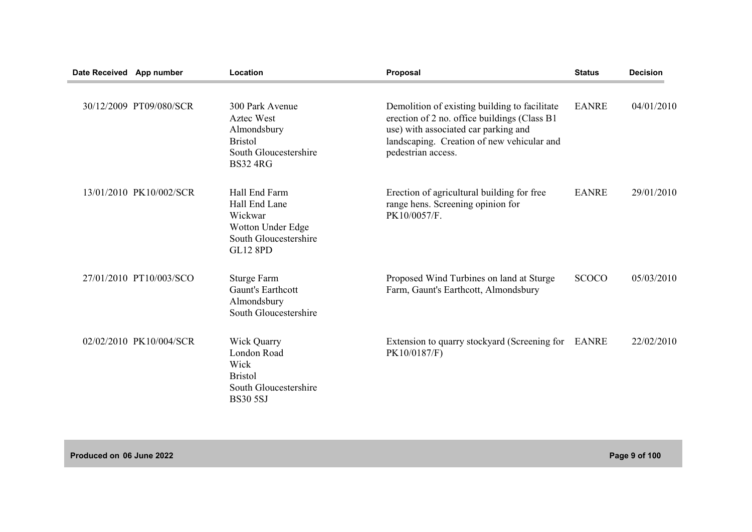| Date Received | App number | Location | Proposal | Status | Decision |
|---|---|---|---|---|---|
| 30/12/2009 | PT09/080/SCR | 300 Park Avenue<br>Aztec West<br>Almondsbury<br>Bristol<br>South Gloucestershire<br>BS32 4RG | Demolition of existing building to facilitate erection of 2 no. office buildings (Class B1 use) with associated car parking and landscaping. Creation of new vehicular and pedestrian access. | EANRE | 04/01/2010 |
| 13/01/2010 | PK10/002/SCR | Hall End Farm<br>Hall End Lane<br>Wickwar<br>Wotton Under Edge<br>South Gloucestershire<br>GL12 8PD | Erection of agricultural building for free range hens. Screening opinion for PK10/0057/F. | EANRE | 29/01/2010 |
| 27/01/2010 | PT10/003/SCO | Sturge Farm<br>Gaunt's Earthcott<br>Almondsbury<br>South Gloucestershire | Proposed Wind Turbines on land at Sturge Farm, Gaunt's Earthcott, Almondsbury | SCOCO | 05/03/2010 |
| 02/02/2010 | PK10/004/SCR | Wick Quarry<br>London Road<br>Wick<br>Bristol<br>South Gloucestershire<br>BS30 5SJ | Extension to quarry stockyard (Screening for PK10/0187/F) | EANRE | 22/02/2010 |

Produced on 06 June 2022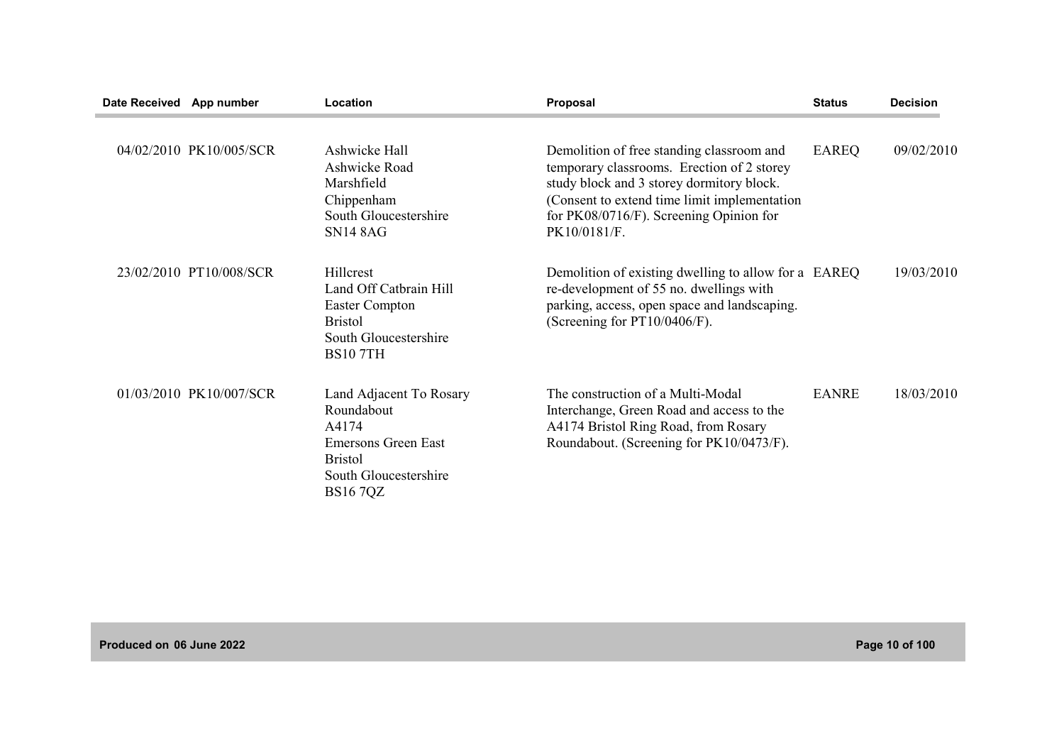| Date Received | App number | Location | Proposal | Status | Decision |
| --- | --- | --- | --- | --- | --- |
| 04/02/2010 | PK10/005/SCR | Ashwicke Hall<br>Ashwicke Road<br>Marshfield<br>Chippenham<br>South Gloucestershire<br>SN14 8AG | Demolition of free standing classroom and temporary classrooms. Erection of 2 storey study block and 3 storey dormitory block. (Consent to extend time limit implementation for PK08/0716/F). Screening Opinion for PK10/0181/F. | EAREQ | 09/02/2010 |
| 23/02/2010 | PT10/008/SCR | Hillcrest<br>Land Off Catbrain Hill<br>Easter Compton<br>Bristol<br>South Gloucestershire<br>BS10 7TH | Demolition of existing dwelling to allow for a re-development of 55 no. dwellings with parking, access, open space and landscaping. (Screening for PT10/0406/F). | EAREQ | 19/03/2010 |
| 01/03/2010 | PK10/007/SCR | Land Adjacent To Rosary Roundabout<br>A4174<br>Emersons Green East<br>Bristol<br>South Gloucestershire<br>BS16 7QZ | The construction of a Multi-Modal Interchange, Green Road and access to the A4174 Bristol Ring Road, from Rosary Roundabout. (Screening for PK10/0473/F). | EANRE | 18/03/2010 |

Produced on 06 June 2022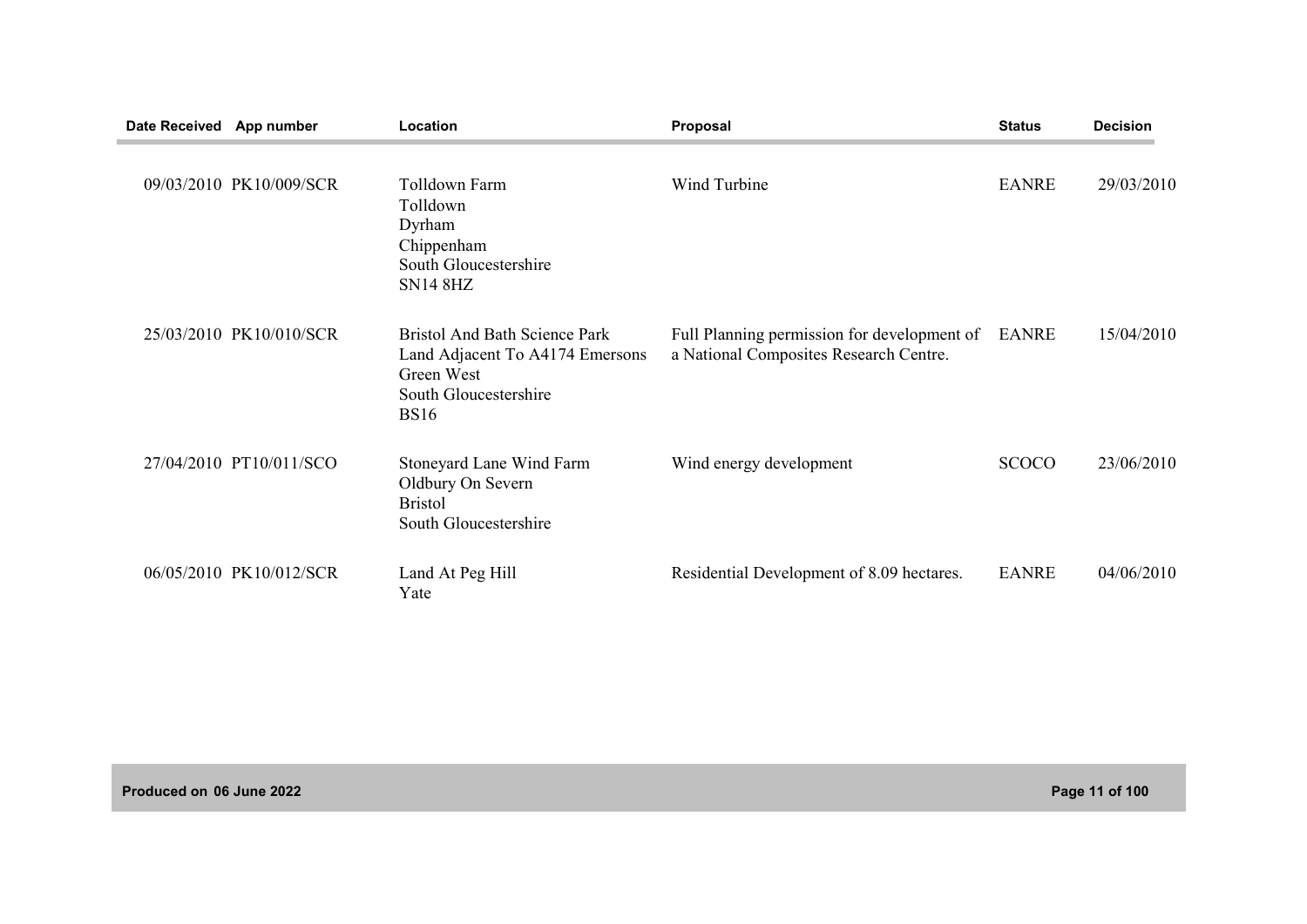| Date Received | App number | Location | Proposal | Status | Decision |
|---|---|---|---|---|---|
| 09/03/2010 | PK10/009/SCR | Tolldown Farm<br>Tolldown<br>Dyrham<br>Chippenham<br>South Gloucestershire<br>SN14 8HZ | Wind Turbine | EANRE | 29/03/2010 |
| 25/03/2010 | PK10/010/SCR | Bristol And Bath Science Park<br>Land Adjacent To A4174 Emersons Green West<br>South Gloucestershire<br>BS16 | Full Planning permission for development of a National Composites Research Centre. | EANRE | 15/04/2010 |
| 27/04/2010 | PT10/011/SCO | Stoneyard Lane Wind Farm<br>Oldbury On Severn<br>Bristol<br>South Gloucestershire | Wind energy development | SCOCO | 23/06/2010 |
| 06/05/2010 | PK10/012/SCR | Land At Peg Hill<br>Yate | Residential Development of 8.09 hectares. | EANRE | 04/06/2010 |

Produced on 06 June 2022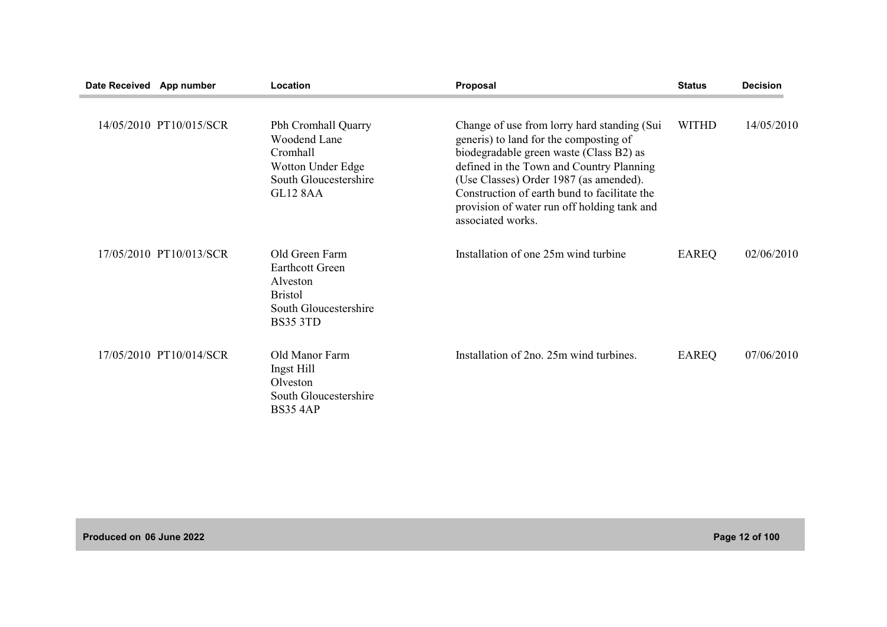| Date Received | App number | Location | Proposal | Status | Decision |
|---|---|---|---|---|---|
| 14/05/2010 | PT10/015/SCR | Pbh Cromhall Quarry<br>Woodend Lane<br>Cromhall<br>Wotton Under Edge<br>South Gloucestershire<br>GL12 8AA | Change of use from lorry hard standing (Sui generis) to land for the composting of biodegradable green waste (Class B2) as defined in the Town and Country Planning (Use Classes) Order 1987 (as amended). Construction of earth bund to facilitate the provision of water run off holding tank and associated works. | WITHD | 14/05/2010 |
| 17/05/2010 | PT10/013/SCR | Old Green Farm<br>Earthcott Green<br>Alveston<br>Bristol<br>South Gloucestershire<br>BS35 3TD | Installation of one 25m wind turbine | EAREQ | 02/06/2010 |
| 17/05/2010 | PT10/014/SCR | Old Manor Farm<br>Ingst Hill<br>Olveston<br>South Gloucestershire<br>BS35 4AP | Installation of 2no. 25m wind turbines. | EAREQ | 07/06/2010 |

Produced on 06 June 2022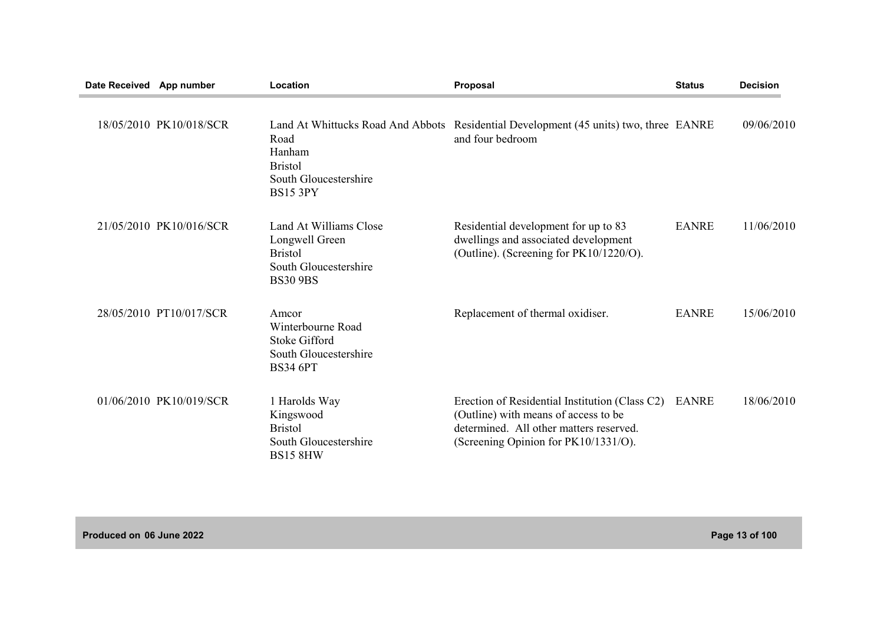| Date Received | App number | Location | Proposal | Status | Decision |
|---|---|---|---|---|---|
| 18/05/2010 | PK10/018/SCR | Land At Whittucks Road And Abbots Road Hanham Bristol South Gloucestershire BS15 3PY | Residential Development (45 units) two, three and four bedroom | EANRE | 09/06/2010 |
| 21/05/2010 | PK10/016/SCR | Land At Williams Close Longwell Green Bristol South Gloucestershire BS30 9BS | Residential development for up to 83 dwellings and associated development (Outline). (Screening for PK10/1220/O). | EANRE | 11/06/2010 |
| 28/05/2010 | PT10/017/SCR | Amcor Winterbourne Road Stoke Gifford South Gloucestershire BS34 6PT | Replacement of thermal oxidiser. | EANRE | 15/06/2010 |
| 01/06/2010 | PK10/019/SCR | 1 Harolds Way Kingswood Bristol South Gloucestershire BS15 8HW | Erection of Residential Institution (Class C2) (Outline) with means of access to be determined. All other matters reserved. (Screening Opinion for PK10/1331/O). | EANRE | 18/06/2010 |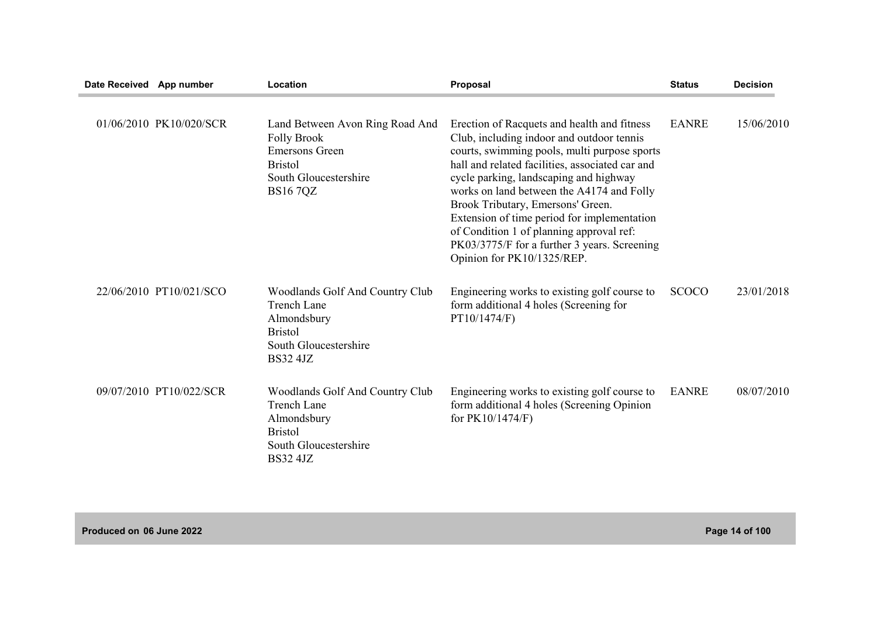| Date Received | App number | Location | Proposal | Status | Decision |
|---|---|---|---|---|---|
| 01/06/2010 | PK10/020/SCR | Land Between Avon Ring Road And Folly Brook<br>Emersons Green<br>Bristol<br>South Gloucestershire<br>BS16 7QZ | Erection of Racquets and health and fitness Club, including indoor and outdoor tennis courts, swimming pools, multi purpose sports hall and related facilities, associated car and cycle parking, landscaping and highway works on land between the A4174 and Folly Brook Tributary, Emersons' Green. Extension of time period for implementation of Condition 1 of planning approval ref: PK03/3775/F for a further 3 years. Screening Opinion for PK10/1325/REP. | EANRE | 15/06/2010 |
| 22/06/2010 | PT10/021/SCO | Woodlands Golf And Country Club<br>Trench Lane<br>Almondsbury<br>Bristol<br>South Gloucestershire<br>BS32 4JZ | Engineering works to existing golf course to form additional 4 holes (Screening for PT10/1474/F) | SCOCO | 23/01/2018 |
| 09/07/2010 | PT10/022/SCR | Woodlands Golf And Country Club<br>Trench Lane<br>Almondsbury<br>Bristol<br>South Gloucestershire<br>BS32 4JZ | Engineering works to existing golf course to form additional 4 holes (Screening Opinion for PK10/1474/F) | EANRE | 08/07/2010 |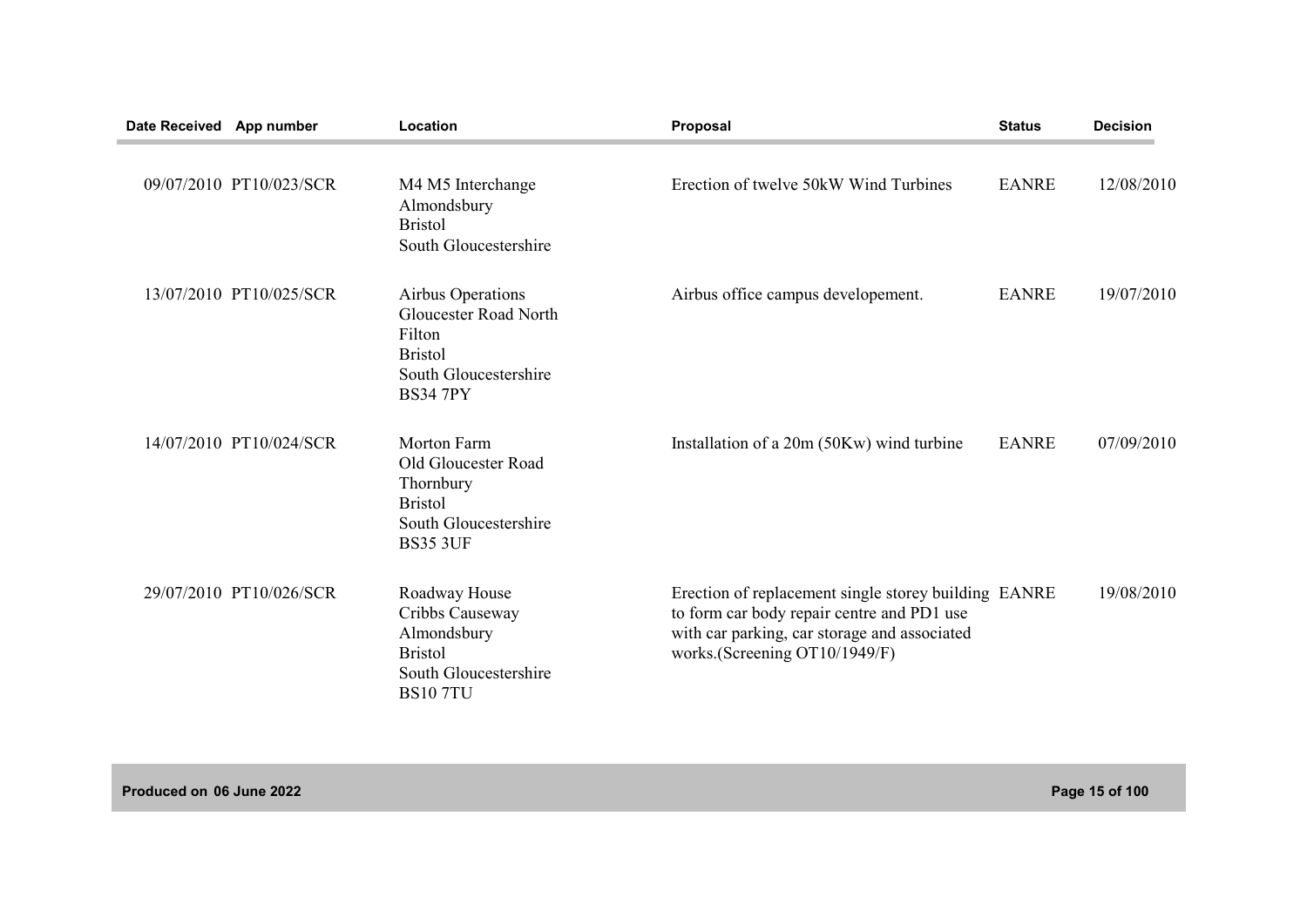| Date Received | App number | Location | Proposal | Status | Decision |
| --- | --- | --- | --- | --- | --- |
| 09/07/2010 | PT10/023/SCR | M4 M5 Interchange<br>Almondsbury<br>Bristol<br>South Gloucestershire | Erection of twelve 50kW Wind Turbines | EANRE | 12/08/2010 |
| 13/07/2010 | PT10/025/SCR | Airbus Operations<br>Gloucester Road North<br>Filton<br>Bristol<br>South Gloucestershire<br>BS34 7PY | Airbus office campus developement. | EANRE | 19/07/2010 |
| 14/07/2010 | PT10/024/SCR | Morton Farm<br>Old Gloucester Road<br>Thornbury<br>Bristol<br>South Gloucestershire<br>BS35 3UF | Installation of a 20m (50Kw) wind turbine | EANRE | 07/09/2010 |
| 29/07/2010 | PT10/026/SCR | Roadway House<br>Cribbs Causeway<br>Almondsbury<br>Bristol<br>South Gloucestershire<br>BS10 7TU | Erection of replacement single storey building to form car body repair centre and PD1 use with car parking, car storage and associated works.(Screening OT10/1949/F) | EANRE | 19/08/2010 |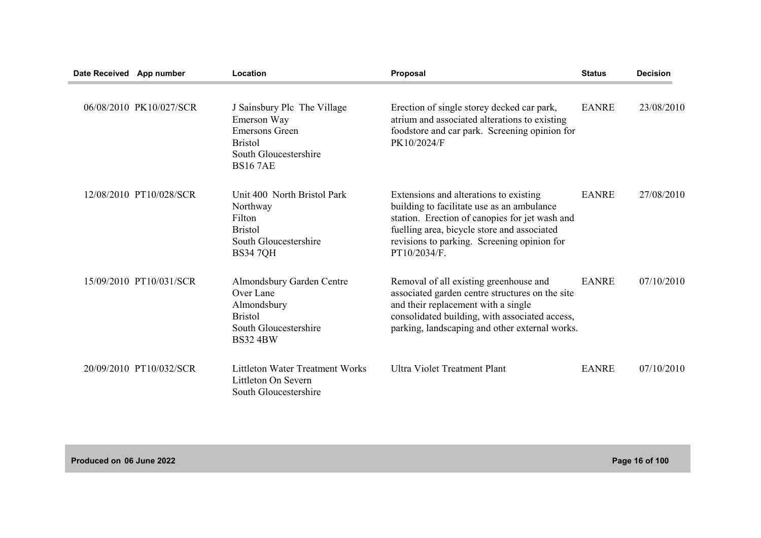| Date Received | App number | Location | Proposal | Status | Decision |
|---|---|---|---|---|---|
| 06/08/2010 | PK10/027/SCR | J Sainsbury Plc The Village Emerson Way Emersons Green Bristol South Gloucestershire BS16 7AE | Erection of single storey decked car park, atrium and associated alterations to existing foodstore and car park. Screening opinion for PK10/2024/F | EANRE | 23/08/2010 |
| 12/08/2010 | PT10/028/SCR | Unit 400 North Bristol Park Northway Filton Bristol South Gloucestershire BS34 7QH | Extensions and alterations to existing building to facilitate use as an ambulance station. Erection of canopies for jet wash and fuelling area, bicycle store and associated revisions to parking. Screening opinion for PT10/2034/F. | EANRE | 27/08/2010 |
| 15/09/2010 | PT10/031/SCR | Almondsbury Garden Centre Over Lane Almondsbury Bristol South Gloucestershire BS32 4BW | Removal of all existing greenhouse and associated garden centre structures on the site and their replacement with a single consolidated building, with associated access, parking, landscaping and other external works. | EANRE | 07/10/2010 |
| 20/09/2010 | PT10/032/SCR | Littleton Water Treatment Works Littleton On Severn South Gloucestershire | Ultra Violet Treatment Plant | EANRE | 07/10/2010 |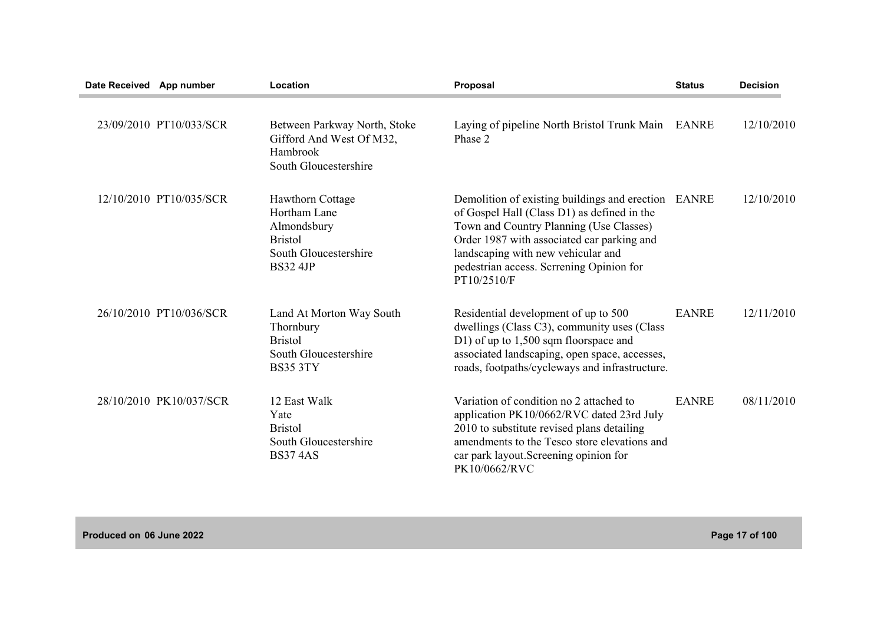| Date Received | App number | Location | Proposal | Status | Decision |
|---|---|---|---|---|---|
| 23/09/2010 | PT10/033/SCR | Between Parkway North, Stoke Gifford And West Of M32, Hambrook South Gloucestershire | Laying of pipeline North Bristol Trunk Main Phase 2 | EANRE | 12/10/2010 |
| 12/10/2010 | PT10/035/SCR | Hawthorn Cottage Hortham Lane Almondsbury Bristol South Gloucestershire BS32 4JP | Demolition of existing buildings and erection of Gospel Hall (Class D1) as defined in the Town and Country Planning (Use Classes) Order 1987 with associated car parking and landscaping with new vehicular and pedestrian access. Scrrening Opinion for PT10/2510/F | EANRE | 12/10/2010 |
| 26/10/2010 | PT10/036/SCR | Land At Morton Way South Thornbury Bristol South Gloucestershire BS35 3TY | Residential development of up to 500 dwellings (Class C3), community uses (Class D1) of up to 1,500 sqm floorspace and associated landscaping, open space, accesses, roads, footpaths/cycleways and infrastructure. | EANRE | 12/11/2010 |
| 28/10/2010 | PK10/037/SCR | 12 East Walk Yate Bristol South Gloucestershire BS37 4AS | Variation of condition no 2 attached to application PK10/0662/RVC dated 23rd July 2010 to substitute revised plans detailing amendments to the Tesco store elevations and car park layout.Screening opinion for PK10/0662/RVC | EANRE | 08/11/2010 |

Produced on 06 June 2022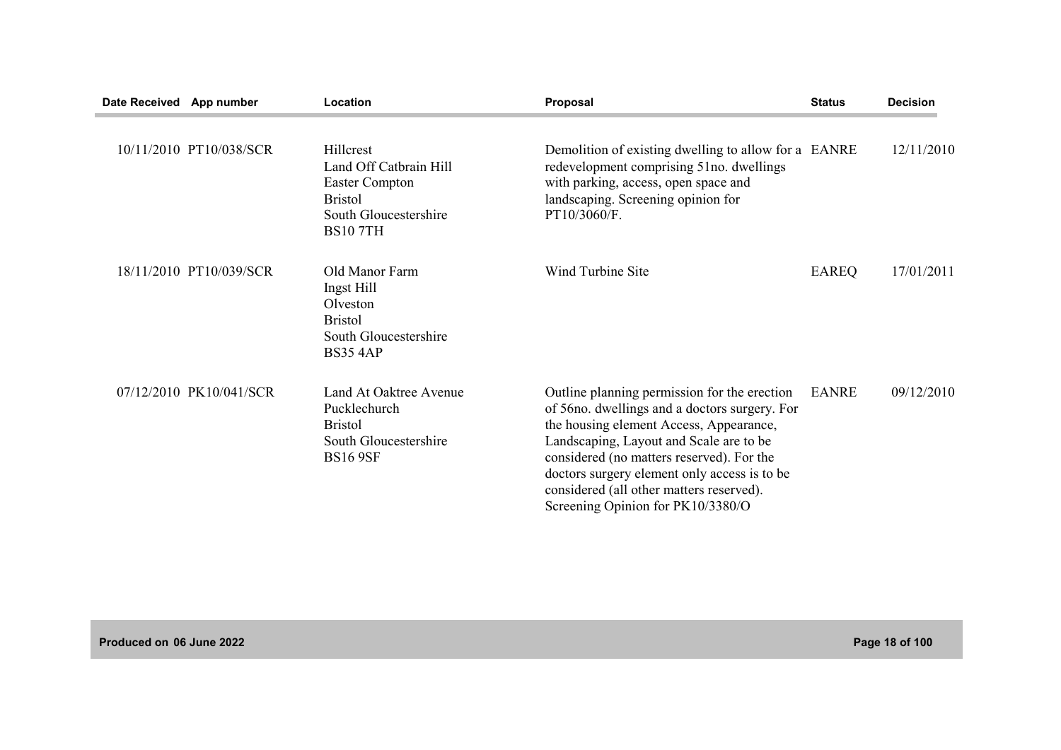| Date Received | App number | Location | Proposal | Status | Decision |
| --- | --- | --- | --- | --- | --- |
| 10/11/2010 | PT10/038/SCR | Hillcrest<br>Land Off Catbrain Hill<br>Easter Compton<br>Bristol<br>South Gloucestershire<br>BS10 7TH | Demolition of existing dwelling to allow for a redevelopment comprising 51no. dwellings with parking, access, open space and landscaping. Screening opinion for PT10/3060/F. | EANRE | 12/11/2010 |
| 18/11/2010 | PT10/039/SCR | Old Manor Farm<br>Ingst Hill<br>Olveston<br>Bristol<br>South Gloucestershire<br>BS35 4AP | Wind Turbine Site | EAREQ | 17/01/2011 |
| 07/12/2010 | PK10/041/SCR | Land At Oaktree Avenue<br>Pucklechurch<br>Bristol<br>South Gloucestershire<br>BS16 9SF | Outline planning permission for the erection of 56no. dwellings and a doctors surgery. For the housing element Access, Appearance, Landscaping, Layout and Scale are to be considered (no matters reserved). For the doctors surgery element only access is to be considered (all other matters reserved). Screening Opinion for PK10/3380/O | EANRE | 09/12/2010 |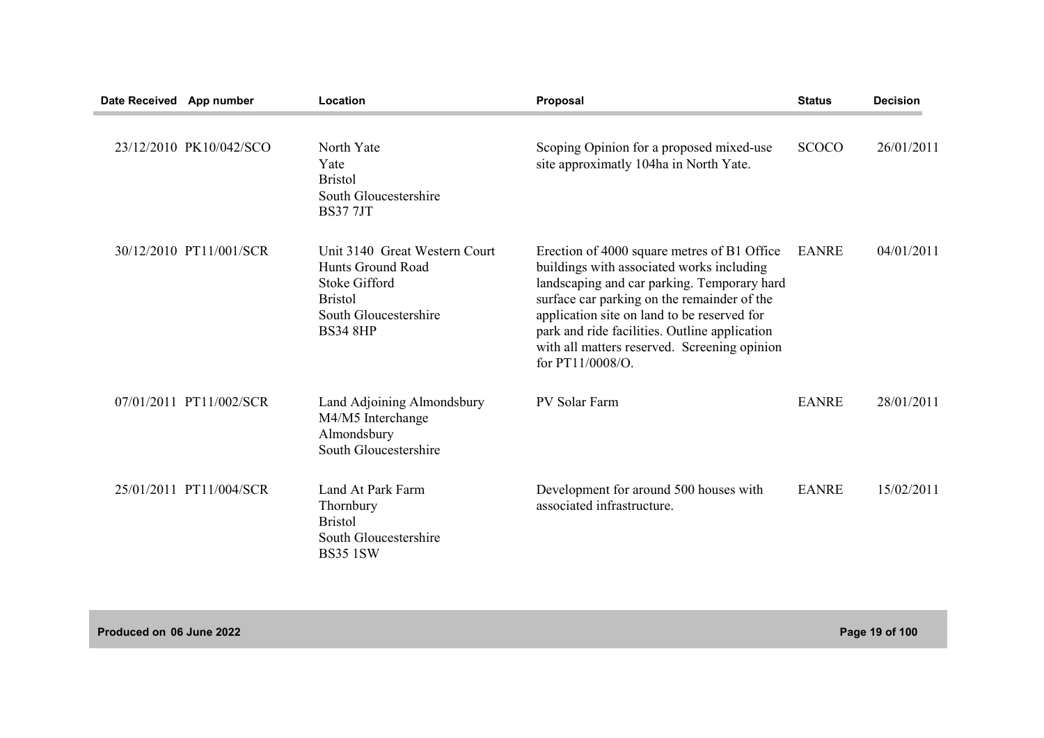| Date Received | App number | Location | Proposal | Status | Decision |
|---|---|---|---|---|---|
| 23/12/2010 | PK10/042/SCO | North Yate<br>Yate<br>Bristol<br>South Gloucestershire<br>BS37 7JT | Scoping Opinion for a proposed mixed-use site approximatly 104ha in North Yate. | SCOCO | 26/01/2011 |
| 30/12/2010 | PT11/001/SCR | Unit 3140 Great Western Court<br>Hunts Ground Road<br>Stoke Gifford<br>Bristol<br>South Gloucestershire<br>BS34 8HP | Erection of 4000 square metres of B1 Office buildings with associated works including landscaping and car parking. Temporary hard surface car parking on the remainder of the application site on land to be reserved for park and ride facilities. Outline application with all matters reserved. Screening opinion for PT11/0008/O. | EANRE | 04/01/2011 |
| 07/01/2011 | PT11/002/SCR | Land Adjoining Almondsbury<br>M4/M5 Interchange<br>Almondsbury<br>South Gloucestershire | PV Solar Farm | EANRE | 28/01/2011 |
| 25/01/2011 | PT11/004/SCR | Land At Park Farm<br>Thornbury<br>Bristol<br>South Gloucestershire<br>BS35 1SW | Development for around 500 houses with associated infrastructure. | EANRE | 15/02/2011 |

Produced on 06 June 2022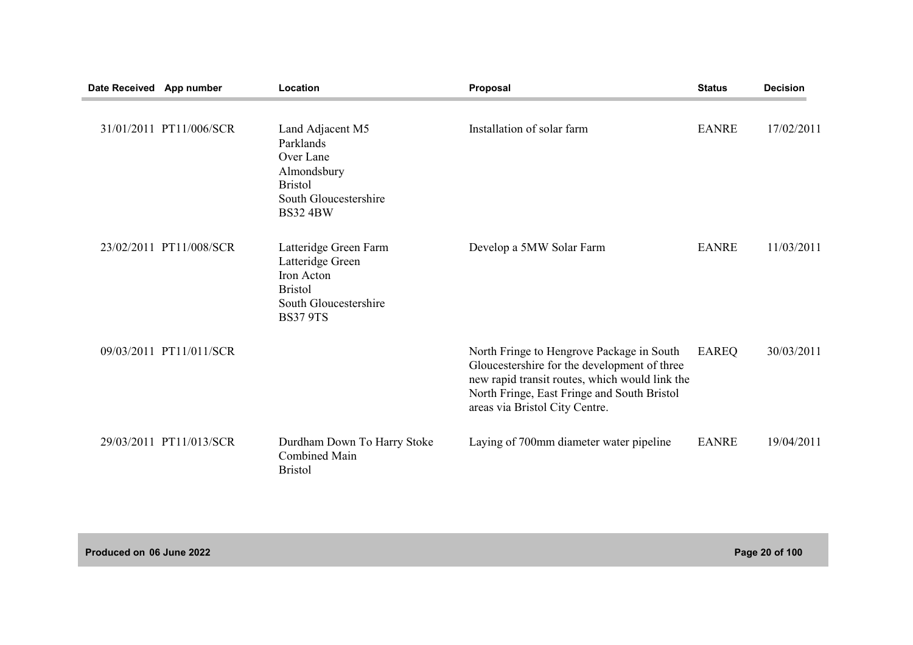| Date Received | App number | Location | Proposal | Status | Decision |
|---|---|---|---|---|---|
| 31/01/2011 | PT11/006/SCR | Land Adjacent M5 Parklands Over Lane Almondsbury Bristol South Gloucestershire BS32 4BW | Installation of solar farm | EANRE | 17/02/2011 |
| 23/02/2011 | PT11/008/SCR | Latteridge Green Farm Latteridge Green Iron Acton Bristol South Gloucestershire BS37 9TS | Develop a 5MW Solar Farm | EANRE | 11/03/2011 |
| 09/03/2011 | PT11/011/SCR | | North Fringe to Hengrove Package in South Gloucestershire for the development of three new rapid transit routes, which would link the North Fringe, East Fringe and South Bristol areas via Bristol City Centre. | EAREQ | 30/03/2011 |
| 29/03/2011 | PT11/013/SCR | Durdham Down To Harry Stoke Combined Main Bristol | Laying of 700mm diameter water pipeline | EANRE | 19/04/2011 |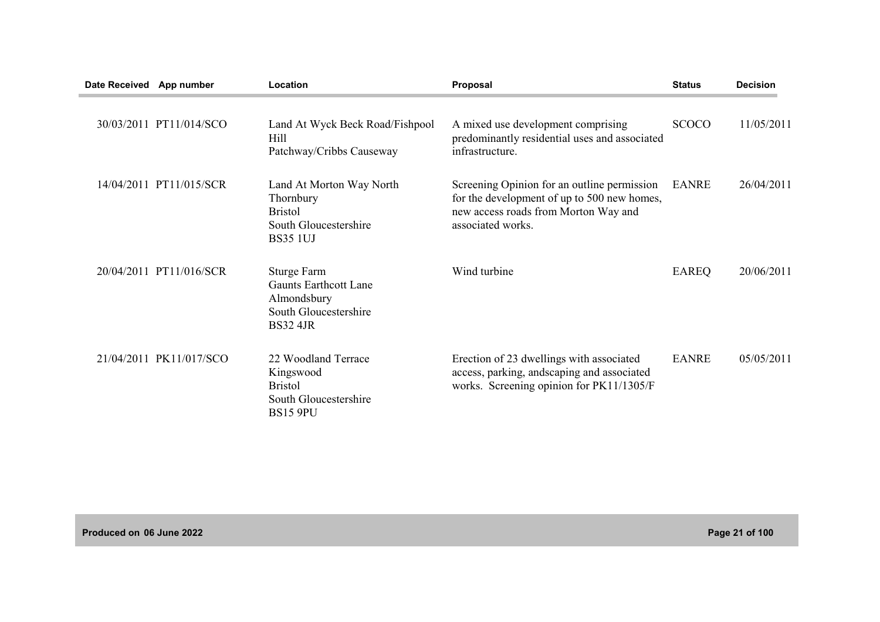| Date Received | App number | Location | Proposal | Status | Decision |
|---|---|---|---|---|---|
| 30/03/2011 | PT11/014/SCO | Land At Wyck Beck Road/Fishpool Hill Patchway/Cribbs Causeway | A mixed use development comprising predominantly residential uses and associated infrastructure. | SCOCO | 11/05/2011 |
| 14/04/2011 | PT11/015/SCR | Land At Morton Way North Thornbury Bristol South Gloucestershire BS35 1UJ | Screening Opinion for an outline permission for the development of up to 500 new homes, new access roads from Morton Way and associated works. | EANRE | 26/04/2011 |
| 20/04/2011 | PT11/016/SCR | Sturge Farm Gaunts Earthcott Lane Almondsbury South Gloucestershire BS32 4JR | Wind turbine | EAREQ | 20/06/2011 |
| 21/04/2011 | PK11/017/SCO | 22 Woodland Terrace Kingswood Bristol South Gloucestershire BS15 9PU | Erection of 23 dwellings with associated access, parking, andscaping and associated works. Screening opinion for PK11/1305/F | EANRE | 05/05/2011 |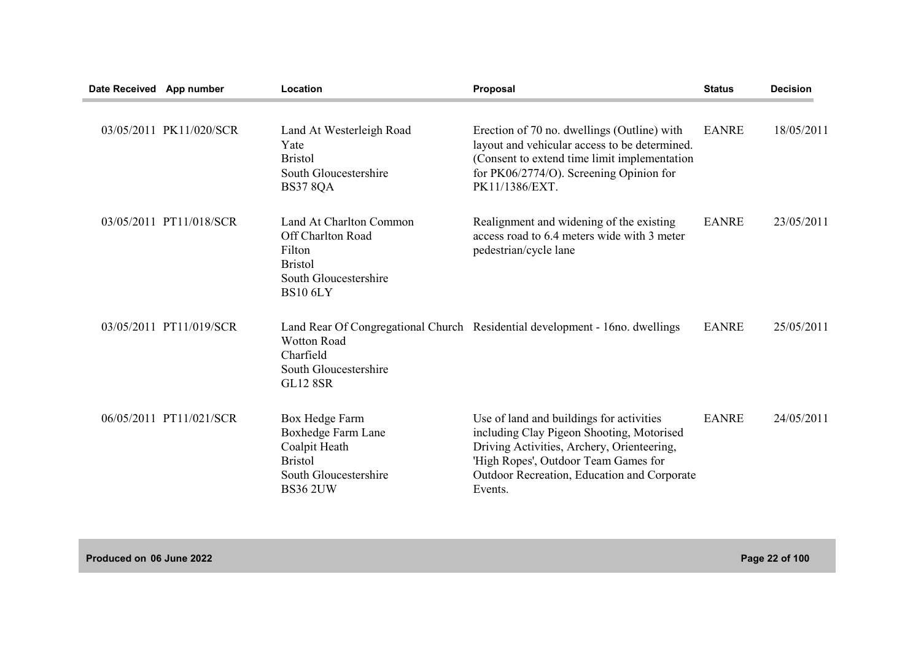| Date Received | App number | Location | Proposal | Status | Decision |
|---|---|---|---|---|---|
| 03/05/2011 | PK11/020/SCR | Land At Westerleigh Road<br>Yate<br>Bristol<br>South Gloucestershire<br>BS37 8QA | Erection of 70 no. dwellings (Outline) with layout and vehicular access to be determined. (Consent to extend time limit implementation for PK06/2774/O). Screening Opinion for PK11/1386/EXT. | EANRE | 18/05/2011 |
| 03/05/2011 | PT11/018/SCR | Land At Charlton Common<br>Off Charlton Road<br>Filton<br>Bristol<br>South Gloucestershire<br>BS10 6LY | Realignment and widening of the existing access road to 6.4 meters wide with 3 meter pedestrian/cycle lane | EANRE | 23/05/2011 |
| 03/05/2011 | PT11/019/SCR | Land Rear Of Congregational Church<br>Wotton Road<br>Charfield<br>South Gloucestershire<br>GL12 8SR | Residential development - 16no. dwellings | EANRE | 25/05/2011 |
| 06/05/2011 | PT11/021/SCR | Box Hedge Farm<br>Boxhedge Farm Lane<br>Coalpit Heath<br>Bristol<br>South Gloucestershire<br>BS36 2UW | Use of land and buildings for activities including Clay Pigeon Shooting, Motorised Driving Activities, Archery, Orienteering, 'High Ropes', Outdoor Team Games for Outdoor Recreation, Education and Corporate Events. | EANRE | 24/05/2011 |

Produced on 06 June 2022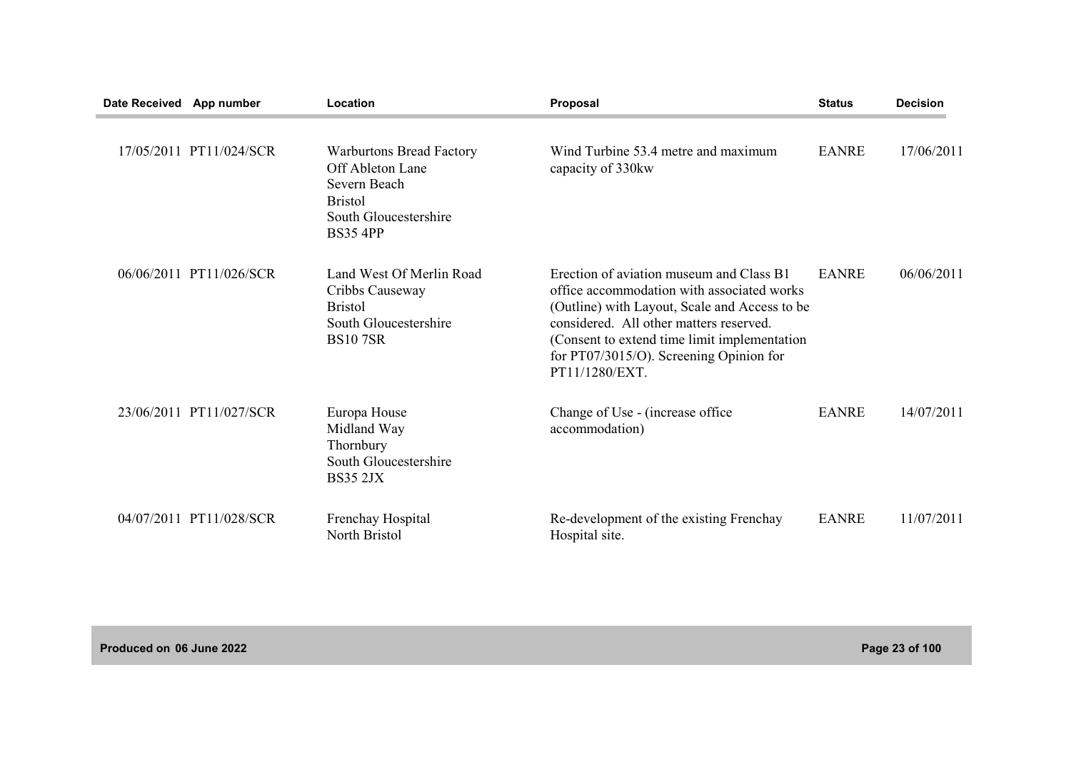| Date Received | App number | Location | Proposal | Status | Decision |
|---|---|---|---|---|---|
| 17/05/2011 | PT11/024/SCR | Warburtons Bread Factory Off Ableton Lane Severn Beach Bristol South Gloucestershire BS35 4PP | Wind Turbine 53.4 metre and maximum capacity of 330kw | EANRE | 17/06/2011 |
| 06/06/2011 | PT11/026/SCR | Land West Of Merlin Road Cribbs Causeway Bristol South Gloucestershire BS10 7SR | Erection of aviation museum and Class B1 office accommodation with associated works (Outline) with Layout, Scale and Access to be considered. All other matters reserved. (Consent to extend time limit implementation for PT07/3015/O). Screening Opinion for PT11/1280/EXT. | EANRE | 06/06/2011 |
| 23/06/2011 | PT11/027/SCR | Europa House Midland Way Thornbury South Gloucestershire BS35 2JX | Change of Use - (increase office accommodation) | EANRE | 14/07/2011 |
| 04/07/2011 | PT11/028/SCR | Frenchay Hospital North Bristol | Re-development of the existing Frenchay Hospital site. | EANRE | 11/07/2011 |

**Produced on 06 June 2022**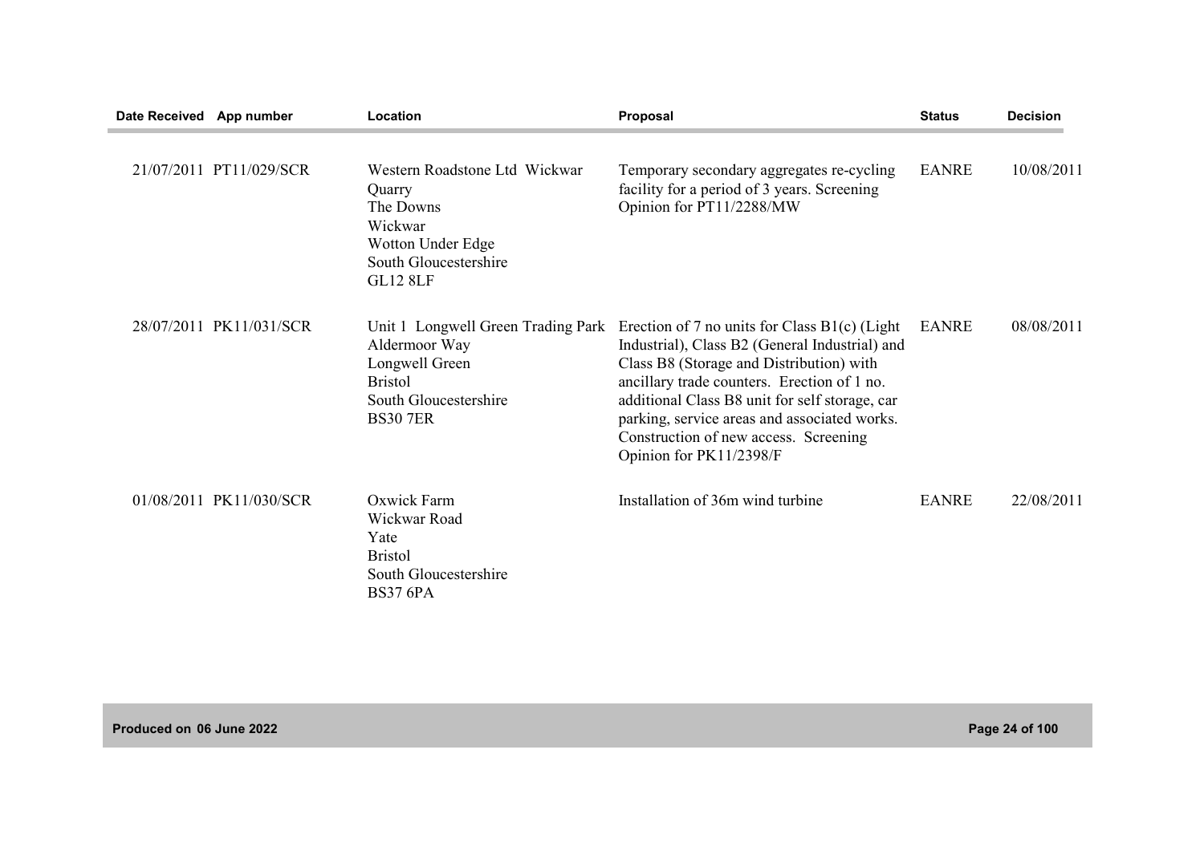| Date Received | App number | Location | Proposal | Status | Decision |
|---|---|---|---|---|---|
| 21/07/2011 | PT11/029/SCR | Western Roadstone Ltd Wickwar Quarry The Downs Wickwar Wotton Under Edge South Gloucestershire GL12 8LF | Temporary secondary aggregates re-cycling facility for a period of 3 years. Screening Opinion for PT11/2288/MW | EANRE | 10/08/2011 |
| 28/07/2011 | PK11/031/SCR | Unit 1 Longwell Green Trading Park Aldermoor Way Longwell Green Bristol South Gloucestershire BS30 7ER | Erection of 7 no units for Class B1(c) (Light Industrial), Class B2 (General Industrial) and Class B8 (Storage and Distribution) with ancillary trade counters. Erection of 1 no. additional Class B8 unit for self storage, car parking, service areas and associated works. Construction of new access. Screening Opinion for PK11/2398/F | EANRE | 08/08/2011 |
| 01/08/2011 | PK11/030/SCR | Oxwick Farm Wickwar Road Yate Bristol South Gloucestershire BS37 6PA | Installation of 36m wind turbine | EANRE | 22/08/2011 |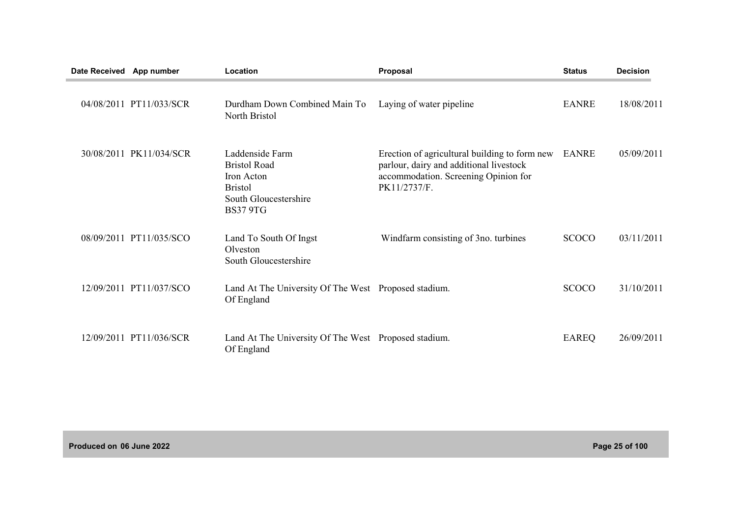| Date Received | App number | Location | Proposal | Status | Decision |
|---|---|---|---|---|---|
| 04/08/2011 | PT11/033/SCR | Durdham Down Combined Main To North Bristol | Laying of water pipeline | EANRE | 18/08/2011 |
| 30/08/2011 | PK11/034/SCR | Laddenside Farm Bristol Road Iron Acton Bristol South Gloucestershire BS37 9TG | Erection of agricultural building to form new parlour, dairy and additional livestock accommodation. Screening Opinion for PK11/2737/F. | EANRE | 05/09/2011 |
| 08/09/2011 | PT11/035/SCO | Land To South Of Ingst Olveston South Gloucestershire | Windfarm consisting of 3no. turbines | SCOCO | 03/11/2011 |
| 12/09/2011 | PT11/037/SCO | Land At The University Of The West Of England | Proposed stadium. | SCOCO | 31/10/2011 |
| 12/09/2011 | PT11/036/SCR | Land At The University Of The West Of England | Proposed stadium. | EAREQ | 26/09/2011 |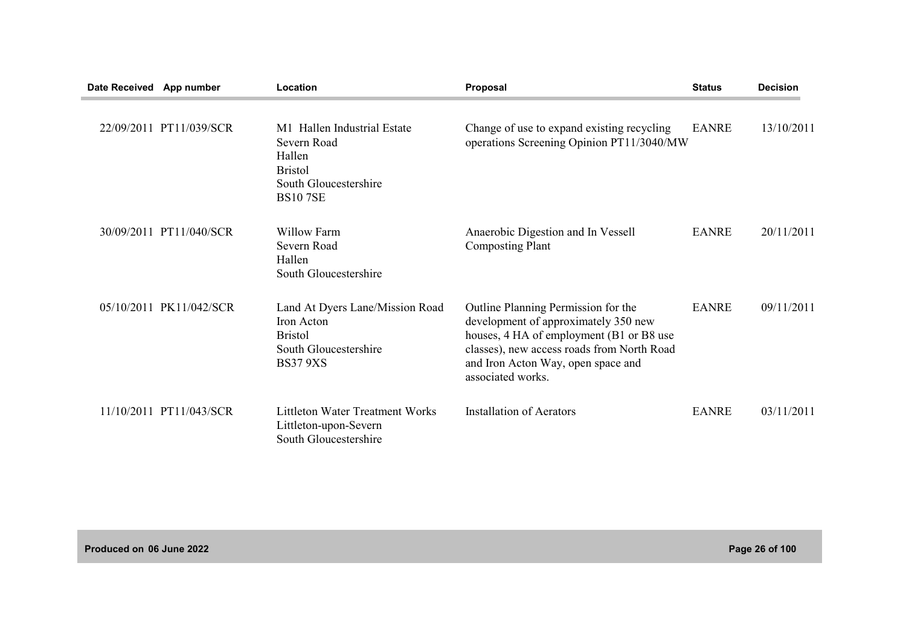| Date Received | App number | Location | Proposal | Status | Decision |
|---|---|---|---|---|---|
| 22/09/2011 | PT11/039/SCR | M1 Hallen Industrial Estate<br>Severn Road<br>Hallen<br>Bristol<br>South Gloucestershire<br>BS10 7SE | Change of use to expand existing recycling operations Screening Opinion PT11/3040/MW | EANRE | 13/10/2011 |
| 30/09/2011 | PT11/040/SCR | Willow Farm<br>Severn Road<br>Hallen<br>South Gloucestershire | Anaerobic Digestion and In Vessell Composting Plant | EANRE | 20/11/2011 |
| 05/10/2011 | PK11/042/SCR | Land At Dyers Lane/Mission Road<br>Iron Acton<br>Bristol<br>South Gloucestershire<br>BS37 9XS | Outline Planning Permission for the development of approximately 350 new houses, 4 HA of employment (B1 or B8 use classes), new access roads from North Road and Iron Acton Way, open space and associated works. | EANRE | 09/11/2011 |
| 11/10/2011 | PT11/043/SCR | Littleton Water Treatment Works<br>Littleton-upon-Severn<br>South Gloucestershire | Installation of Aerators | EANRE | 03/11/2011 |

Produced on 06 June 2022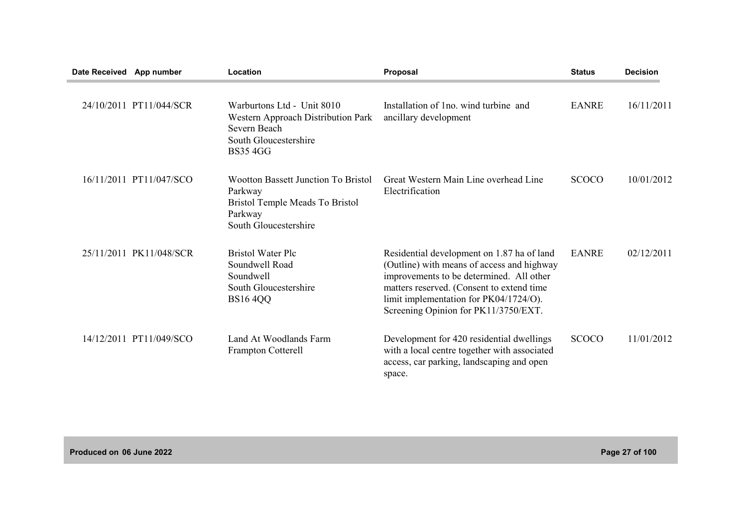| Date Received | App number | Location | Proposal | Status | Decision |
|---|---|---|---|---|---|
| 24/10/2011 | PT11/044/SCR | Warburtons Ltd - Unit 8010 Western Approach Distribution Park Severn Beach South Gloucestershire BS35 4GG | Installation of 1no. wind turbine and ancillary development | EANRE | 16/11/2011 |
| 16/11/2011 | PT11/047/SCO | Wootton Bassett Junction To Bristol Parkway Bristol Temple Meads To Bristol Parkway South Gloucestershire | Great Western Main Line overhead Line Electrification | SCOCO | 10/01/2012 |
| 25/11/2011 | PK11/048/SCR | Bristol Water Plc Soundwell Road Soundwell South Gloucestershire BS16 4QQ | Residential development on 1.87 ha of land (Outline) with means of access and highway improvements to be determined. All other matters reserved. (Consent to extend time limit implementation for PK04/1724/O). Screening Opinion for PK11/3750/EXT. | EANRE | 02/12/2011 |
| 14/12/2011 | PT11/049/SCO | Land At Woodlands Farm Frampton Cotterell | Development for 420 residential dwellings with a local centre together with associated access, car parking, landscaping and open space. | SCOCO | 11/01/2012 |

Produced on 06 June 2022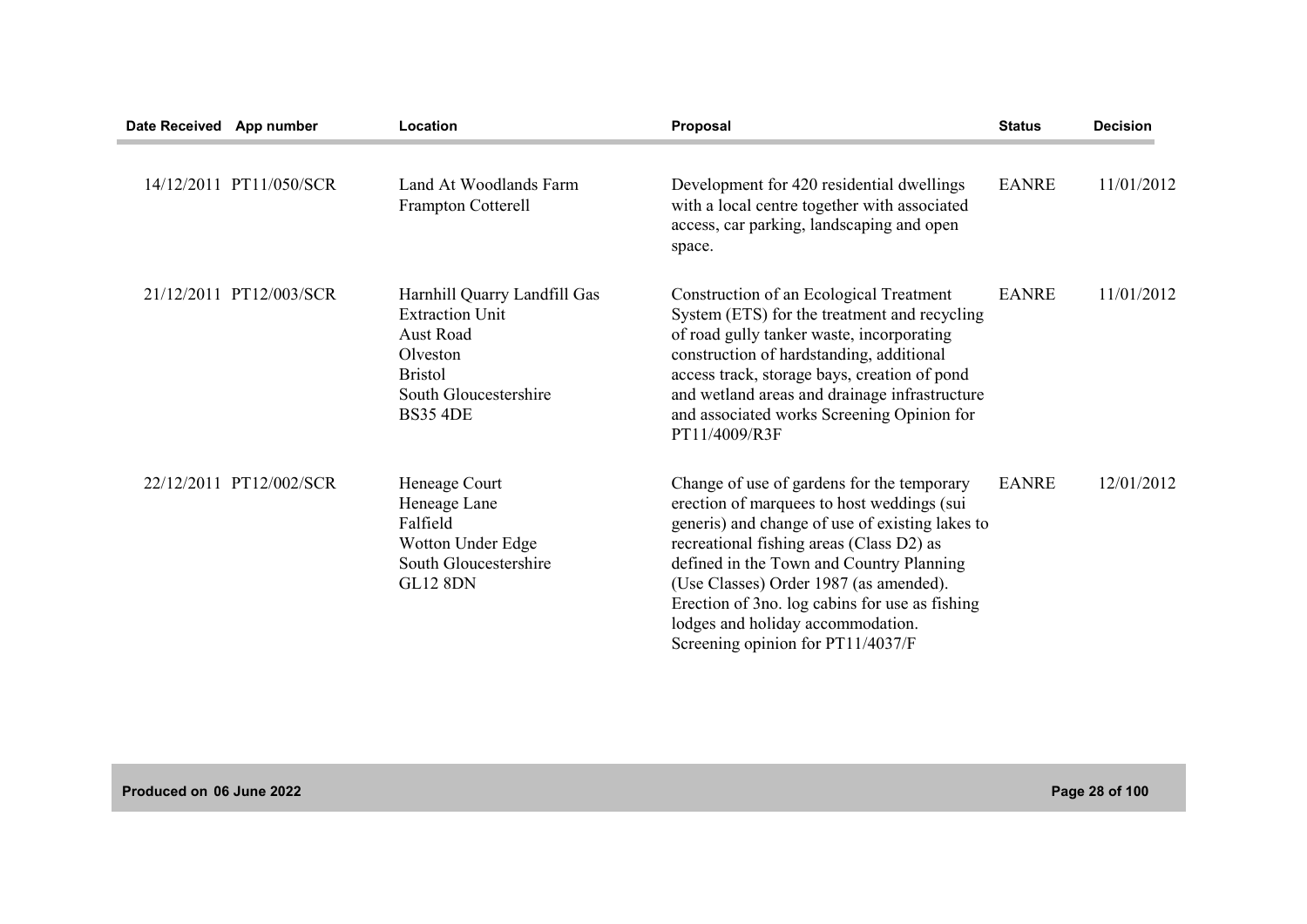| Date Received | App number | Location | Proposal | Status | Decision |
|---|---|---|---|---|---|
| 14/12/2011 | PT11/050/SCR | Land At Woodlands Farm Frampton Cotterell | Development for 420 residential dwellings with a local centre together with associated access, car parking, landscaping and open space. | EANRE | 11/01/2012 |
| 21/12/2011 | PT12/003/SCR | Harnhill Quarry Landfill Gas Extraction Unit Aust Road Olveston Bristol South Gloucestershire BS35 4DE | Construction of an Ecological Treatment System (ETS) for the treatment and recycling of road gully tanker waste, incorporating construction of hardstanding, additional access track, storage bays, creation of pond and wetland areas and drainage infrastructure and associated works Screening Opinion for PT11/4009/R3F | EANRE | 11/01/2012 |
| 22/12/2011 | PT12/002/SCR | Heneage Court Heneage Lane Falfield Wotton Under Edge South Gloucestershire GL12 8DN | Change of use of gardens for the temporary erection of marquees to host weddings (sui generis) and change of use of existing lakes to recreational fishing areas (Class D2) as defined in the Town and Country Planning (Use Classes) Order 1987 (as amended). Erection of 3no. log cabins for use as fishing lodges and holiday accommodation. Screening opinion for PT11/4037/F | EANRE | 12/01/2012 |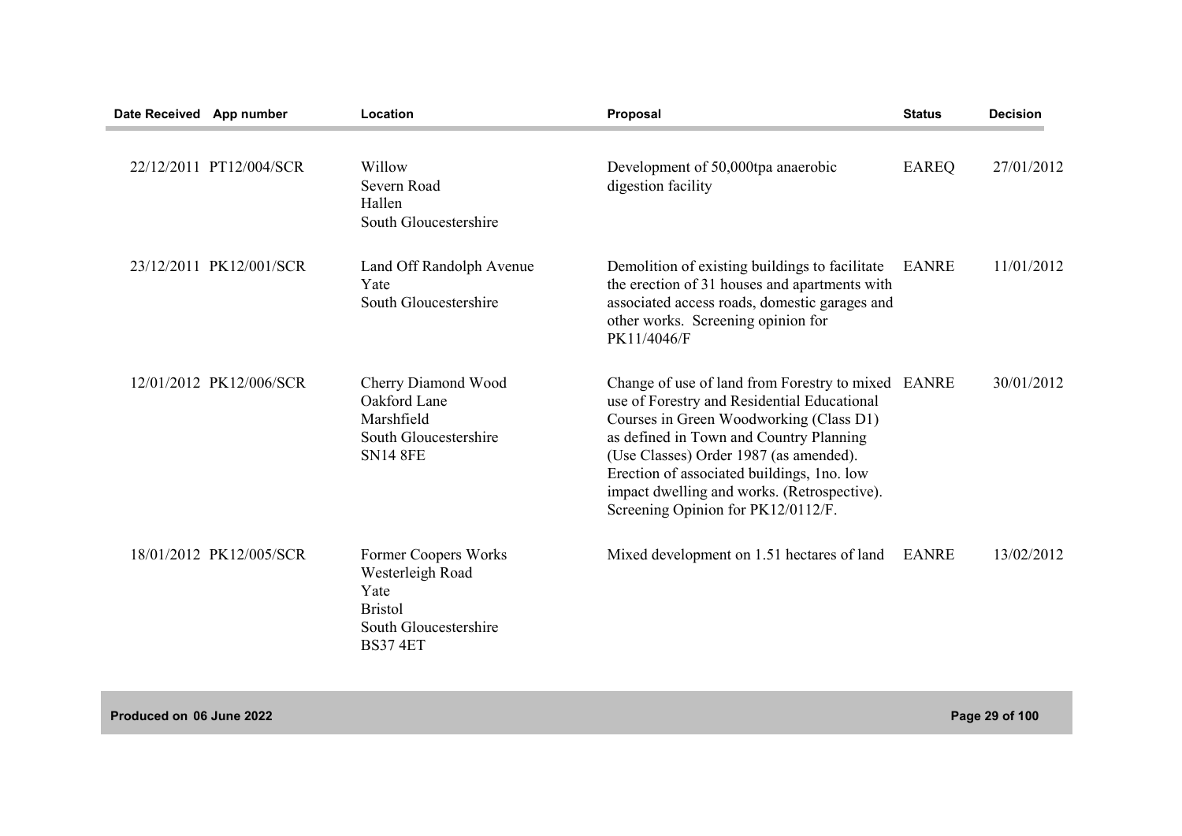| Date Received | App number | Location | Proposal | Status | Decision |
|---|---|---|---|---|---|
| 22/12/2011 | PT12/004/SCR | Willow<br>Severn Road<br>Hallen<br>South Gloucestershire | Development of 50,000tpa anaerobic digestion facility | EAREQ | 27/01/2012 |
| 23/12/2011 | PK12/001/SCR | Land Off Randolph Avenue<br>Yate<br>South Gloucestershire | Demolition of existing buildings to facilitate the erection of 31 houses and apartments with associated access roads, domestic garages and other works. Screening opinion for PK11/4046/F | EANRE | 11/01/2012 |
| 12/01/2012 | PK12/006/SCR | Cherry Diamond Wood<br>Oakford Lane<br>Marshfield<br>South Gloucestershire<br>SN14 8FE | Change of use of land from Forestry to mixed use of Forestry and Residential Educational Courses in Green Woodworking (Class D1) as defined in Town and Country Planning (Use Classes) Order 1987 (as amended). Erection of associated buildings, 1no. low impact dwelling and works. (Retrospective). Screening Opinion for PK12/0112/F. | EANRE | 30/01/2012 |
| 18/01/2012 | PK12/005/SCR | Former Coopers Works<br>Westerleigh Road<br>Yate<br>Bristol<br>South Gloucestershire<br>BS37 4ET | Mixed development on 1.51 hectares of land | EANRE | 13/02/2012 |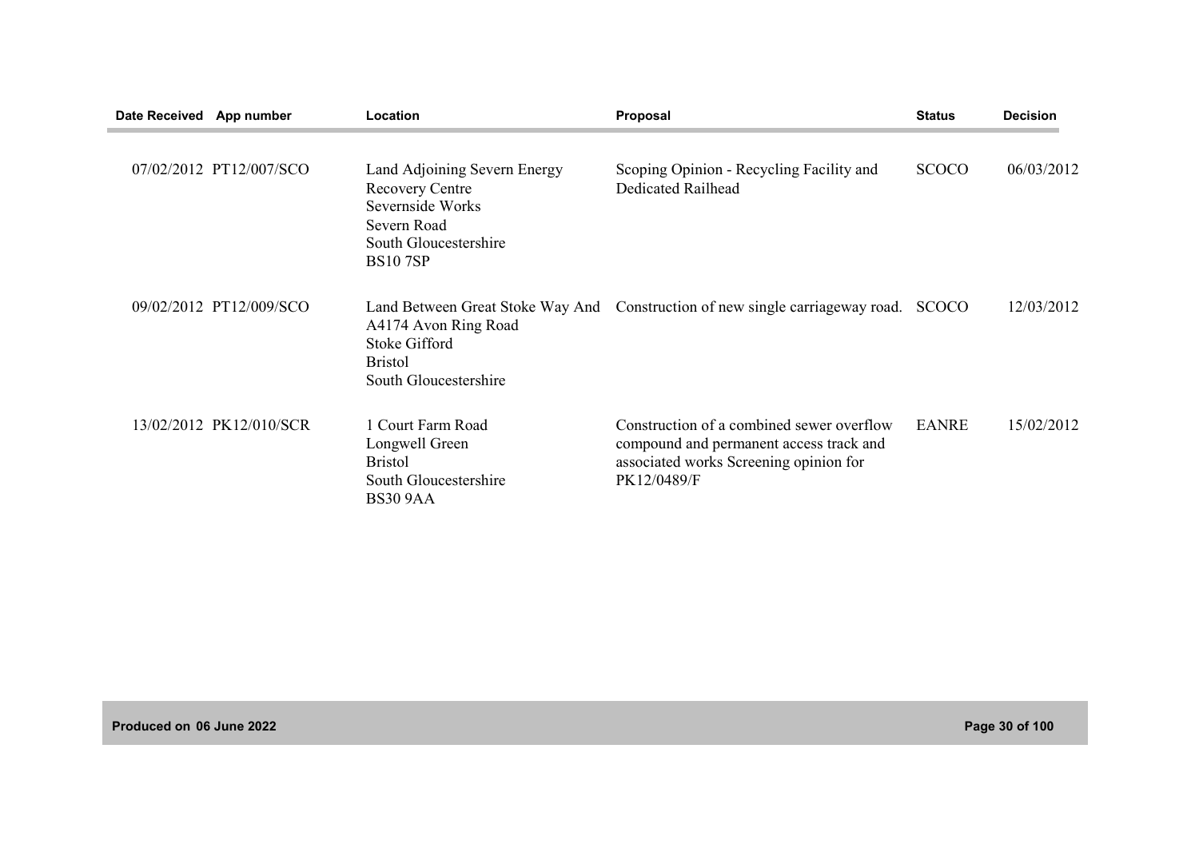| Date Received | App number | Location | Proposal | Status | Decision |
|---|---|---|---|---|---|
| 07/02/2012 | PT12/007/SCO | Land Adjoining Severn Energy Recovery Centre Severnside Works Severn Road South Gloucestershire BS10 7SP | Scoping Opinion - Recycling Facility and Dedicated Railhead | SCOCO | 06/03/2012 |
| 09/02/2012 | PT12/009/SCO | Land Between Great Stoke Way And A4174 Avon Ring Road Stoke Gifford Bristol South Gloucestershire | Construction of new single carriageway road. | SCOCO | 12/03/2012 |
| 13/02/2012 | PK12/010/SCR | 1 Court Farm Road Longwell Green Bristol South Gloucestershire BS30 9AA | Construction of a combined sewer overflow compound and permanent access track and associated works Screening opinion for PK12/0489/F | EANRE | 15/02/2012 |

Produced on 06 June 2022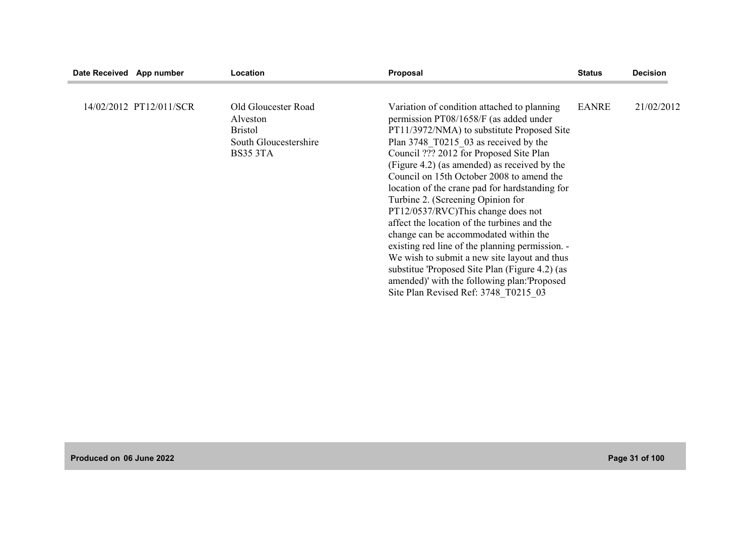| Date Received | App number | Location | Proposal | Status | Decision |
|---|---|---|---|---|---|
| 14/02/2012 | PT12/011/SCR | Old Gloucester Road Alveston Bristol South Gloucestershire BS35 3TA | Variation of condition attached to planning permission PT08/1658/F (as added under PT11/3972/NMA) to substitute Proposed Site Plan 3748_T0215_03 as received by the Council ??? 2012 for Proposed Site Plan (Figure 4.2) (as amended) as received by the Council on 15th October 2008 to amend the location of the crane pad for hardstanding for Turbine 2. (Screening Opinion for PT12/0537/RVC)This change does not affect the location of the turbines and the change can be accommodated within the existing red line of the planning permission. - We wish to submit a new site layout and thus substitue 'Proposed Site Plan (Figure 4.2) (as amended)' with the following plan:'Proposed Site Plan Revised Ref: 3748_T0215_03 | EANRE | 21/02/2012 |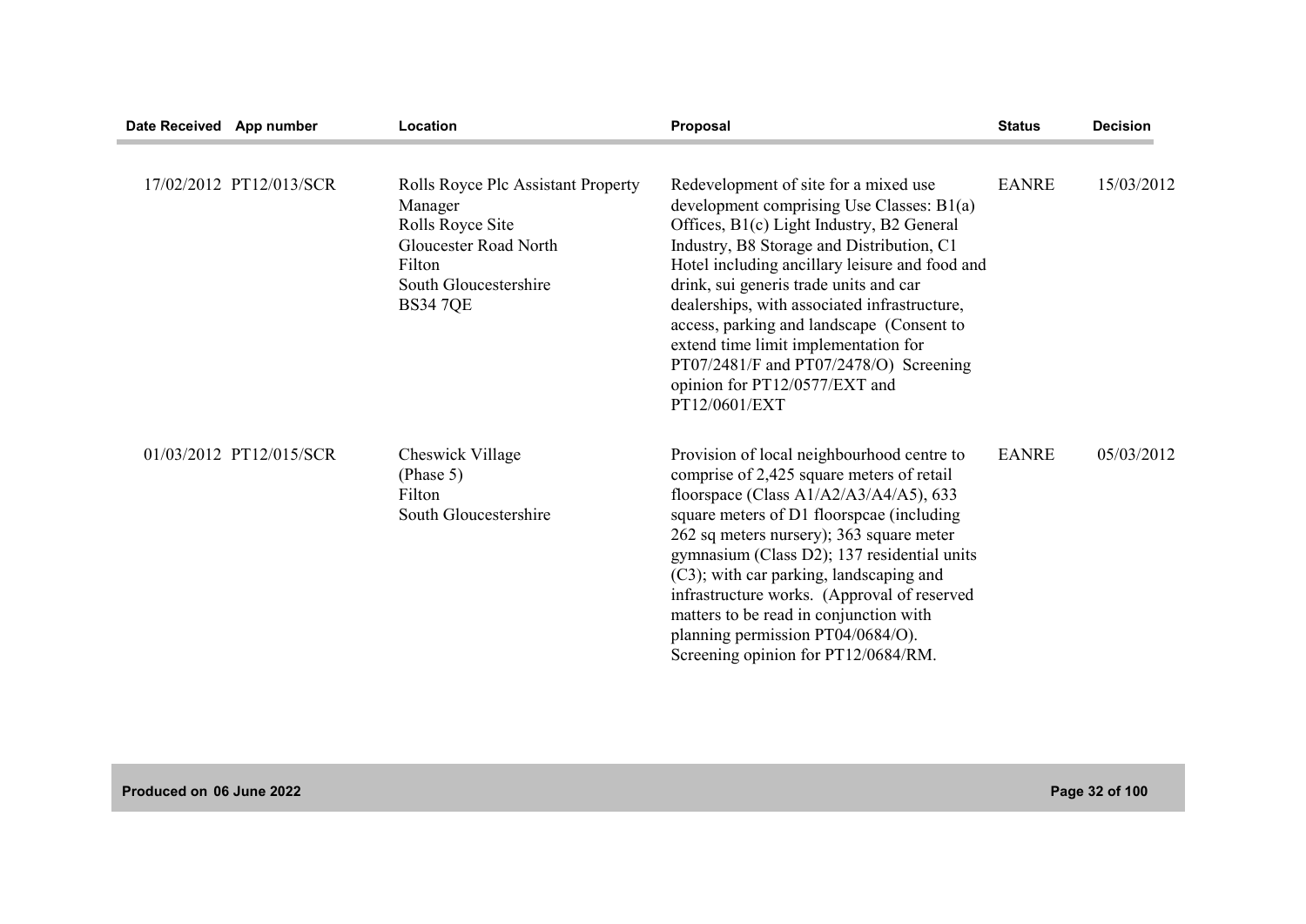| Date Received | App number | Location | Proposal | Status | Decision |
|---|---|---|---|---|---|
| 17/02/2012 | PT12/013/SCR | Rolls Royce Plc Assistant Property Manager<br>Rolls Royce Site<br>Gloucester Road North<br>Filton<br>South Gloucestershire<br>BS34 7QE | Redevelopment of site for a mixed use development comprising Use Classes: B1(a) Offices, B1(c) Light Industry, B2 General Industry, B8 Storage and Distribution, C1 Hotel including ancillary leisure and food and drink, sui generis trade units and car dealerships, with associated infrastructure, access, parking and landscape (Consent to extend time limit implementation for PT07/2481/F and PT07/2478/O) Screening opinion for PT12/0577/EXT and PT12/0601/EXT | EANRE | 15/03/2012 |
| 01/03/2012 | PT12/015/SCR | Cheswick Village<br>(Phase 5)<br>Filton<br>South Gloucestershire | Provision of local neighbourhood centre to comprise of 2,425 square meters of retail floorspace (Class A1/A2/A3/A4/A5), 633 square meters of D1 floorspcae (including 262 sq meters nursery); 363 square meter gymnasium (Class D2); 137 residential units (C3); with car parking, landscaping and infrastructure works. (Approval of reserved matters to be read in conjunction with planning permission PT04/0684/O). Screening opinion for PT12/0684/RM. | EANRE | 05/03/2012 |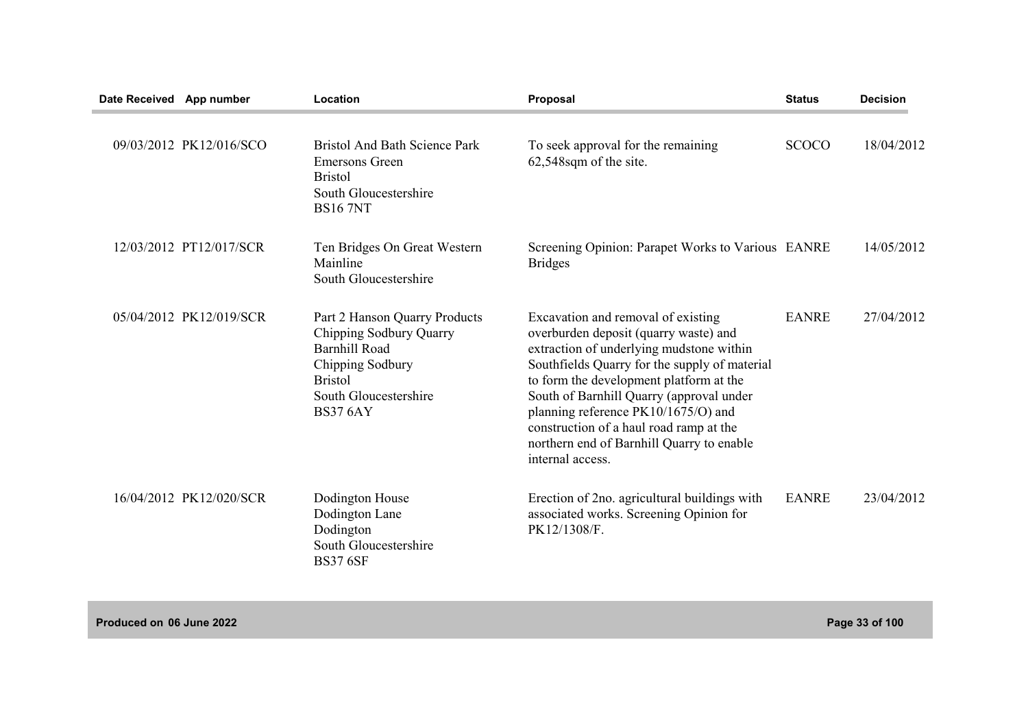| Date Received | App number | Location | Proposal | Status | Decision |
|---|---|---|---|---|---|
| 09/03/2012 | PK12/016/SCO | Bristol And Bath Science Park<br>Emersons Green<br>Bristol<br>South Gloucestershire<br>BS16 7NT | To seek approval for the remaining 62,548sqm of the site. | SCOCO | 18/04/2012 |
| 12/03/2012 | PT12/017/SCR | Ten Bridges On Great Western Mainline<br>South Gloucestershire | Screening Opinion: Parapet Works to Various Bridges | EANRE | 14/05/2012 |
| 05/04/2012 | PK12/019/SCR | Part 2 Hanson Quarry Products<br>Chipping Sodbury Quarry<br>Barnhill Road<br>Chipping Sodbury<br>Bristol<br>South Gloucestershire<br>BS37 6AY | Excavation and removal of existing overburden deposit (quarry waste) and extraction of underlying mudstone within Southfields Quarry for the supply of material to form the development platform at the South of Barnhill Quarry (approval under planning reference PK10/1675/O) and construction of a haul road ramp at the northern end of Barnhill Quarry to enable internal access. | EANRE | 27/04/2012 |
| 16/04/2012 | PK12/020/SCR | Dodington House<br>Dodington Lane<br>Dodington<br>South Gloucestershire<br>BS37 6SF | Erection of 2no. agricultural buildings with associated works. Screening Opinion for PK12/1308/F. | EANRE | 23/04/2012 |

Produced on 06 June 2022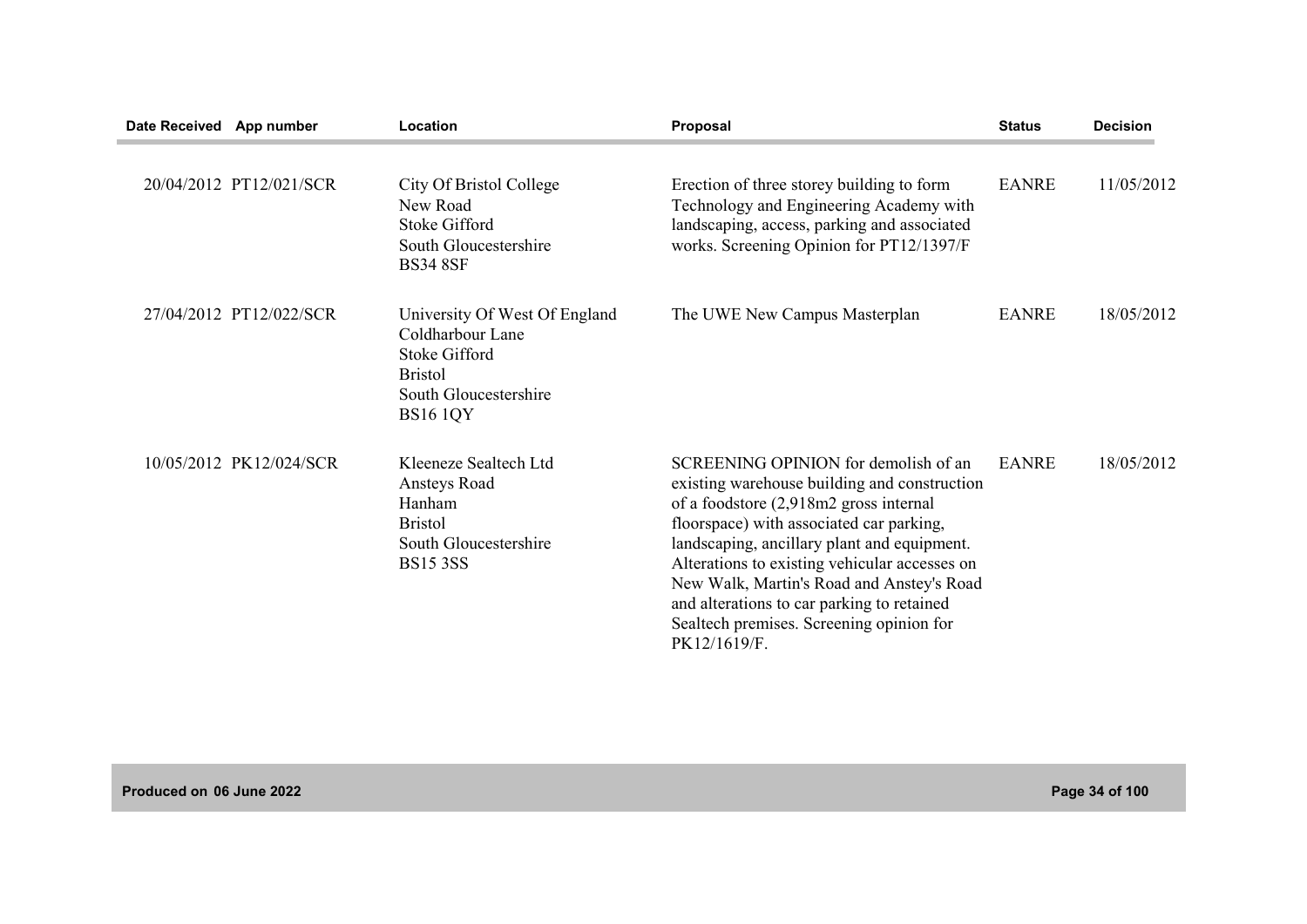| Date Received | App number | Location | Proposal | Status | Decision |
|---|---|---|---|---|---|
| 20/04/2012 | PT12/021/SCR | City Of Bristol College<br>New Road<br>Stoke Gifford<br>South Gloucestershire<br>BS34 8SF | Erection of three storey building to form Technology and Engineering Academy with landscaping, access, parking and associated works. Screening Opinion for PT12/1397/F | EANRE | 11/05/2012 |
| 27/04/2012 | PT12/022/SCR | University Of West Of England<br>Coldharbour Lane<br>Stoke Gifford<br>Bristol<br>South Gloucestershire<br>BS16 1QY | The UWE New Campus Masterplan | EANRE | 18/05/2012 |
| 10/05/2012 | PK12/024/SCR | Kleeneze Sealtech Ltd<br>Ansteys Road<br>Hanham<br>Bristol<br>South Gloucestershire<br>BS15 3SS | SCREENING OPINION for demolish of an existing warehouse building and construction of a foodstore (2,918m2 gross internal floorspace) with associated car parking, landscaping, ancillary plant and equipment. Alterations to existing vehicular accesses on New Walk, Martin's Road and Anstey's Road and alterations to car parking to retained Sealtech premises. Screening opinion for PK12/1619/F. | EANRE | 18/05/2012 |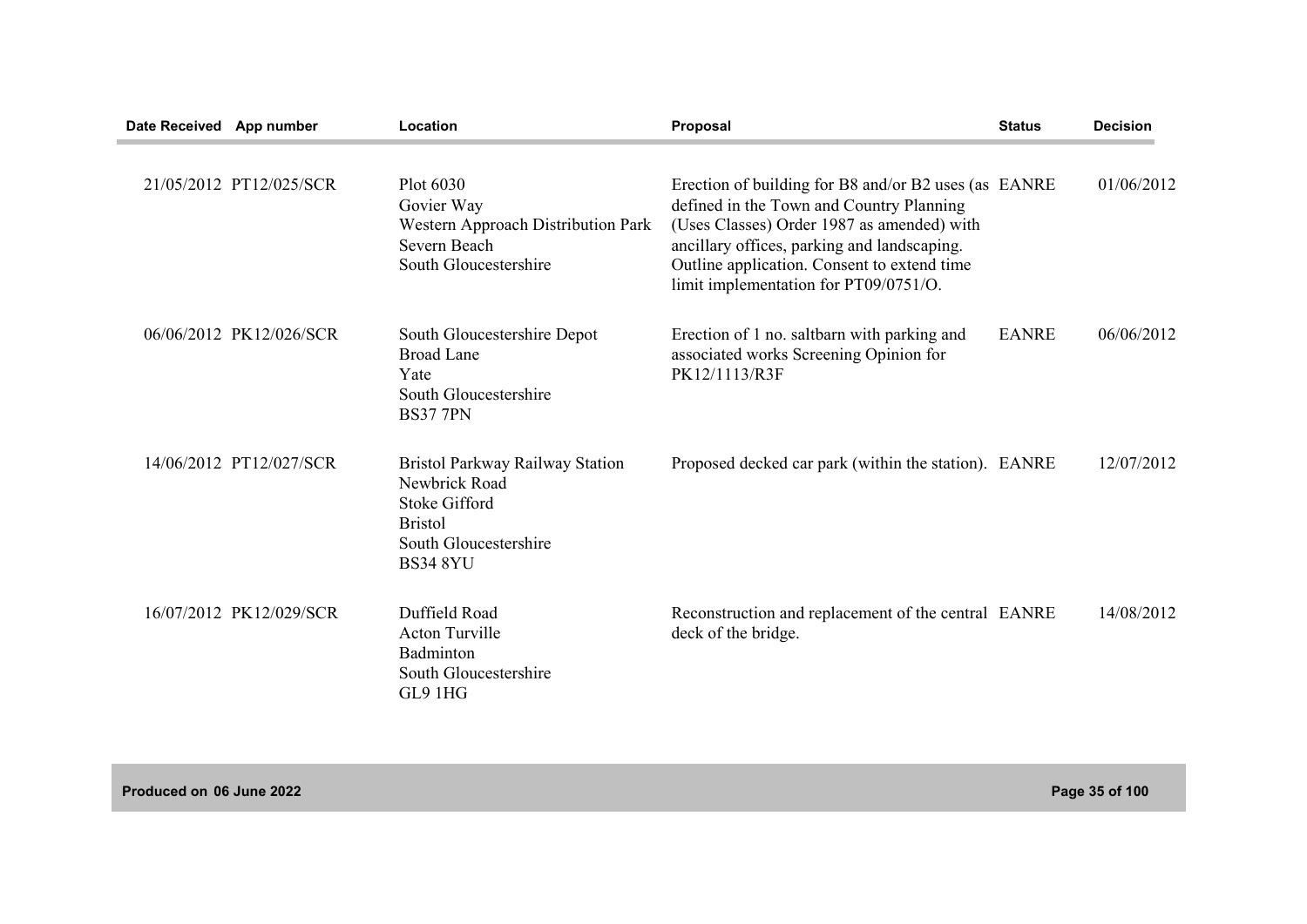| Date Received | App number | Location | Proposal | Status | Decision |
|---|---|---|---|---|---|
| 21/05/2012 | PT12/025/SCR | Plot 6030 Govier Way Western Approach Distribution Park Severn Beach South Gloucestershire | Erection of building for B8 and/or B2 uses (as defined in the Town and Country Planning (Uses Classes) Order 1987 as amended) with ancillary offices, parking and landscaping. Outline application. Consent to extend time limit implementation for PT09/0751/O. | EANRE | 01/06/2012 |
| 06/06/2012 | PK12/026/SCR | South Gloucestershire Depot Broad Lane Yate South Gloucestershire BS37 7PN | Erection of 1 no. saltbarn with parking and associated works Screening Opinion for PK12/1113/R3F | EANRE | 06/06/2012 |
| 14/06/2012 | PT12/027/SCR | Bristol Parkway Railway Station Newbrick Road Stoke Gifford Bristol South Gloucestershire BS34 8YU | Proposed decked car park (within the station). | EANRE | 12/07/2012 |
| 16/07/2012 | PK12/029/SCR | Duffield Road Acton Turville Badminton South Gloucestershire GL9 1HG | Reconstruction and replacement of the central deck of the bridge. | EANRE | 14/08/2012 |

Produced on 06 June 2022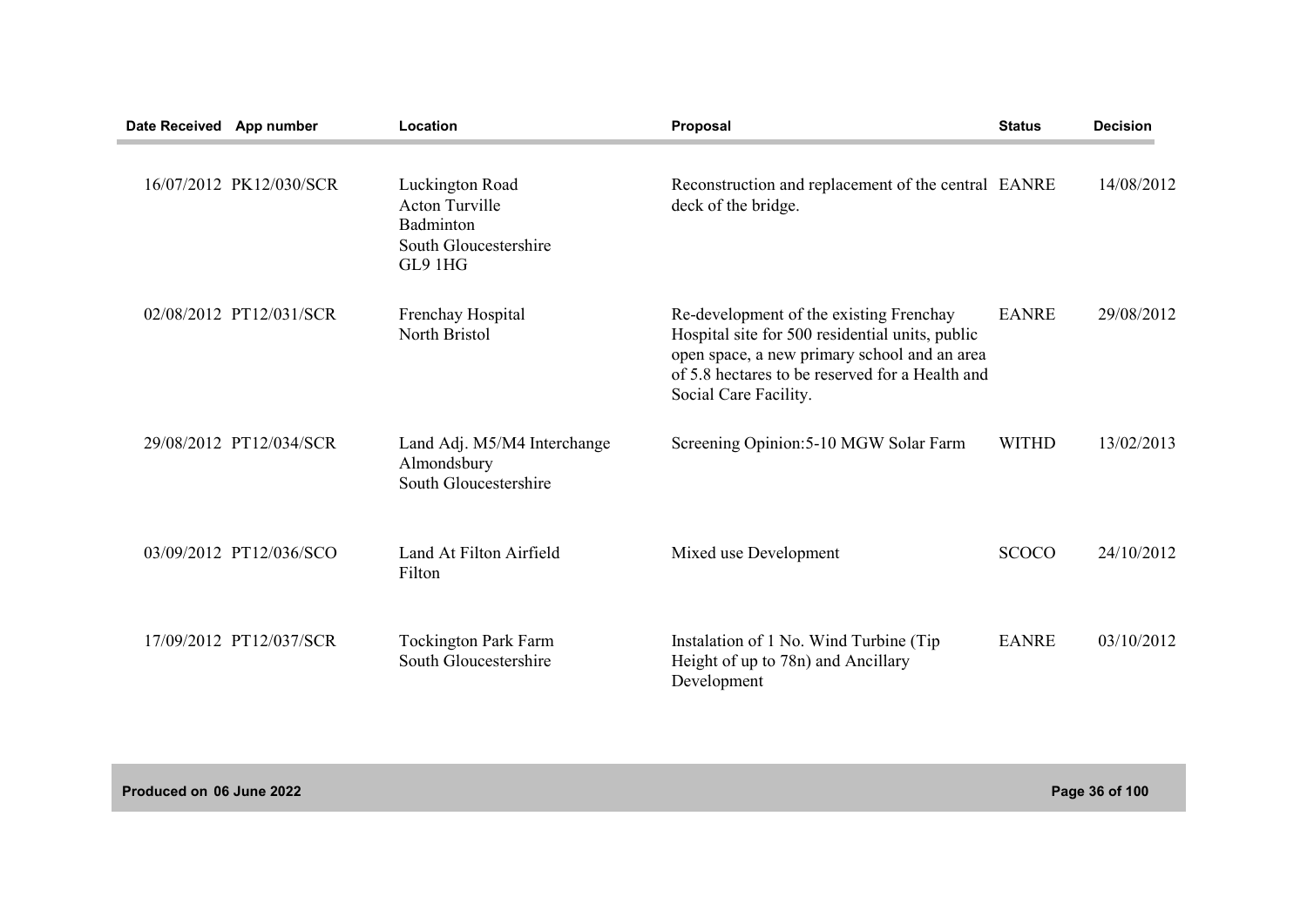| Date Received | App number | Location | Proposal | Status | Decision |
|---|---|---|---|---|---|
| 16/07/2012 | PK12/030/SCR | Luckington Road<br>Acton Turville<br>Badminton<br>South Gloucestershire<br>GL9 1HG | Reconstruction and replacement of the central deck of the bridge. | EANRE | 14/08/2012 |
| 02/08/2012 | PT12/031/SCR | Frenchay Hospital<br>North Bristol | Re-development of the existing Frenchay Hospital site for 500 residential units, public open space, a new primary school and an area of 5.8 hectares to be reserved for a Health and Social Care Facility. | EANRE | 29/08/2012 |
| 29/08/2012 | PT12/034/SCR | Land Adj. M5/M4 Interchange<br>Almondsbury<br>South Gloucestershire | Screening Opinion:5-10 MGW Solar Farm | WITHD | 13/02/2013 |
| 03/09/2012 | PT12/036/SCO | Land At Filton Airfield<br>Filton | Mixed use Development | SCOCO | 24/10/2012 |
| 17/09/2012 | PT12/037/SCR | Tockington Park Farm<br>South Gloucestershire | Instalation of 1 No. Wind Turbine (Tip Height of up to 78n) and Ancillary Development | EANRE | 03/10/2012 |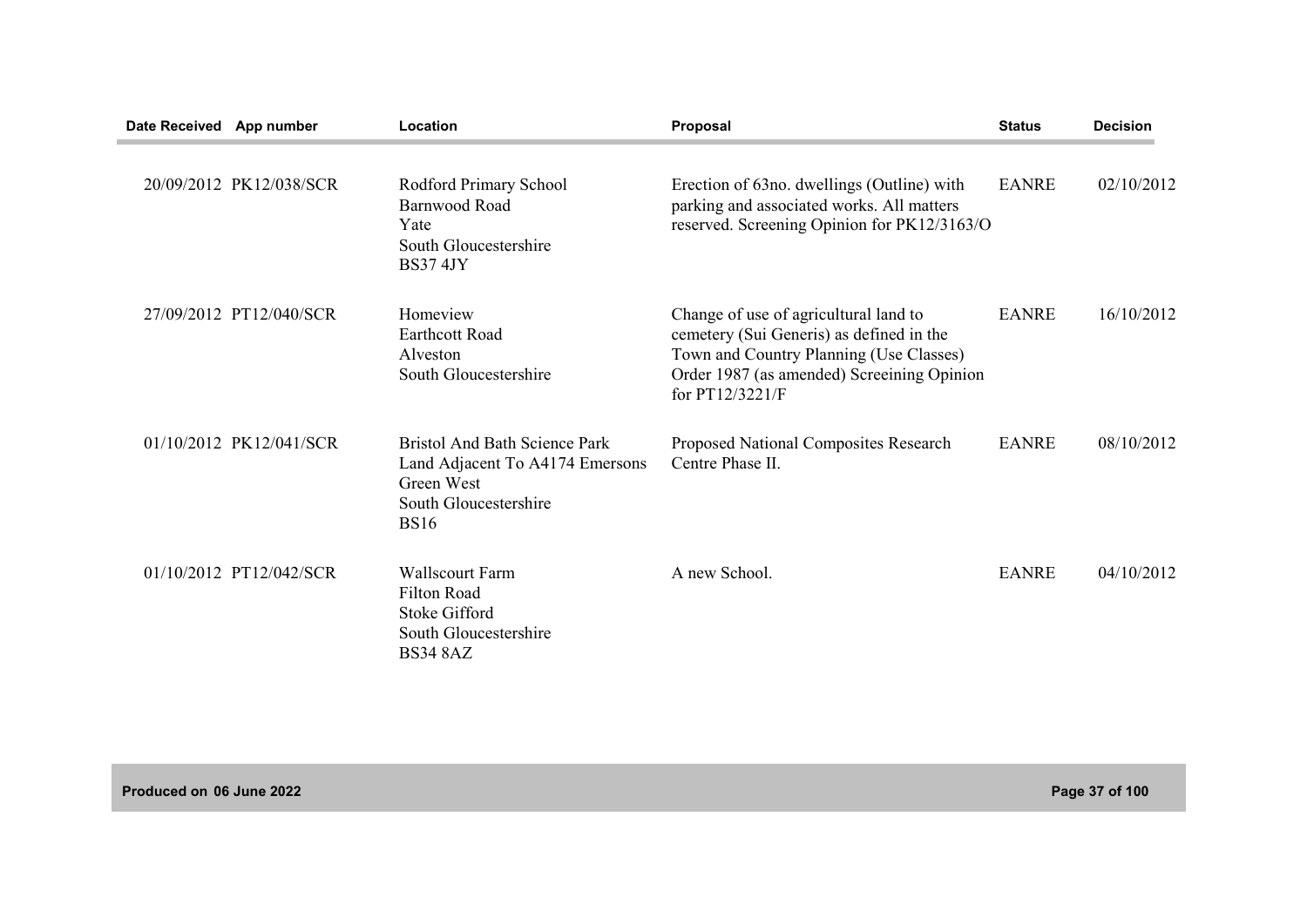| Date Received | App number | Location | Proposal | Status | Decision |
|---|---|---|---|---|---|
| 20/09/2012 | PK12/038/SCR | Rodford Primary School Barnwood Road Yate South Gloucestershire BS37 4JY | Erection of 63no. dwellings (Outline) with parking and associated works. All matters reserved. Screening Opinion for PK12/3163/O | EANRE | 02/10/2012 |
| 27/09/2012 | PT12/040/SCR | Homeview Earthcott Road Alveston South Gloucestershire | Change of use of agricultural land to cemetery (Sui Generis) as defined in the Town and Country Planning (Use Classes) Order 1987 (as amended) Screeining Opinion for PT12/3221/F | EANRE | 16/10/2012 |
| 01/10/2012 | PK12/041/SCR | Bristol And Bath Science Park Land Adjacent To A4174 Emersons Green West South Gloucestershire BS16 | Proposed National Composites Research Centre Phase II. | EANRE | 08/10/2012 |
| 01/10/2012 | PT12/042/SCR | Wallscourt Farm Filton Road Stoke Gifford South Gloucestershire BS34 8AZ | A new School. | EANRE | 04/10/2012 |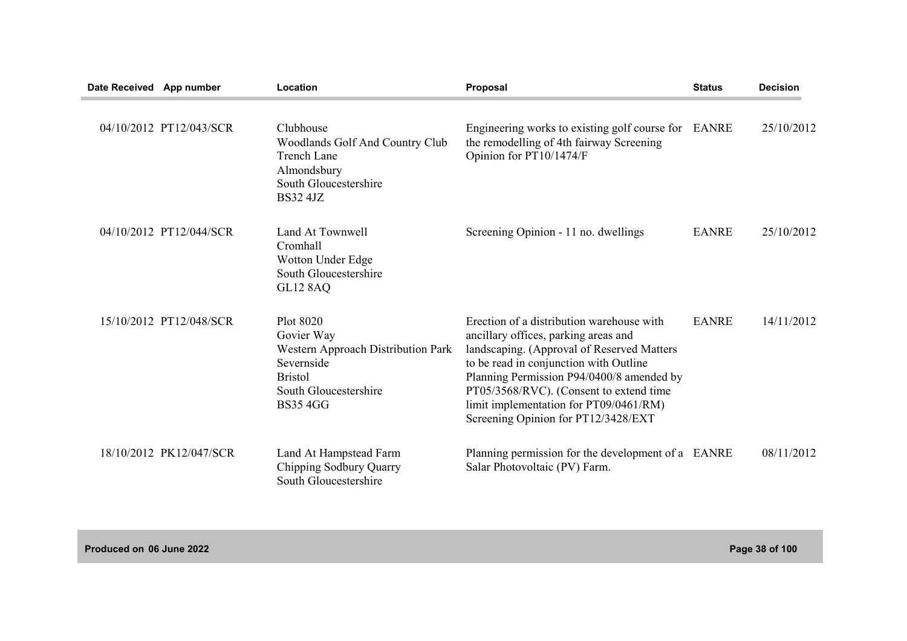| Date Received | App number | Location | Proposal | Status | Decision |
|---|---|---|---|---|---|
| 04/10/2012 | PT12/043/SCR | Clubhouse<br>Woodlands Golf And Country Club<br>Trench Lane<br>Almondsbury<br>South Gloucestershire<br>BS32 4JZ | Engineering works to existing golf course for the remodelling of 4th fairway Screening Opinion for PT10/1474/F | EANRE | 25/10/2012 |
| 04/10/2012 | PT12/044/SCR | Land At Townwell<br>Cromhall<br>Wotton Under Edge<br>South Gloucestershire<br>GL12 8AQ | Screening Opinion - 11 no. dwellings | EANRE | 25/10/2012 |
| 15/10/2012 | PT12/048/SCR | Plot 8020<br>Govier Way<br>Western Approach Distribution Park<br>Severnside<br>Bristol<br>South Gloucestershire<br>BS35 4GG | Erection of a distribution warehouse with ancillary offices, parking areas and landscaping. (Approval of Reserved Matters to be read in conjunction with Outline Planning Permission P94/0400/8 amended by PT05/3568/RVC). (Consent to extend time limit implementation for PT09/0461/RM) Screening Opinion for PT12/3428/EXT | EANRE | 14/11/2012 |
| 18/10/2012 | PK12/047/SCR | Land At Hampstead Farm<br>Chipping Sodbury Quarry<br>South Gloucestershire | Planning permission for the development of a Salar Photovoltaic (PV) Farm. | EANRE | 08/11/2012 |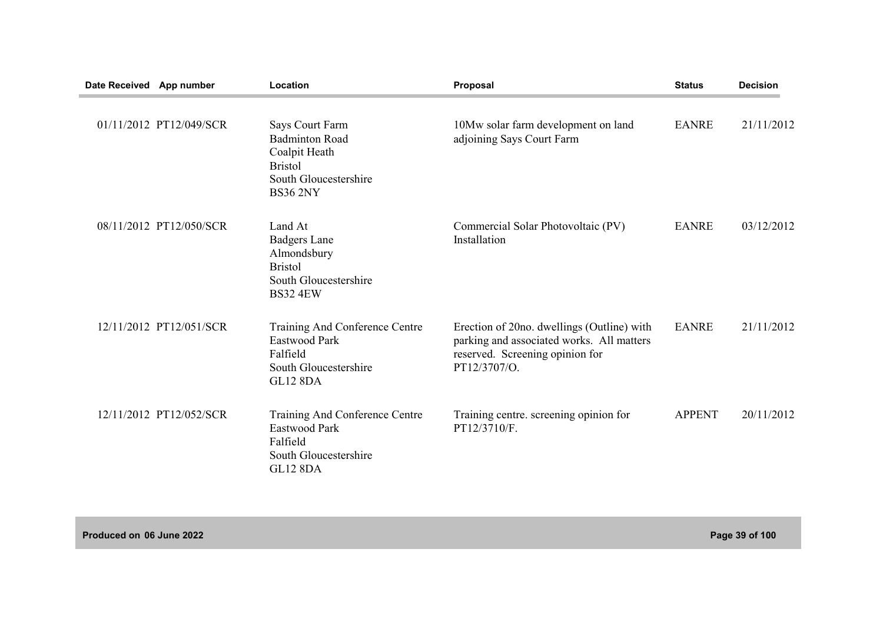| Date Received | App number | Location | Proposal | Status | Decision |
|---|---|---|---|---|---|
| 01/11/2012 | PT12/049/SCR | Says Court Farm<br>Badminton Road<br>Coalpit Heath<br>Bristol<br>South Gloucestershire<br>BS36 2NY | 10Mw solar farm development on land adjoining Says Court Farm | EANRE | 21/11/2012 |
| 08/11/2012 | PT12/050/SCR | Land At<br>Badgers Lane<br>Almondsbury<br>Bristol<br>South Gloucestershire<br>BS32 4EW | Commercial Solar Photovoltaic (PV) Installation | EANRE | 03/12/2012 |
| 12/11/2012 | PT12/051/SCR | Training And Conference Centre<br>Eastwood Park<br>Falfield<br>South Gloucestershire<br>GL12 8DA | Erection of 20no. dwellings (Outline) with parking and associated works. All matters reserved. Screening opinion for PT12/3707/O. | EANRE | 21/11/2012 |
| 12/11/2012 | PT12/052/SCR | Training And Conference Centre<br>Eastwood Park<br>Falfield<br>South Gloucestershire<br>GL12 8DA | Training centre. screening opinion for PT12/3710/F. | APPENT | 20/11/2012 |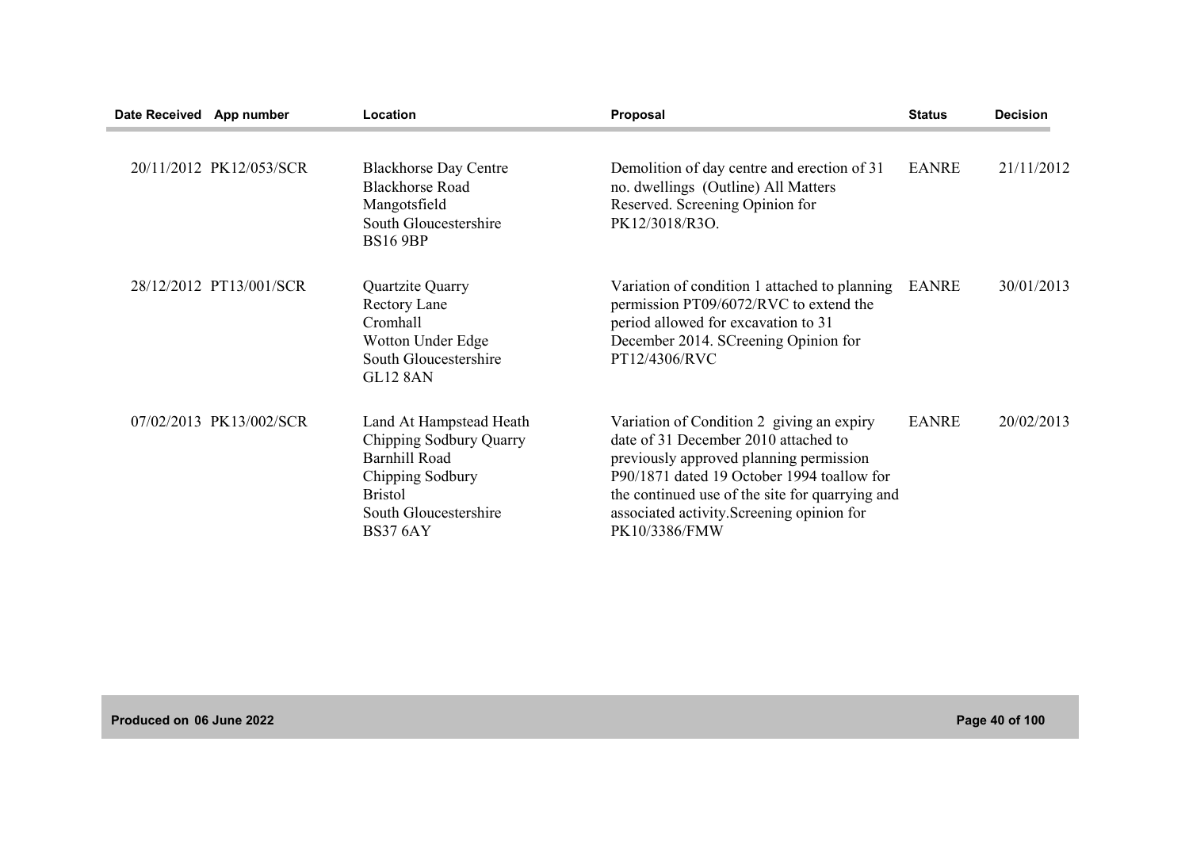| Date Received | App number | Location | Proposal | Status | Decision |
|---|---|---|---|---|---|
| 20/11/2012 | PK12/053/SCR | Blackhorse Day Centre Blackhorse Road Mangotsfield South Gloucestershire BS16 9BP | Demolition of day centre and erection of 31 no. dwellings (Outline) All Matters Reserved. Screening Opinion for PK12/3018/R3O. | EANRE | 21/11/2012 |
| 28/12/2012 | PT13/001/SCR | Quartzite Quarry Rectory Lane Cromhall Wotton Under Edge South Gloucestershire GL12 8AN | Variation of condition 1 attached to planning permission PT09/6072/RVC to extend the period allowed for excavation to 31 December 2014. SCreening Opinion for PT12/4306/RVC | EANRE | 30/01/2013 |
| 07/02/2013 | PK13/002/SCR | Land At Hampstead Heath Chipping Sodbury Quarry Barnhill Road Chipping Sodbury Bristol South Gloucestershire BS37 6AY | Variation of Condition 2 giving an expiry date of 31 December 2010 attached to previously approved planning permission P90/1871 dated 19 October 1994 toallow for the continued use of the site for quarrying and associated activity.Screening opinion for PK10/3386/FMW | EANRE | 20/02/2013 |

Produced on 06 June 2022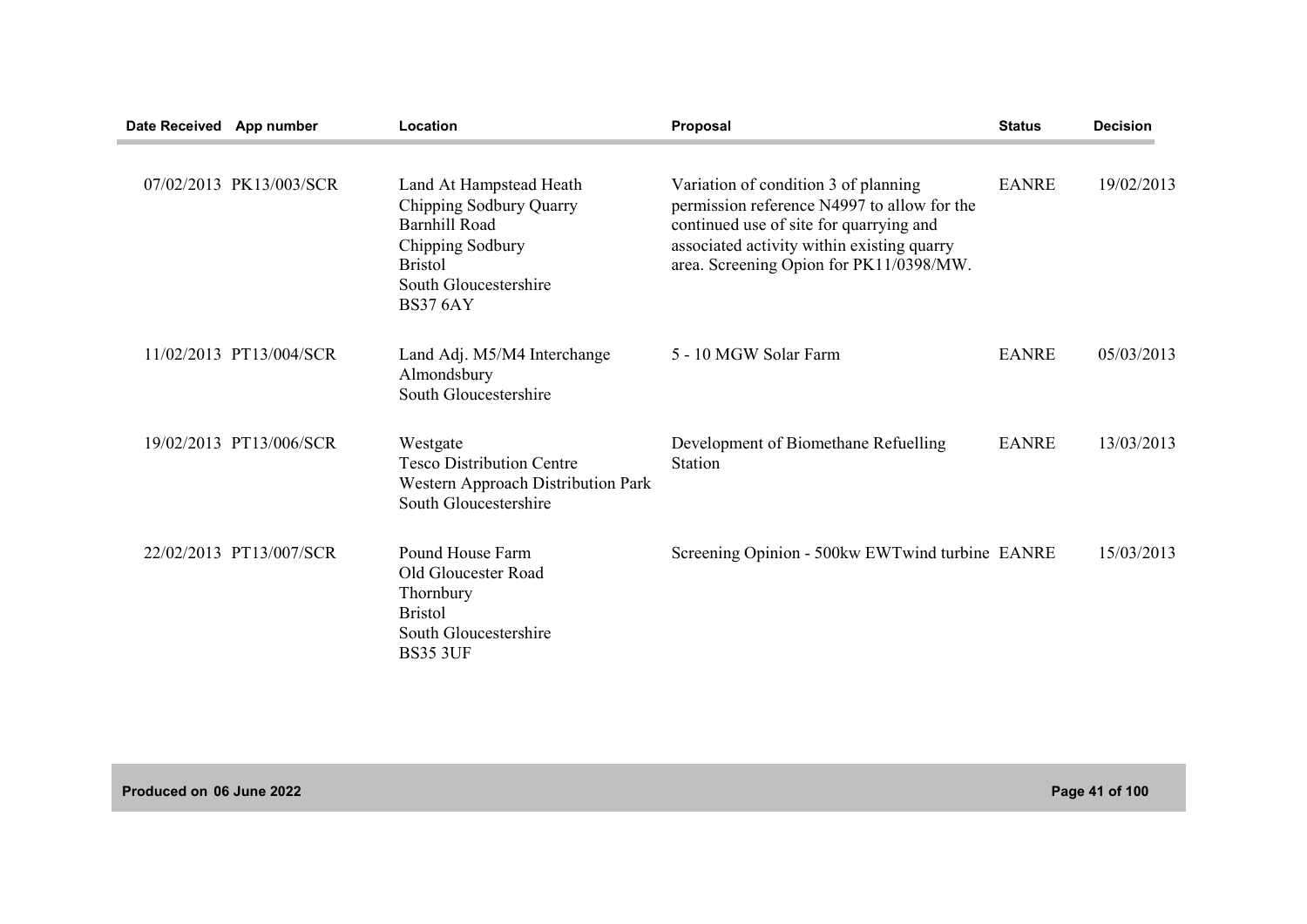| Date Received | App number | Location | Proposal | Status | Decision |
|---|---|---|---|---|---|
| 07/02/2013 | PK13/003/SCR | Land At Hampstead Heath Chipping Sodbury Quarry Barnhill Road Chipping Sodbury Bristol South Gloucestershire BS37 6AY | Variation of condition 3 of planning permission reference N4997 to allow for the continued use of site for quarrying and associated activity within existing quarry area. Screening Opion for PK11/0398/MW. | EANRE | 19/02/2013 |
| 11/02/2013 | PT13/004/SCR | Land Adj. M5/M4 Interchange Almondsbury South Gloucestershire | 5 - 10 MGW Solar Farm | EANRE | 05/03/2013 |
| 19/02/2013 | PT13/006/SCR | Westgate Tesco Distribution Centre Western Approach Distribution Park South Gloucestershire | Development of Biomethane Refuelling Station | EANRE | 13/03/2013 |
| 22/02/2013 | PT13/007/SCR | Pound House Farm Old Gloucester Road Thornbury Bristol South Gloucestershire BS35 3UF | Screening Opinion - 500kw EWTwind turbine | EANRE | 15/03/2013 |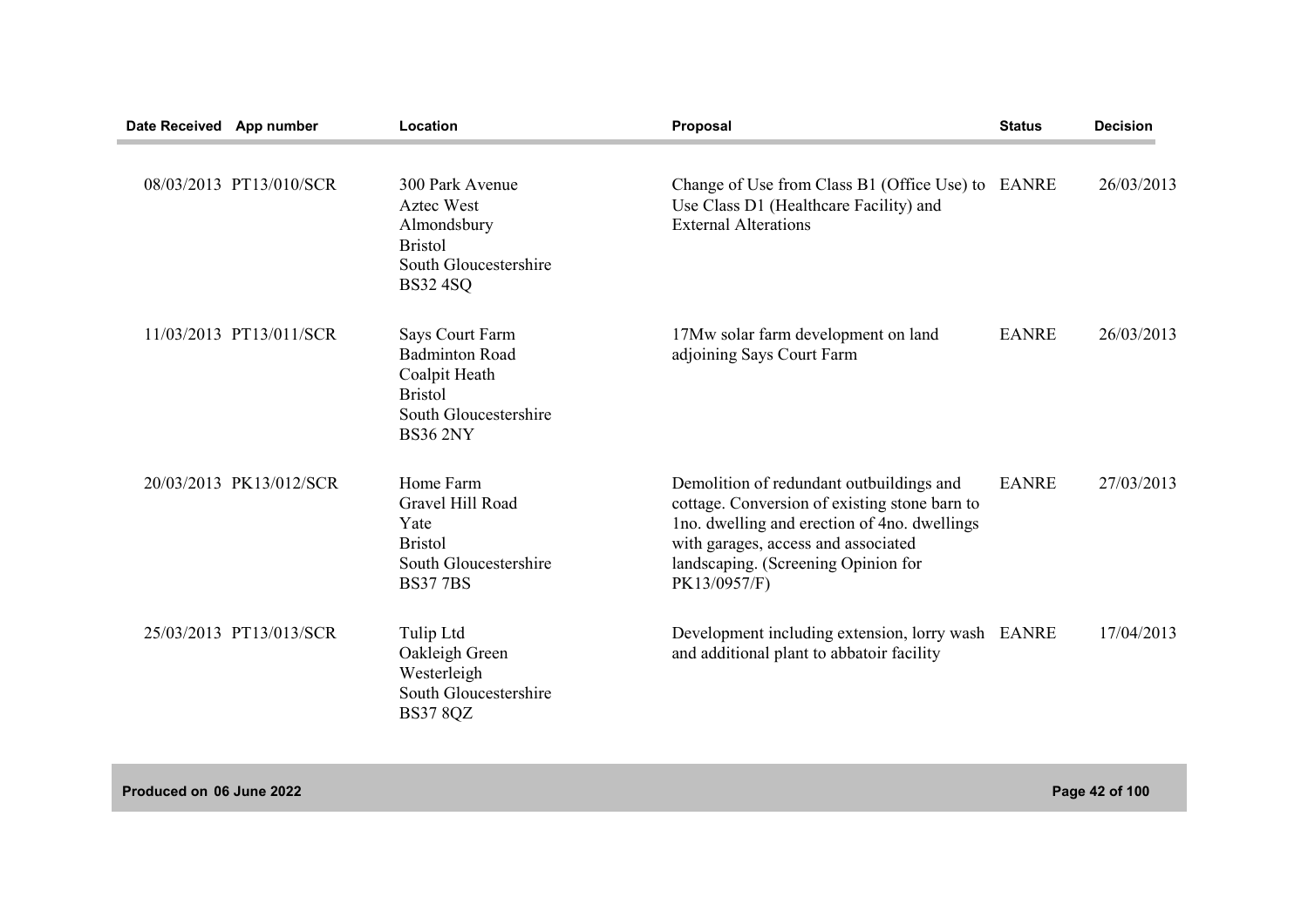| Date Received | App number | Location | Proposal | Status | Decision |
|---|---|---|---|---|---|
| 08/03/2013 | PT13/010/SCR | 300 Park Avenue<br>Aztec West<br>Almondsbury<br>Bristol<br>South Gloucestershire<br>BS32 4SQ | Change of Use from Class B1 (Office Use) to Use Class D1 (Healthcare Facility) and External Alterations | EANRE | 26/03/2013 |
| 11/03/2013 | PT13/011/SCR | Says Court Farm<br>Badminton Road<br>Coalpit Heath<br>Bristol<br>South Gloucestershire<br>BS36 2NY | 17Mw solar farm development on land adjoining Says Court Farm | EANRE | 26/03/2013 |
| 20/03/2013 | PK13/012/SCR | Home Farm<br>Gravel Hill Road<br>Yate<br>Bristol<br>South Gloucestershire<br>BS37 7BS | Demolition of redundant outbuildings and cottage. Conversion of existing stone barn to 1no. dwelling and erection of 4no. dwellings with garages, access and associated landscaping. (Screening Opinion for PK13/0957/F) | EANRE | 27/03/2013 |
| 25/03/2013 | PT13/013/SCR | Tulip Ltd<br>Oakleigh Green<br>Westerleigh<br>South Gloucestershire<br>BS37 8QZ | Development including extension, lorry wash and additional plant to abbatoir facility | EANRE | 17/04/2013 |

Produced on 06 June 2022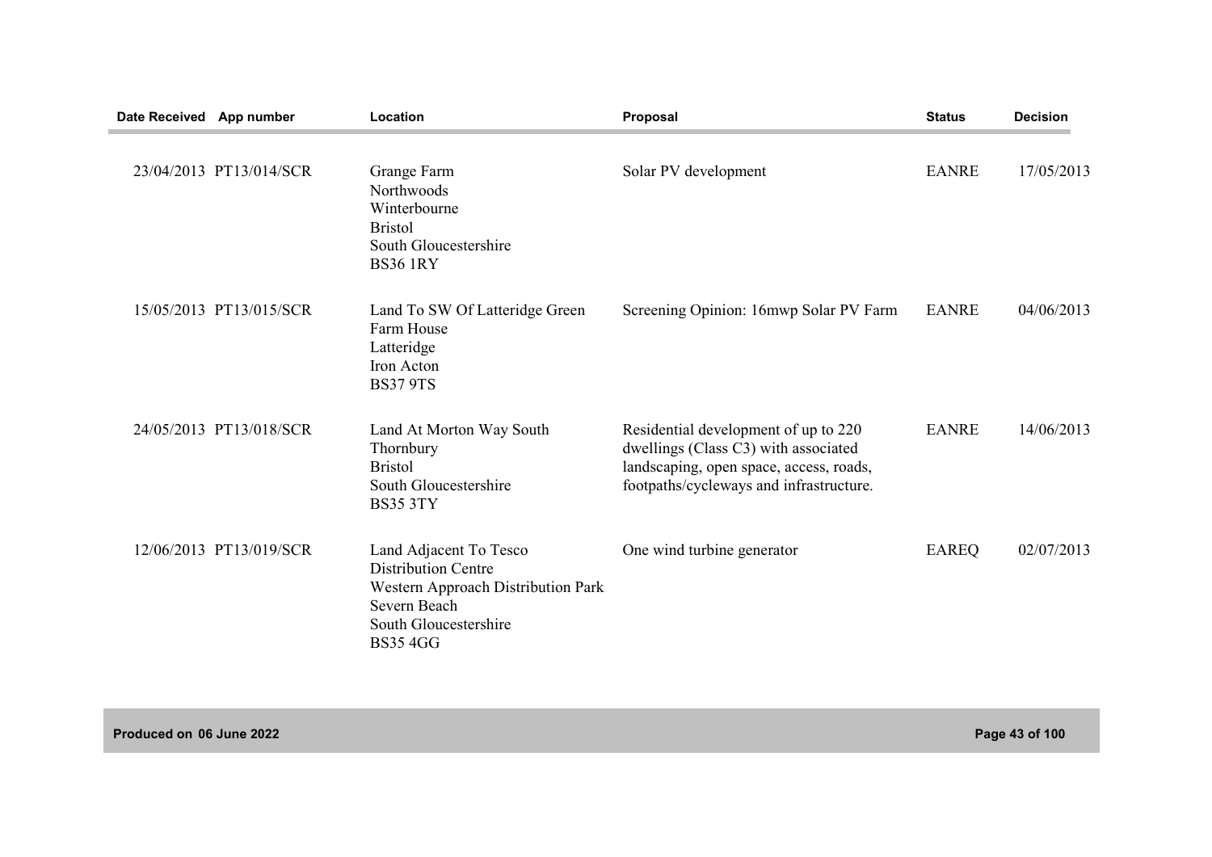| Date Received | App number | Location | Proposal | Status | Decision |
|---|---|---|---|---|---|
| 23/04/2013 | PT13/014/SCR | Grange Farm<br>Northwoods<br>Winterbourne<br>Bristol<br>South Gloucestershire<br>BS36 1RY | Solar PV development | EANRE | 17/05/2013 |
| 15/05/2013 | PT13/015/SCR | Land To SW Of Latteridge Green Farm House<br>Latteridge<br>Iron Acton<br>BS37 9TS | Screening Opinion: 16mwp Solar PV Farm | EANRE | 04/06/2013 |
| 24/05/2013 | PT13/018/SCR | Land At Morton Way South<br>Thornbury<br>Bristol<br>South Gloucestershire<br>BS35 3TY | Residential development of up to 220 dwellings (Class C3) with associated landscaping, open space, access, roads, footpaths/cycleways and infrastructure. | EANRE | 14/06/2013 |
| 12/06/2013 | PT13/019/SCR | Land Adjacent To Tesco Distribution Centre<br>Western Approach Distribution Park<br>Severn Beach<br>South Gloucestershire<br>BS35 4GG | One wind turbine generator | EAREQ | 02/07/2013 |

Produced on 06 June 2022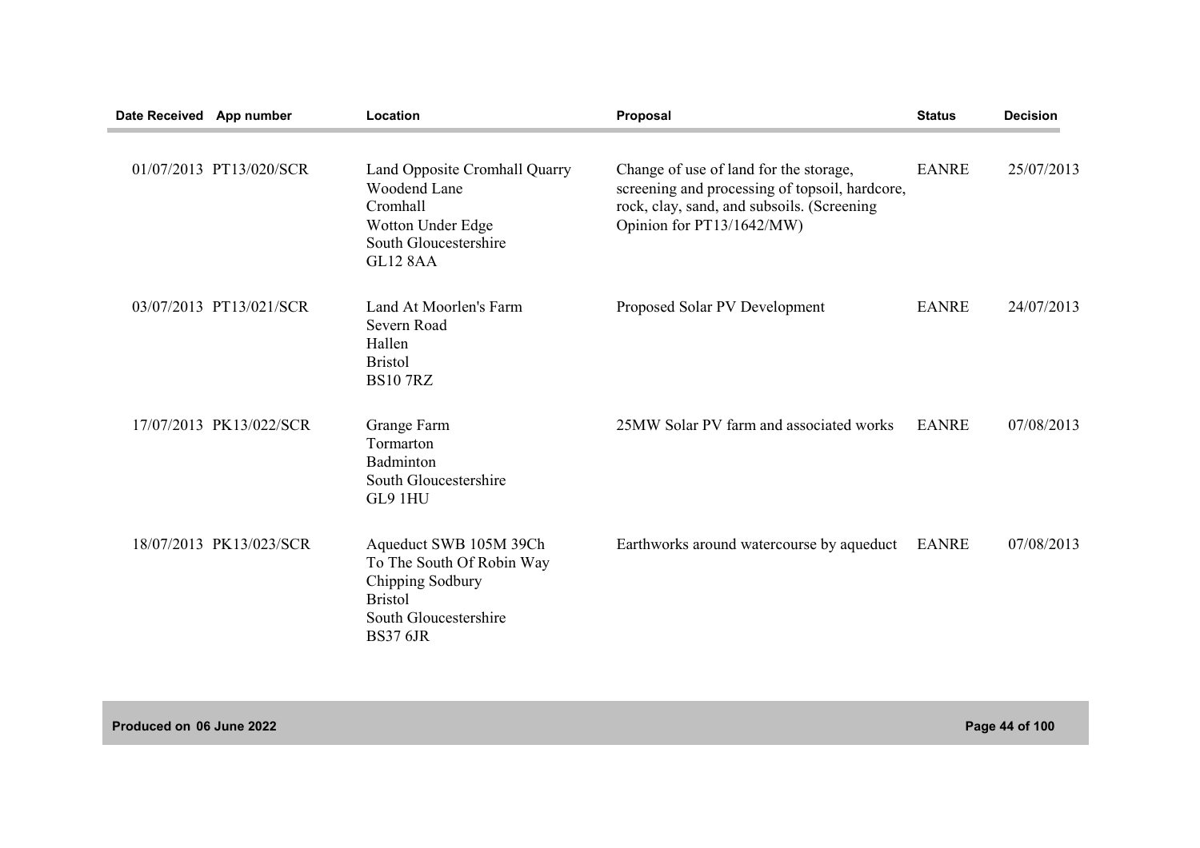| Date Received | App number | Location | Proposal | Status | Decision |
|---|---|---|---|---|---|
| 01/07/2013 | PT13/020/SCR | Land Opposite Cromhall Quarry<br>Woodend Lane<br>Cromhall<br>Wotton Under Edge<br>South Gloucestershire<br>GL12 8AA | Change of use of land for the storage, screening and processing of topsoil, hardcore, rock, clay, sand, and subsoils. (Screening Opinion for PT13/1642/MW) | EANRE | 25/07/2013 |
| 03/07/2013 | PT13/021/SCR | Land At Moorlen's Farm<br>Severn Road<br>Hallen<br>Bristol<br>BS10 7RZ | Proposed Solar PV Development | EANRE | 24/07/2013 |
| 17/07/2013 | PK13/022/SCR | Grange Farm<br>Tormarton<br>Badminton<br>South Gloucestershire<br>GL9 1HU | 25MW Solar PV farm and associated works | EANRE | 07/08/2013 |
| 18/07/2013 | PK13/023/SCR | Aqueduct SWB 105M 39Ch<br>To The South Of Robin Way<br>Chipping Sodbury<br>Bristol<br>South Gloucestershire<br>BS37 6JR | Earthworks around watercourse by aqueduct | EANRE | 07/08/2013 |

Produced on 06 June 2022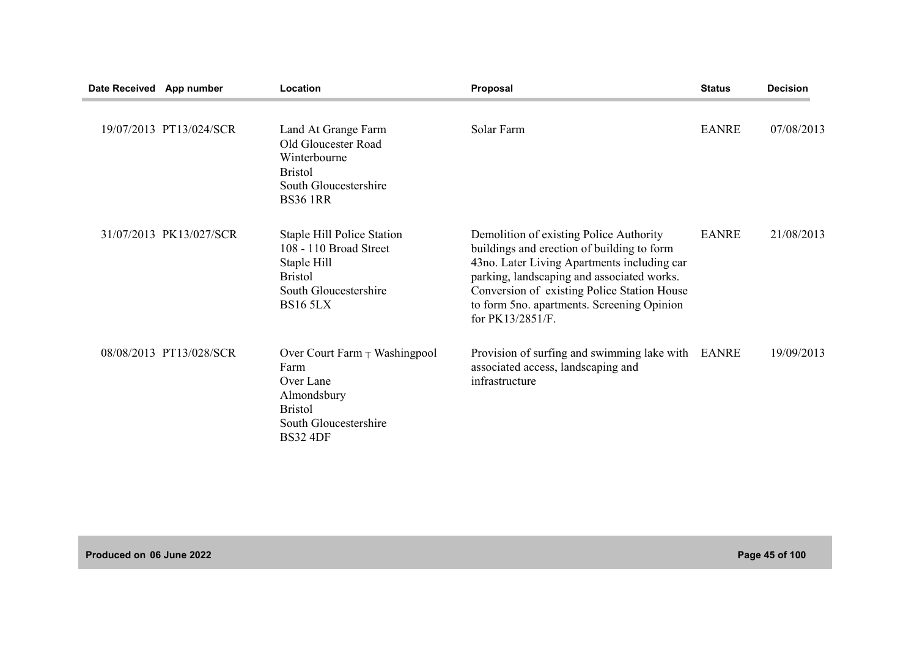| Date Received | App number | Location | Proposal | Status | Decision |
|---|---|---|---|---|---|
| 19/07/2013 | PT13/024/SCR | Land At Grange Farm Old Gloucester Road Winterbourne Bristol South Gloucestershire BS36 1RR | Solar Farm | EANRE | 07/08/2013 |
| 31/07/2013 | PK13/027/SCR | Staple Hill Police Station 108 - 110 Broad Street Staple Hill Bristol South Gloucestershire BS16 5LX | Demolition of existing Police Authority buildings and erection of building to form 43no. Later Living Apartments including car parking, landscaping and associated works. Conversion of existing Police Station House to form 5no. apartments. Screening Opinion for PK13/2851/F. | EANRE | 21/08/2013 |
| 08/08/2013 | PT13/028/SCR | Over Court Farm ┬ Washingpool Farm Over Lane Almondsbury Bristol South Gloucestershire BS32 4DF | Provision of surfing and swimming lake with associated access, landscaping and infrastructure | EANRE | 19/09/2013 |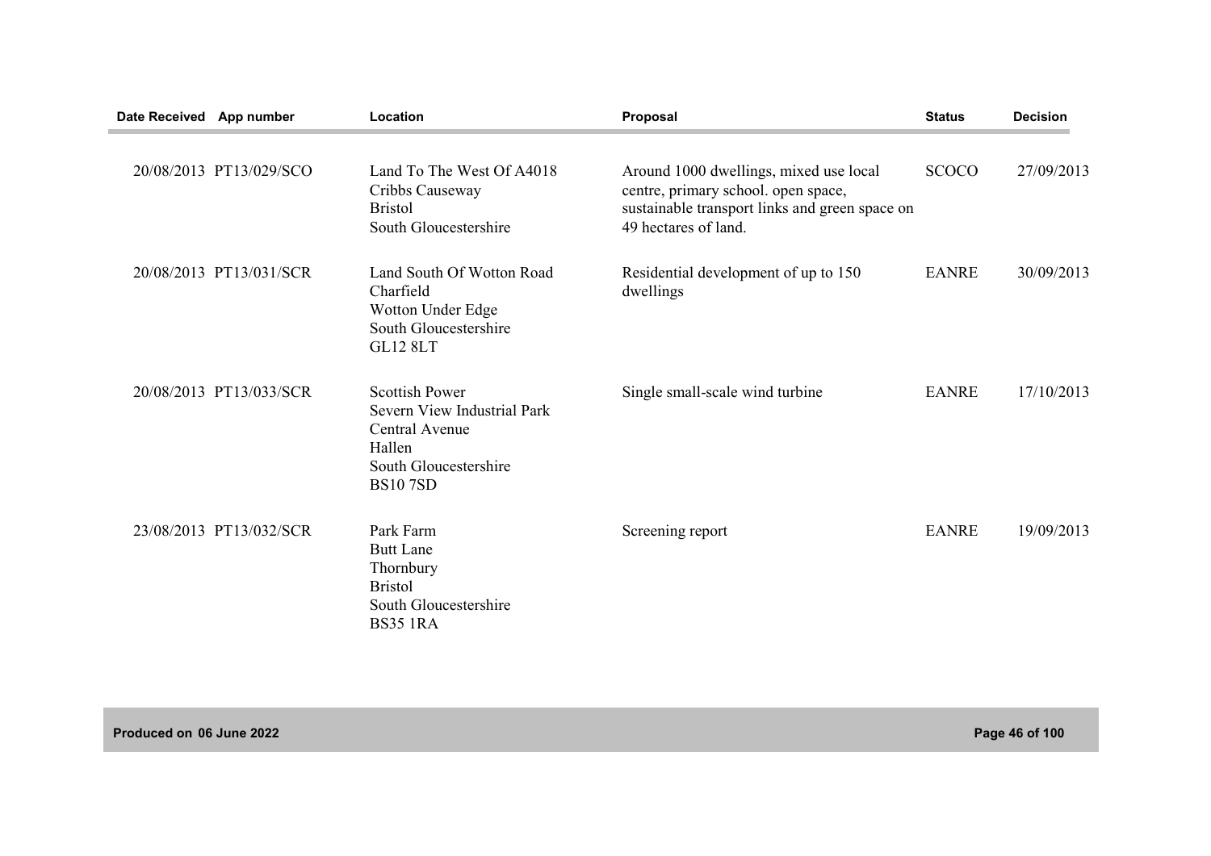| Date Received | App number | Location | Proposal | Status | Decision |
|---|---|---|---|---|---|
| 20/08/2013 | PT13/029/SCO | Land To The West Of A4018 Cribbs Causeway Bristol South Gloucestershire | Around 1000 dwellings, mixed use local centre, primary school. open space, sustainable transport links and green space on 49 hectares of land. | SCOCO | 27/09/2013 |
| 20/08/2013 | PT13/031/SCR | Land South Of Wotton Road Charfield Wotton Under Edge South Gloucestershire GL12 8LT | Residential development of up to 150 dwellings | EANRE | 30/09/2013 |
| 20/08/2013 | PT13/033/SCR | Scottish Power Severn View Industrial Park Central Avenue Hallen South Gloucestershire BS10 7SD | Single small-scale wind turbine | EANRE | 17/10/2013 |
| 23/08/2013 | PT13/032/SCR | Park Farm Butt Lane Thornbury Bristol South Gloucestershire BS35 1RA | Screening report | EANRE | 19/09/2013 |

Produced on 06 June 2022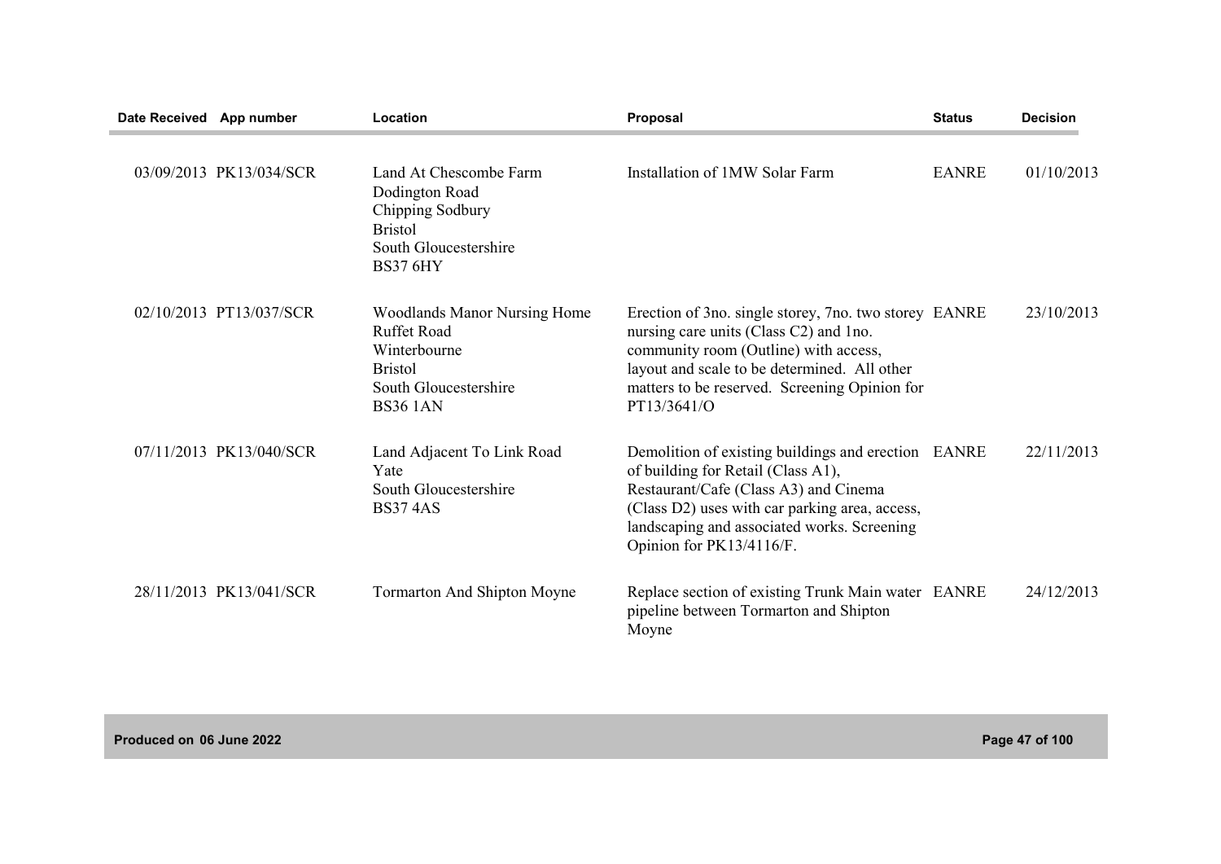| Date Received | App number | Location | Proposal | Status | Decision |
|---|---|---|---|---|---|
| 03/09/2013 | PK13/034/SCR | Land At Chescombe Farm Dodington Road Chipping Sodbury Bristol South Gloucestershire BS37 6HY | Installation of 1MW Solar Farm | EANRE | 01/10/2013 |
| 02/10/2013 | PT13/037/SCR | Woodlands Manor Nursing Home Ruffet Road Winterbourne Bristol South Gloucestershire BS36 1AN | Erection of 3no. single storey, 7no. two storey nursing care units (Class C2) and 1no. community room (Outline) with access, layout and scale to be determined. All other matters to be reserved. Screening Opinion for PT13/3641/O | EANRE | 23/10/2013 |
| 07/11/2013 | PK13/040/SCR | Land Adjacent To Link Road Yate South Gloucestershire BS37 4AS | Demolition of existing buildings and erection of building for Retail (Class A1), Restaurant/Cafe (Class A3) and Cinema (Class D2) uses with car parking area, access, landscaping and associated works. Screening Opinion for PK13/4116/F. | EANRE | 22/11/2013 |
| 28/11/2013 | PK13/041/SCR | Tormarton And Shipton Moyne | Replace section of existing Trunk Main water pipeline between Tormarton and Shipton Moyne | EANRE | 24/12/2013 |

Produced on 06 June 2022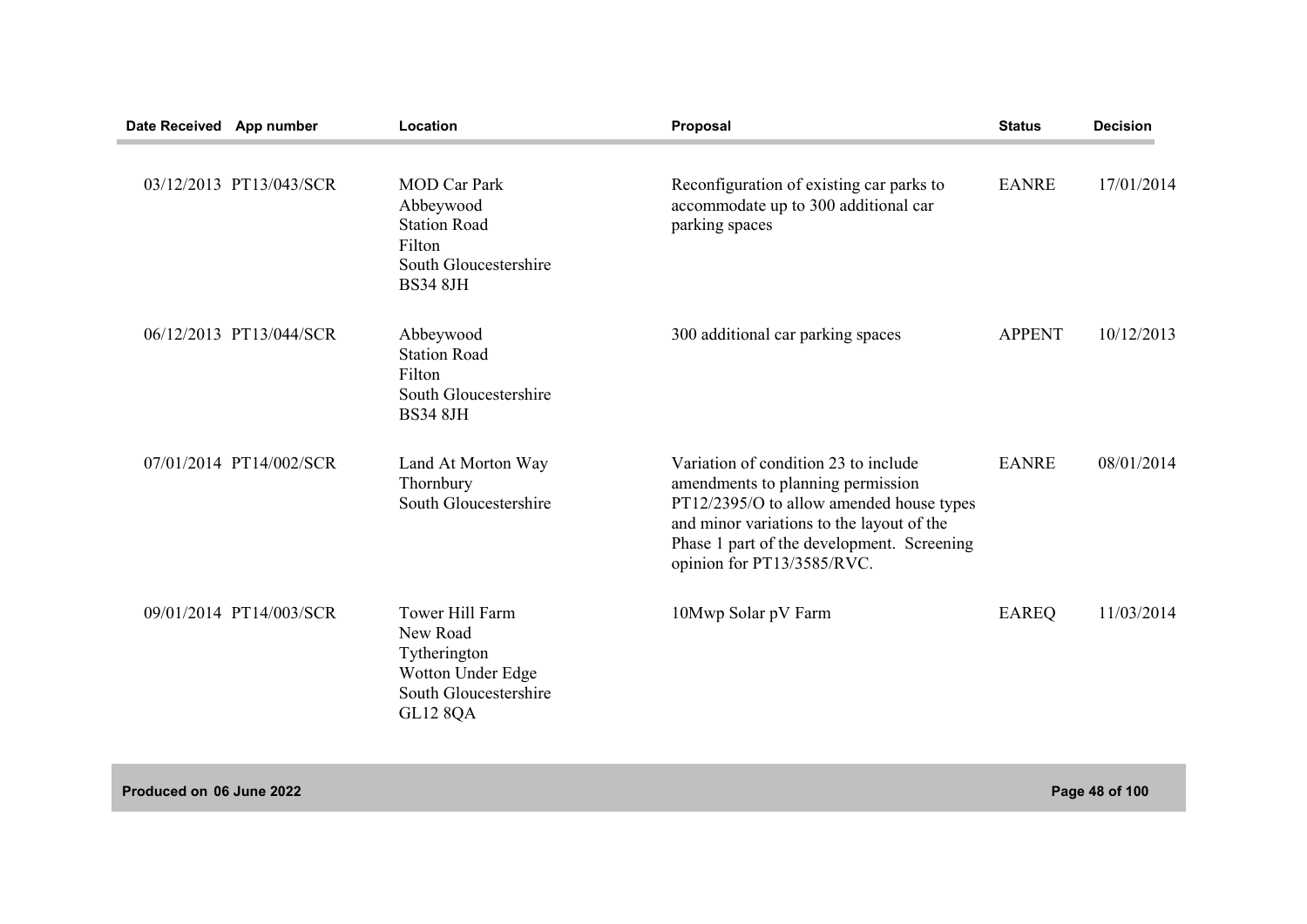| Date Received | App number | Location | Proposal | Status | Decision |
|---|---|---|---|---|---|
| 03/12/2013 | PT13/043/SCR | MOD Car Park Abbeywood Station Road Filton South Gloucestershire BS34 8JH | Reconfiguration of existing car parks to accommodate up to 300 additional car parking spaces | EANRE | 17/01/2014 |
| 06/12/2013 | PT13/044/SCR | Abbeywood Station Road Filton South Gloucestershire BS34 8JH | 300 additional car parking spaces | APPENT | 10/12/2013 |
| 07/01/2014 | PT14/002/SCR | Land At Morton Way Thornbury South Gloucestershire | Variation of condition 23 to include amendments to planning permission PT12/2395/O to allow amended house types and minor variations to the layout of the Phase 1 part of the development. Screening opinion for PT13/3585/RVC. | EANRE | 08/01/2014 |
| 09/01/2014 | PT14/003/SCR | Tower Hill Farm New Road Tytherington Wotton Under Edge South Gloucestershire GL12 8QA | 10Mwp Solar pV Farm | EAREQ | 11/03/2014 |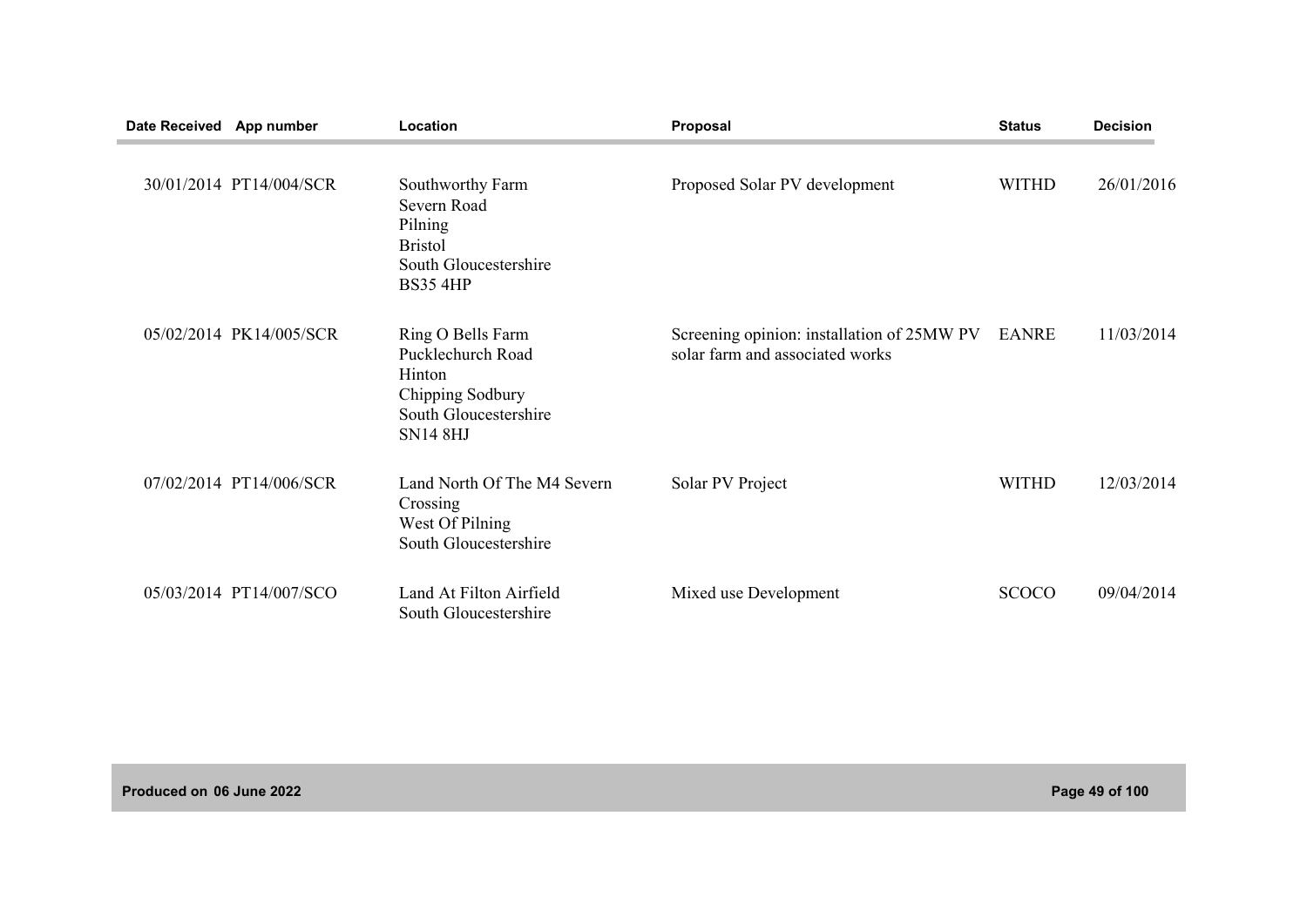| Date Received | App number | Location | Proposal | Status | Decision |
|---|---|---|---|---|---|
| 30/01/2014 | PT14/004/SCR | Southworthy Farm Severn Road Pilning Bristol South Gloucestershire BS35 4HP | Proposed Solar PV development | WITHD | 26/01/2016 |
| 05/02/2014 | PK14/005/SCR | Ring O Bells Farm Pucklechurch Road Hinton Chipping Sodbury South Gloucestershire SN14 8HJ | Screening opinion: installation of 25MW PV solar farm and associated works | EANRE | 11/03/2014 |
| 07/02/2014 | PT14/006/SCR | Land North Of The M4 Severn Crossing West Of Pilning South Gloucestershire | Solar PV Project | WITHD | 12/03/2014 |
| 05/03/2014 | PT14/007/SCO | Land At Filton Airfield South Gloucestershire | Mixed use Development | SCOCO | 09/04/2014 |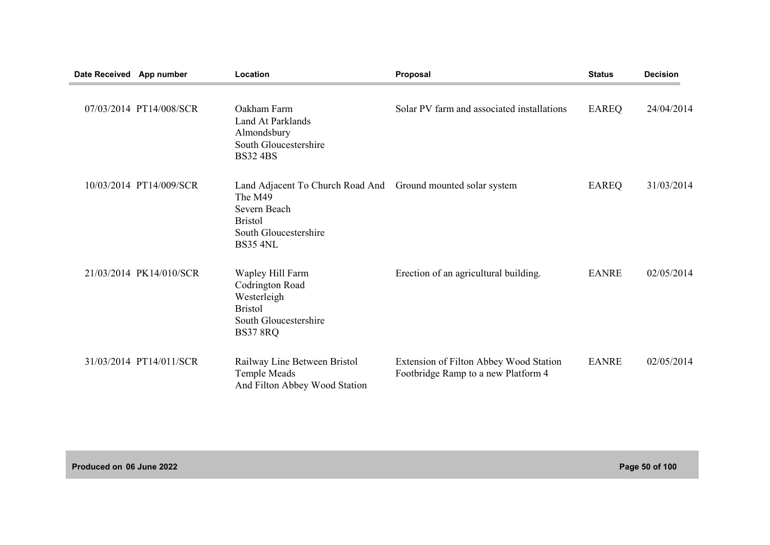| Date Received | App number | Location | Proposal | Status | Decision |
|---|---|---|---|---|---|
| 07/03/2014 | PT14/008/SCR | Oakham Farm<br>Land At Parklands<br>Almondsbury<br>South Gloucestershire<br>BS32 4BS | Solar PV farm and associated installations | EAREQ | 24/04/2014 |
| 10/03/2014 | PT14/009/SCR | Land Adjacent To Church Road And The M49<br>Severn Beach<br>Bristol<br>South Gloucestershire<br>BS35 4NL | Ground mounted solar system | EAREQ | 31/03/2014 |
| 21/03/2014 | PK14/010/SCR | Wapley Hill Farm<br>Codrington Road<br>Westerleigh<br>Bristol<br>South Gloucestershire<br>BS37 8RQ | Erection of an agricultural building. | EANRE | 02/05/2014 |
| 31/03/2014 | PT14/011/SCR | Railway Line Between Bristol Temple Meads<br>And Filton Abbey Wood Station | Extension of Filton Abbey Wood Station Footbridge Ramp to a new Platform 4 | EANRE | 02/05/2014 |

Produced on 06 June 2022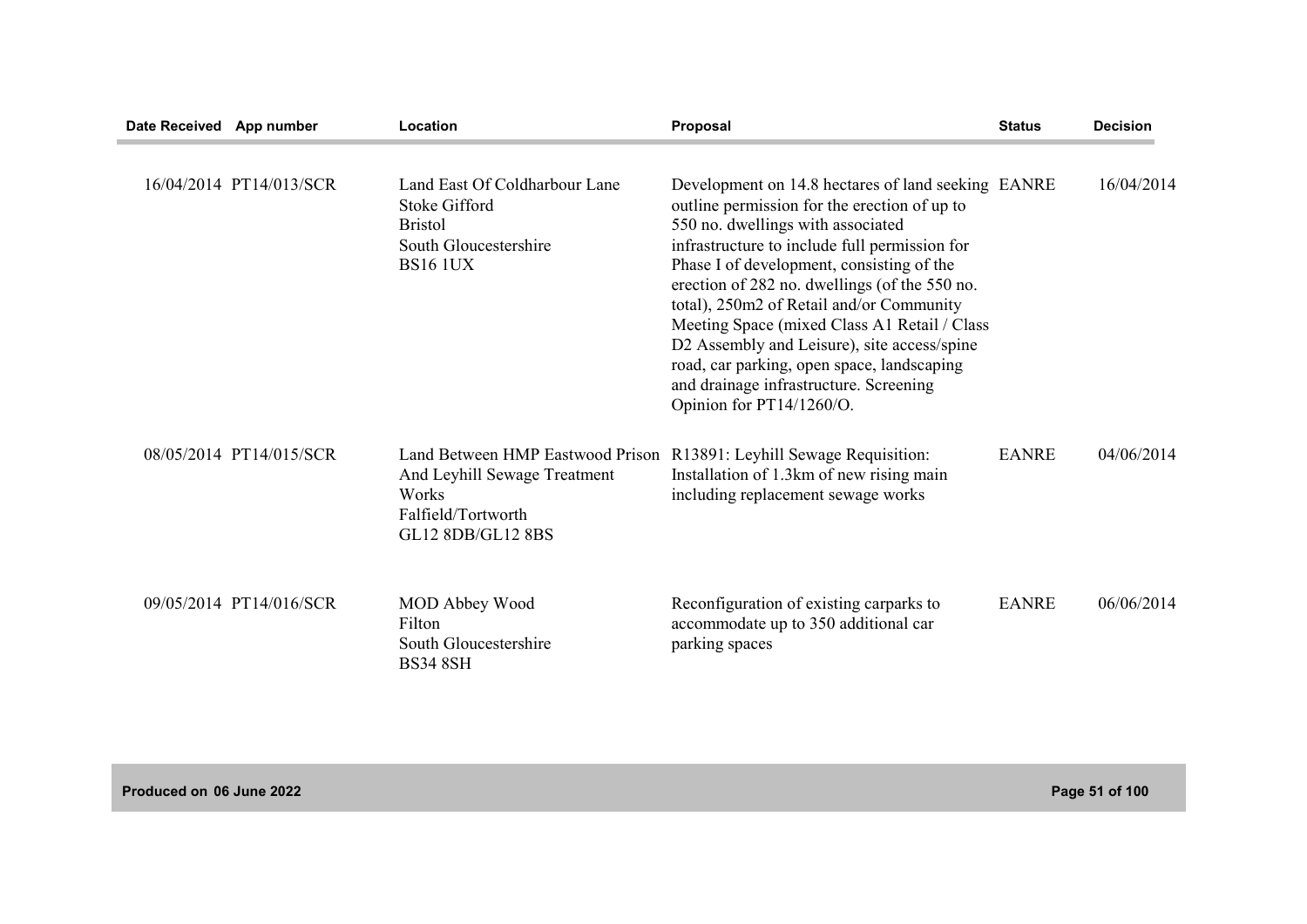| Date Received | App number | Location | Proposal | Status | Decision |
|---|---|---|---|---|---|
| 16/04/2014 | PT14/013/SCR | Land East Of Coldharbour Lane Stoke Gifford Bristol South Gloucestershire BS16 1UX | Development on 14.8 hectares of land seeking outline permission for the erection of up to 550 no. dwellings with associated infrastructure to include full permission for Phase I of development, consisting of the erection of 282 no. dwellings (of the 550 no. total), 250m2 of Retail and/or Community Meeting Space (mixed Class A1 Retail / Class D2 Assembly and Leisure), site access/spine road, car parking, open space, landscaping and drainage infrastructure. Screening Opinion for PT14/1260/O. | EANRE | 16/04/2014 |
| 08/05/2014 | PT14/015/SCR | Land Between HMP Eastwood Prison And Leyhill Sewage Treatment Works Falfield/Tortworth GL12 8DB/GL12 8BS | R13891: Leyhill Sewage Requisition: Installation of 1.3km of new rising main including replacement sewage works | EANRE | 04/06/2014 |
| 09/05/2014 | PT14/016/SCR | MOD Abbey Wood Filton South Gloucestershire BS34 8SH | Reconfiguration of existing carparks to accommodate up to 350 additional car parking spaces | EANRE | 06/06/2014 |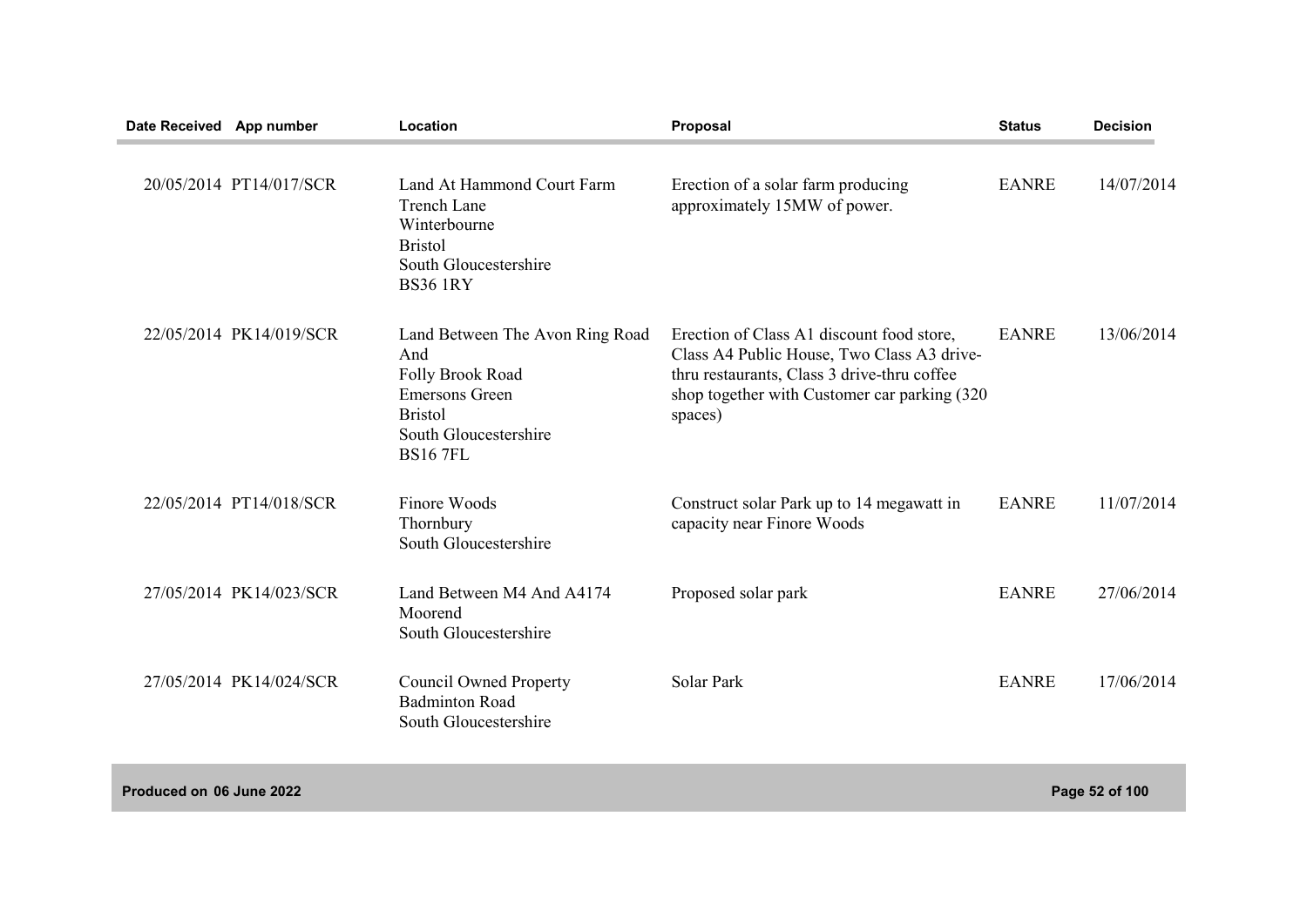| Date Received | App number | Location | Proposal | Status | Decision |
|---|---|---|---|---|---|
| 20/05/2014 | PT14/017/SCR | Land At Hammond Court Farm Trench Lane Winterbourne Bristol South Gloucestershire BS36 1RY | Erection of a solar farm producing approximately 15MW of power. | EANRE | 14/07/2014 |
| 22/05/2014 | PK14/019/SCR | Land Between The Avon Ring Road And Folly Brook Road Emersons Green Bristol South Gloucestershire BS16 7FL | Erection of Class A1 discount food store, Class A4 Public House, Two Class A3 drive-thru restaurants, Class 3 drive-thru coffee shop together with Customer car parking (320 spaces) | EANRE | 13/06/2014 |
| 22/05/2014 | PT14/018/SCR | Finore Woods Thornbury South Gloucestershire | Construct solar Park up to 14 megawatt in capacity near Finore Woods | EANRE | 11/07/2014 |
| 27/05/2014 | PK14/023/SCR | Land Between M4 And A4174 Moorend South Gloucestershire | Proposed solar park | EANRE | 27/06/2014 |
| 27/05/2014 | PK14/024/SCR | Council Owned Property Badminton Road South Gloucestershire | Solar Park | EANRE | 17/06/2014 |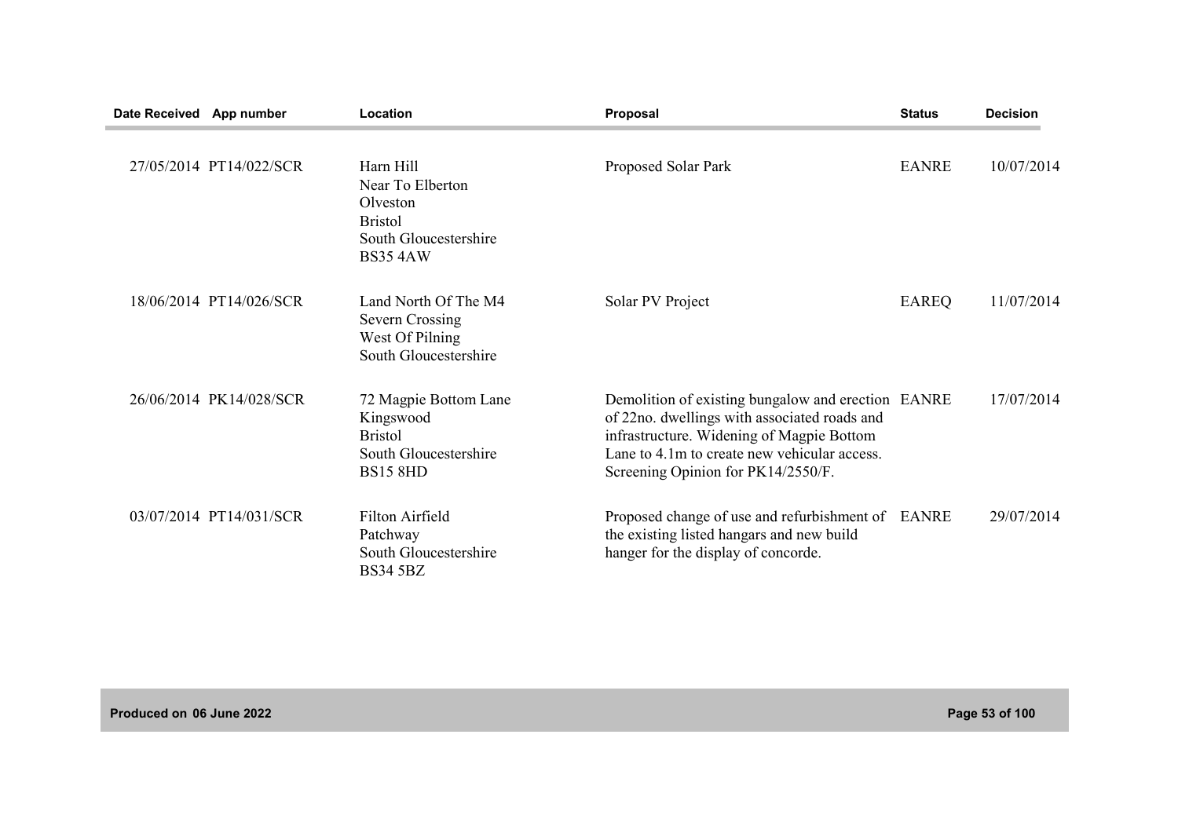| Date Received | App number | Location | Proposal | Status | Decision |
|---|---|---|---|---|---|
| 27/05/2014 | PT14/022/SCR | Harn Hill<br>Near To Elberton<br>Olveston<br>Bristol<br>South Gloucestershire<br>BS35 4AW | Proposed Solar Park | EANRE | 10/07/2014 |
| 18/06/2014 | PT14/026/SCR | Land North Of The M4<br>Severn Crossing<br>West Of Pilning<br>South Gloucestershire | Solar PV Project | EAREQ | 11/07/2014 |
| 26/06/2014 | PK14/028/SCR | 72 Magpie Bottom Lane<br>Kingswood<br>Bristol<br>South Gloucestershire<br>BS15 8HD | Demolition of existing bungalow and erection of 22no. dwellings with associated roads and infrastructure. Widening of Magpie Bottom Lane to 4.1m to create new vehicular access. Screening Opinion for PK14/2550/F. | EANRE | 17/07/2014 |
| 03/07/2014 | PT14/031/SCR | Filton Airfield<br>Patchway<br>South Gloucestershire<br>BS34 5BZ | Proposed change of use and refurbishment of the existing listed hangars and new build hanger for the display of concorde. | EANRE | 29/07/2014 |

Produced on 06 June 2022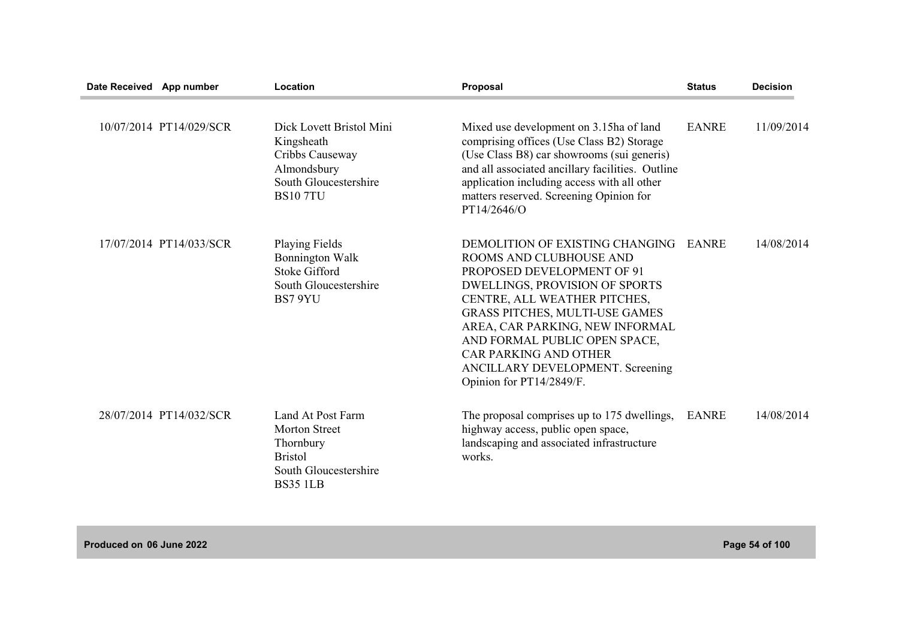| Date Received | App number | Location | Proposal | Status | Decision |
|---|---|---|---|---|---|
| 10/07/2014 | PT14/029/SCR | Dick Lovett Bristol Mini Kingsheath Cribbs Causeway Almondsbury South Gloucestershire BS10 7TU | Mixed use development on 3.15ha of land comprising offices (Use Class B2) Storage (Use Class B8) car showrooms (sui generis) and all associated ancillary facilities. Outline application including access with all other matters reserved. Screening Opinion for PT14/2646/O | EANRE | 11/09/2014 |
| 17/07/2014 | PT14/033/SCR | Playing Fields Bonnington Walk Stoke Gifford South Gloucestershire BS7 9YU | DEMOLITION OF EXISTING CHANGING ROOMS AND CLUBHOUSE AND PROPOSED DEVELOPMENT OF 91 DWELLINGS, PROVISION OF SPORTS CENTRE, ALL WEATHER PITCHES, GRASS PITCHES, MULTI-USE GAMES AREA, CAR PARKING, NEW INFORMAL AND FORMAL PUBLIC OPEN SPACE, CAR PARKING AND OTHER ANCILLARY DEVELOPMENT. Screening Opinion for PT14/2849/F. | EANRE | 14/08/2014 |
| 28/07/2014 | PT14/032/SCR | Land At Post Farm Morton Street Thornbury Bristol South Gloucestershire BS35 1LB | The proposal comprises up to 175 dwellings, highway access, public open space, landscaping and associated infrastructure works. | EANRE | 14/08/2014 |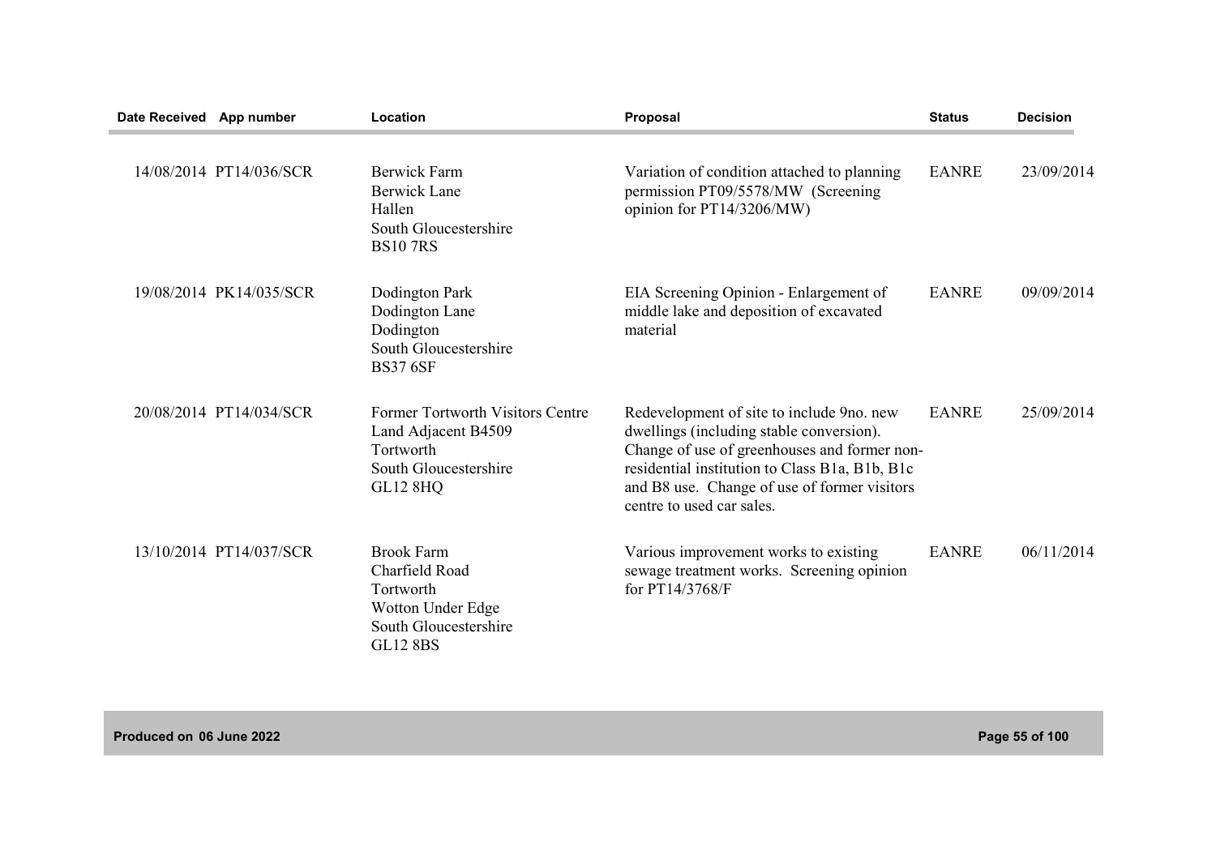| Date Received | App number | Location | Proposal | Status | Decision |
|---|---|---|---|---|---|
| 14/08/2014 | PT14/036/SCR | Berwick Farm<br>Berwick Lane<br>Hallen<br>South Gloucestershire<br>BS10 7RS | Variation of condition attached to planning permission PT09/5578/MW (Screening opinion for PT14/3206/MW) | EANRE | 23/09/2014 |
| 19/08/2014 | PK14/035/SCR | Dodington Park<br>Dodington Lane<br>Dodington<br>South Gloucestershire<br>BS37 6SF | EIA Screening Opinion - Enlargement of middle lake and deposition of excavated material | EANRE | 09/09/2014 |
| 20/08/2014 | PT14/034/SCR | Former Tortworth Visitors Centre<br>Land Adjacent B4509<br>Tortworth<br>South Gloucestershire<br>GL12 8HQ | Redevelopment of site to include 9no. new dwellings (including stable conversion). Change of use of greenhouses and former non-residential institution to Class B1a, B1b, B1c and B8 use. Change of use of former visitors centre to used car sales. | EANRE | 25/09/2014 |
| 13/10/2014 | PT14/037/SCR | Brook Farm<br>Charfield Road<br>Tortworth<br>Wotton Under Edge<br>South Gloucestershire<br>GL12 8BS | Various improvement works to existing sewage treatment works. Screening opinion for PT14/3768/F | EANRE | 06/11/2014 |

Produced on 06 June 2022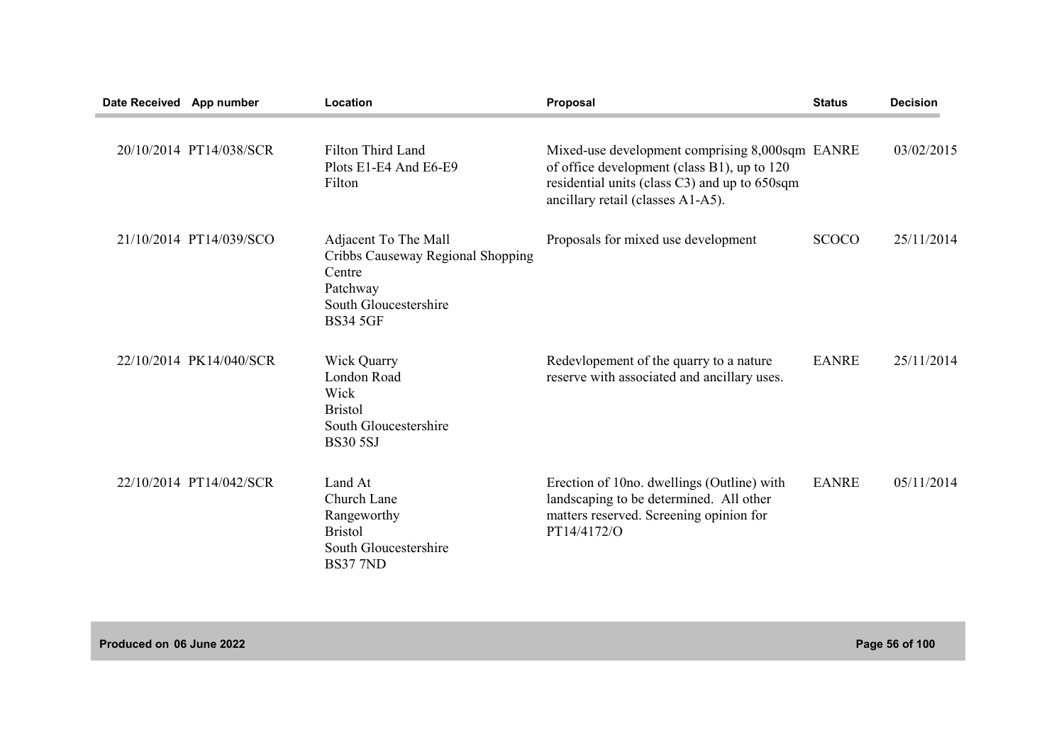| Date Received | App number | Location | Proposal | Status | Decision |
|---|---|---|---|---|---|
| 20/10/2014 | PT14/038/SCR | Filton Third Land<br>Plots E1-E4 And E6-E9<br>Filton | Mixed-use development comprising 8,000sqm of office development (class B1), up to 120 residential units (class C3) and up to 650sqm ancillary retail (classes A1-A5). | EANRE | 03/02/2015 |
| 21/10/2014 | PT14/039/SCO | Adjacent To The Mall<br>Cribbs Causeway Regional Shopping Centre<br>Patchway<br>South Gloucestershire<br>BS34 5GF | Proposals for mixed use development | SCOCO | 25/11/2014 |
| 22/10/2014 | PK14/040/SCR | Wick Quarry<br>London Road<br>Wick<br>Bristol<br>South Gloucestershire<br>BS30 5SJ | Redevlopement of the quarry to a nature reserve with associated and ancillary uses. | EANRE | 25/11/2014 |
| 22/10/2014 | PT14/042/SCR | Land At<br>Church Lane<br>Rangeworthy<br>Bristol<br>South Gloucestershire<br>BS37 7ND | Erection of 10no. dwellings (Outline) with landscaping to be determined. All other matters reserved. Screening opinion for PT14/4172/O | EANRE | 05/11/2014 |

Produced on 06 June 2022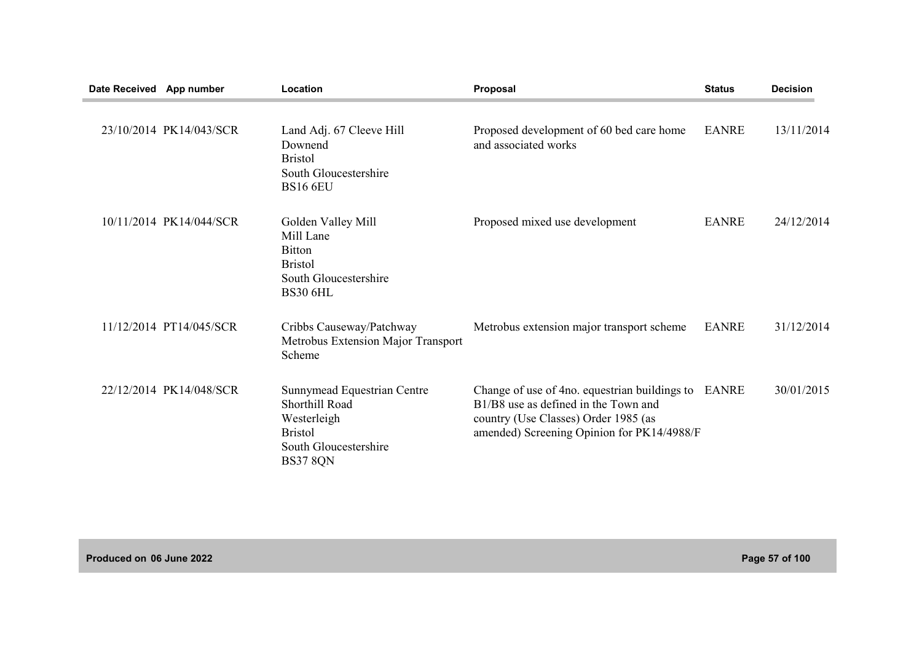| Date Received | App number | Location | Proposal | Status | Decision |
|---|---|---|---|---|---|
| 23/10/2014 | PK14/043/SCR | Land Adj. 67 Cleeve Hill Downend Bristol South Gloucestershire BS16 6EU | Proposed development of 60 bed care home and associated works | EANRE | 13/11/2014 |
| 10/11/2014 | PK14/044/SCR | Golden Valley Mill Mill Lane Bitton Bristol South Gloucestershire BS30 6HL | Proposed mixed use development | EANRE | 24/12/2014 |
| 11/12/2014 | PT14/045/SCR | Cribbs Causeway/Patchway Metrobus Extension Major Transport Scheme | Metrobus extension major transport scheme | EANRE | 31/12/2014 |
| 22/12/2014 | PK14/048/SCR | Sunnymead Equestrian Centre Shorthill Road Westerleigh Bristol South Gloucestershire BS37 8QN | Change of use of 4no. equestrian buildings to B1/B8 use as defined in the Town and country (Use Classes) Order 1985 (as amended) Screening Opinion for PK14/4988/F | EANRE | 30/01/2015 |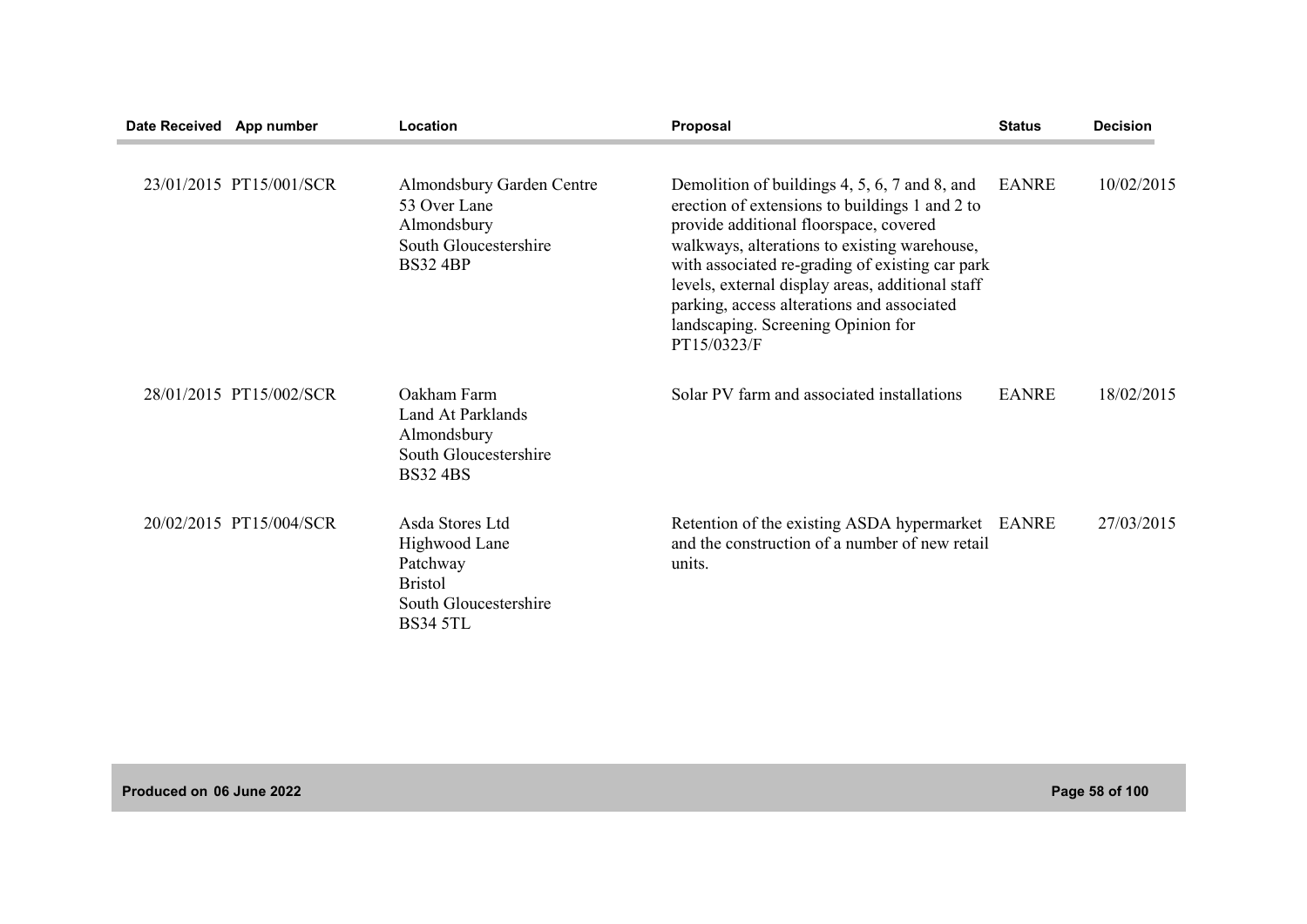| Date Received | App number | Location | Proposal | Status | Decision |
|---|---|---|---|---|---|
| 23/01/2015 | PT15/001/SCR | Almondsbury Garden Centre 53 Over Lane Almondsbury South Gloucestershire BS32 4BP | Demolition of buildings 4, 5, 6, 7 and 8, and erection of extensions to buildings 1 and 2 to provide additional floorspace, covered walkways, alterations to existing warehouse, with associated re-grading of existing car park levels, external display areas, additional staff parking, access alterations and associated landscaping. Screening Opinion for PT15/0323/F | EANRE | 10/02/2015 |
| 28/01/2015 | PT15/002/SCR | Oakham Farm Land At Parklands Almondsbury South Gloucestershire BS32 4BS | Solar PV farm and associated installations | EANRE | 18/02/2015 |
| 20/02/2015 | PT15/004/SCR | Asda Stores Ltd Highwood Lane Patchway Bristol South Gloucestershire BS34 5TL | Retention of the existing ASDA hypermarket and the construction of a number of new retail units. | EANRE | 27/03/2015 |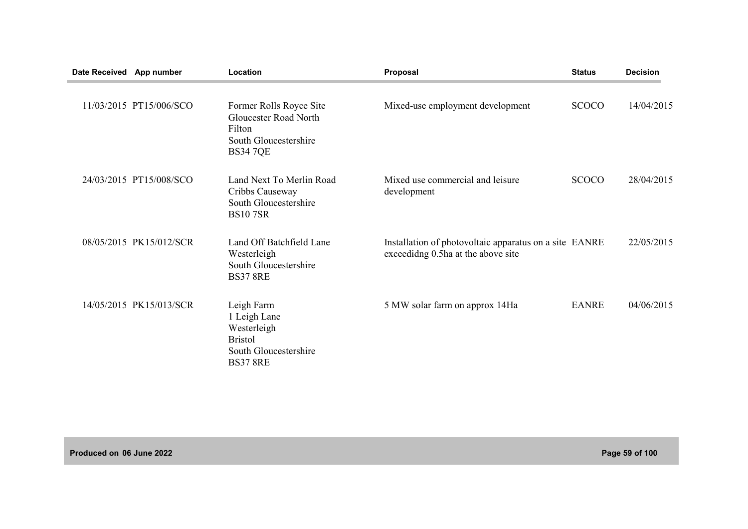| Date Received | App number | Location | Proposal | Status | Decision |
|---|---|---|---|---|---|
| 11/03/2015 | PT15/006/SCO | Former Rolls Royce Site Gloucester Road North Filton South Gloucestershire BS34 7QE | Mixed-use employment development | SCOCO | 14/04/2015 |
| 24/03/2015 | PT15/008/SCO | Land Next To Merlin Road Cribbs Causeway South Gloucestershire BS10 7SR | Mixed use commercial and leisure development | SCOCO | 28/04/2015 |
| 08/05/2015 | PK15/012/SCR | Land Off Batchfield Lane Westerleigh South Gloucestershire BS37 8RE | Installation of photovoltaic apparatus on a site exceedidng 0.5ha at the above site | EANRE | 22/05/2015 |
| 14/05/2015 | PK15/013/SCR | Leigh Farm 1 Leigh Lane Westerleigh Bristol South Gloucestershire BS37 8RE | 5 MW solar farm on approx 14Ha | EANRE | 04/06/2015 |

Produced on 06 June 2022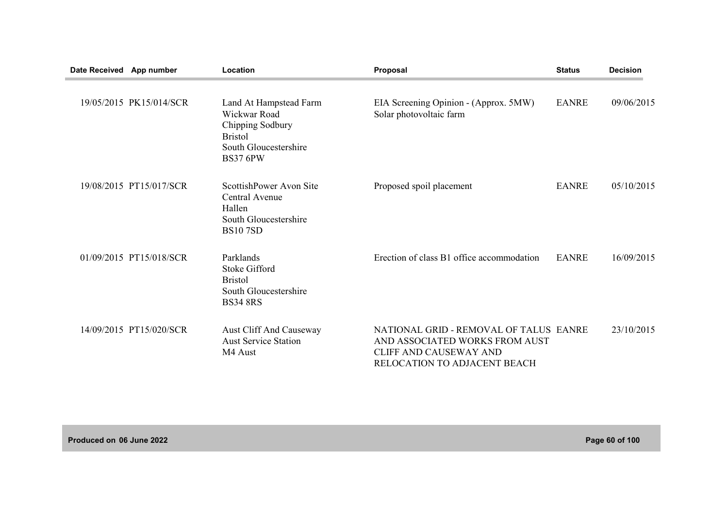| Date Received | App number | Location | Proposal | Status | Decision |
|---|---|---|---|---|---|
| 19/05/2015 | PK15/014/SCR | Land At Hampstead Farm<br>Wickwar Road<br>Chipping Sodbury<br>Bristol<br>South Gloucestershire<br>BS37 6PW | EIA Screening Opinion - (Approx. 5MW) Solar photovoltaic farm | EANRE | 09/06/2015 |
| 19/08/2015 | PT15/017/SCR | ScottishPower Avon Site<br>Central Avenue<br>Hallen<br>South Gloucestershire<br>BS10 7SD | Proposed spoil placement | EANRE | 05/10/2015 |
| 01/09/2015 | PT15/018/SCR | Parklands<br>Stoke Gifford<br>Bristol<br>South Gloucestershire<br>BS34 8RS | Erection of class B1 office accommodation | EANRE | 16/09/2015 |
| 14/09/2015 | PT15/020/SCR | Aust Cliff And Causeway<br>Aust Service Station<br>M4 Aust | NATIONAL GRID - REMOVAL OF TALUS AND ASSOCIATED WORKS FROM AUST CLIFF AND CAUSEWAY AND RELOCATION TO ADJACENT BEACH | EANRE | 23/10/2015 |

Produced on 06 June 2022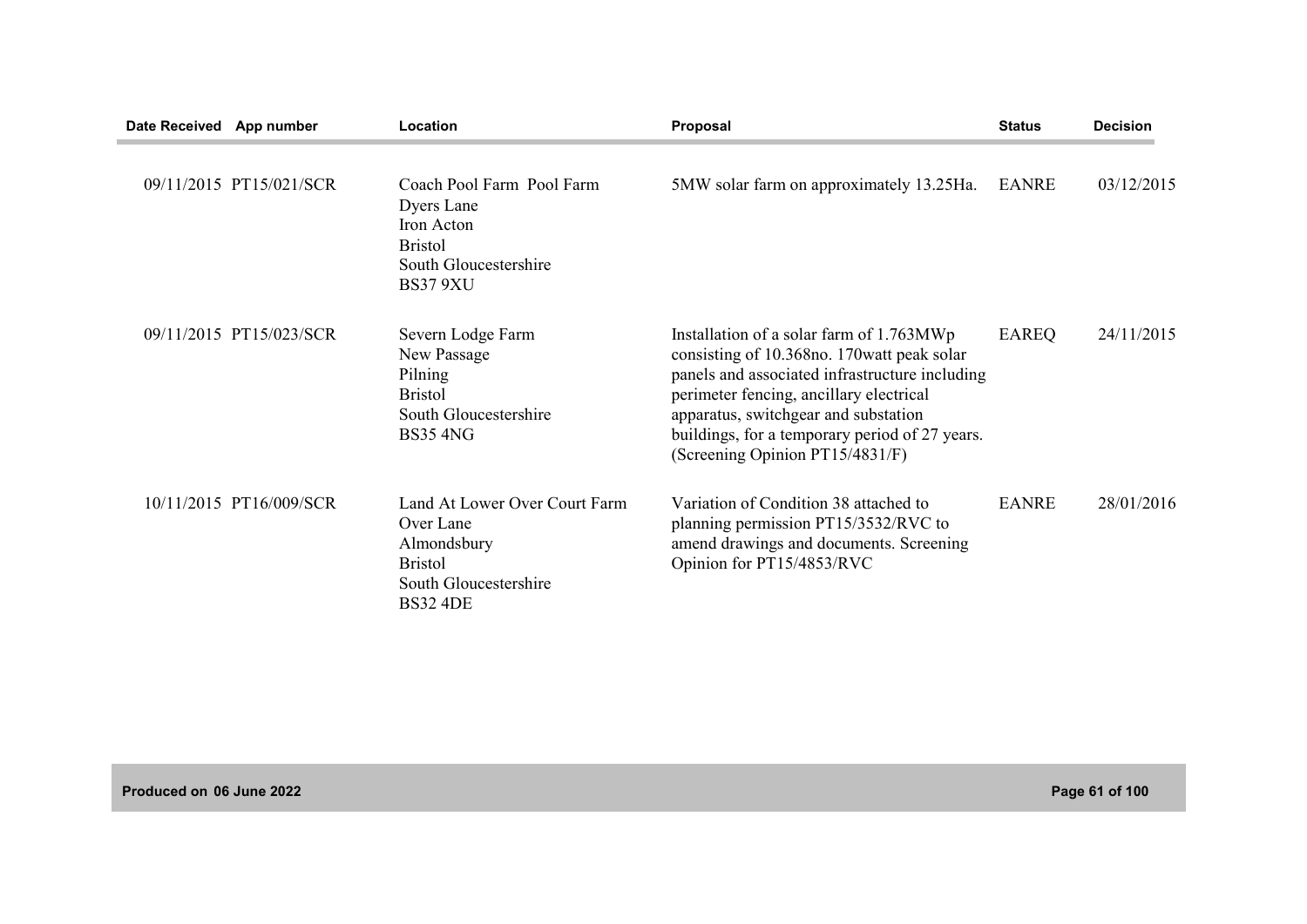| Date Received | App number | Location | Proposal | Status | Decision |
|---|---|---|---|---|---|
| 09/11/2015 | PT15/021/SCR | Coach Pool Farm Pool Farm Dyers Lane Iron Acton Bristol South Gloucestershire BS37 9XU | 5MW solar farm on approximately 13.25Ha. | EANRE | 03/12/2015 |
| 09/11/2015 | PT15/023/SCR | Severn Lodge Farm New Passage Pilning Bristol South Gloucestershire BS35 4NG | Installation of a solar farm of 1.763MWp consisting of 10.368no. 170watt peak solar panels and associated infrastructure including perimeter fencing, ancillary electrical apparatus, switchgear and substation buildings, for a temporary period of 27 years. (Screening Opinion PT15/4831/F) | EAREQ | 24/11/2015 |
| 10/11/2015 | PT16/009/SCR | Land At Lower Over Court Farm Over Lane Almondsbury Bristol South Gloucestershire BS32 4DE | Variation of Condition 38 attached to planning permission PT15/3532/RVC to amend drawings and documents. Screening Opinion for PT15/4853/RVC | EANRE | 28/01/2016 |

Produced on 06 June 2022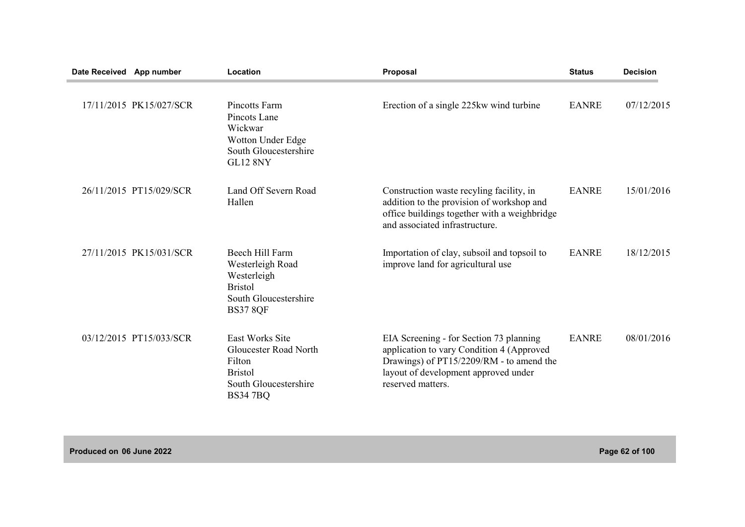| Date Received | App number | Location | Proposal | Status | Decision |
|---|---|---|---|---|---|
| 17/11/2015 | PK15/027/SCR | Pincotts Farm Pincots Lane Wickwar Wotton Under Edge South Gloucestershire GL12 8NY | Erection of a single 225kw wind turbine | EANRE | 07/12/2015 |
| 26/11/2015 | PT15/029/SCR | Land Off Severn Road Hallen | Construction waste recyling facility, in addition to the provision of workshop and office buildings together with a weighbridge and associated infrastructure. | EANRE | 15/01/2016 |
| 27/11/2015 | PK15/031/SCR | Beech Hill Farm Westerleigh Road Westerleigh Bristol South Gloucestershire BS37 8QF | Importation of clay, subsoil and topsoil to improve land for agricultural use | EANRE | 18/12/2015 |
| 03/12/2015 | PT15/033/SCR | East Works Site Gloucester Road North Filton Bristol South Gloucestershire BS34 7BQ | EIA Screening - for Section 73 planning application to vary Condition 4 (Approved Drawings) of PT15/2209/RM - to amend the layout of development approved under reserved matters. | EANRE | 08/01/2016 |

Produced on 06 June 2022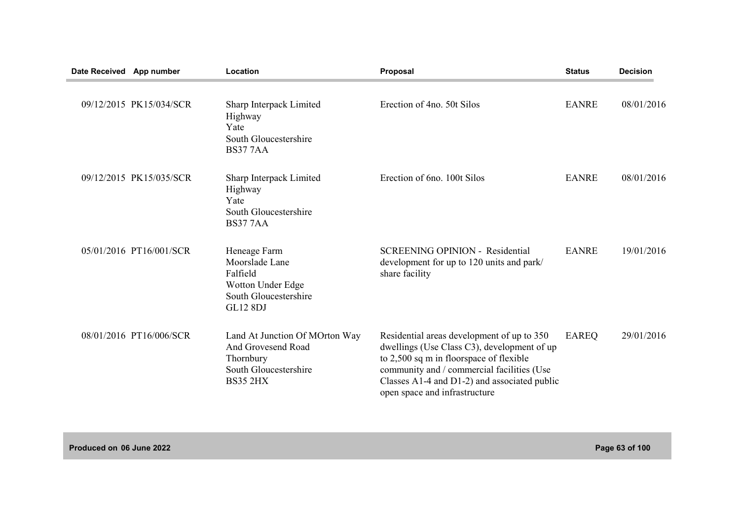| Date Received | App number | Location | Proposal | Status | Decision |
|---|---|---|---|---|---|
| 09/12/2015 | PK15/034/SCR | Sharp Interpack Limited Highway Yate South Gloucestershire BS37 7AA | Erection of 4no. 50t Silos | EANRE | 08/01/2016 |
| 09/12/2015 | PK15/035/SCR | Sharp Interpack Limited Highway Yate South Gloucestershire BS37 7AA | Erection of 6no. 100t Silos | EANRE | 08/01/2016 |
| 05/01/2016 | PT16/001/SCR | Heneage Farm Moorslade Lane Falfield Wotton Under Edge South Gloucestershire GL12 8DJ | SCREENING OPINION - Residential development for up to 120 units and park/ share facility | EANRE | 19/01/2016 |
| 08/01/2016 | PT16/006/SCR | Land At Junction Of MOrton Way And Grovesend Road Thornbury South Gloucestershire BS35 2HX | Residential areas development of up to 350 dwellings (Use Class C3), development of up to 2,500 sq m in floorspace of flexible community and / commercial facilities (Use Classes A1-4 and D1-2) and associated public open space and infrastructure | EAREQ | 29/01/2016 |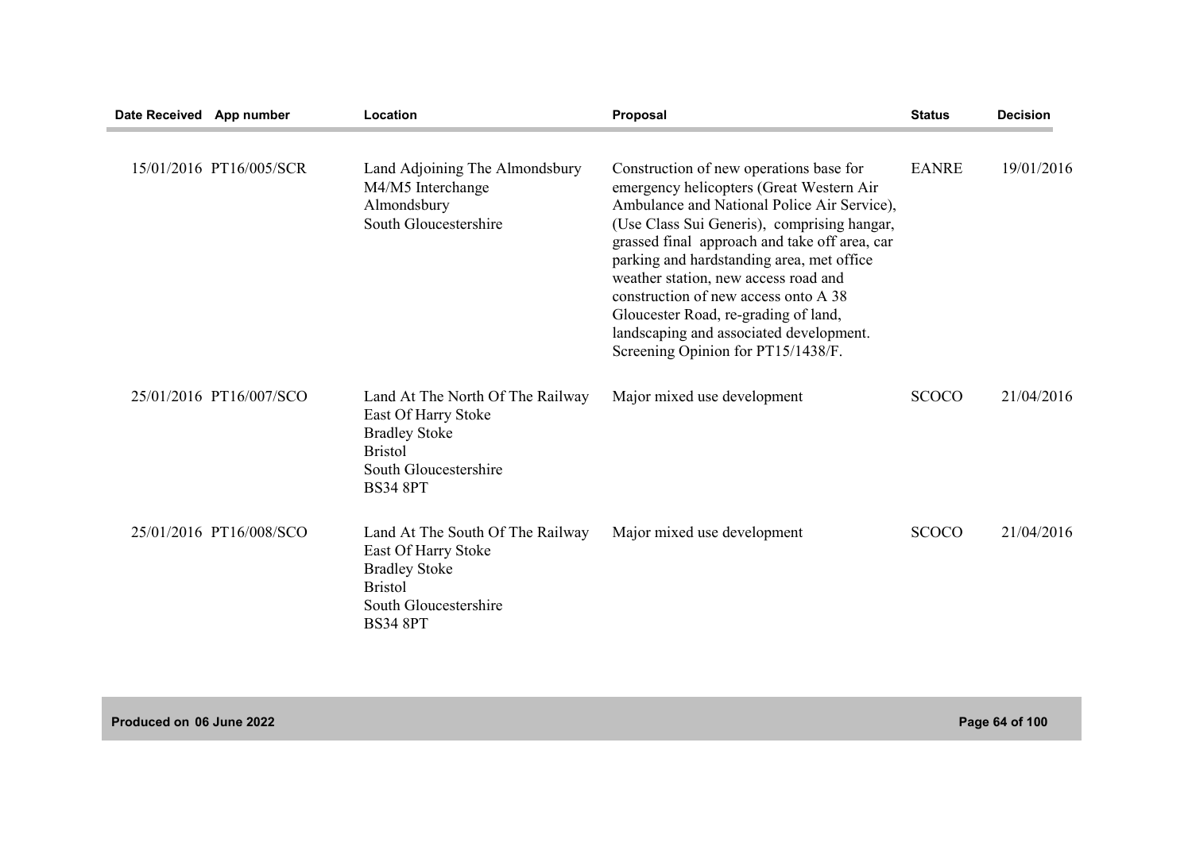| Date Received | App number | Location | Proposal | Status | Decision |
|---|---|---|---|---|---|
| 15/01/2016 | PT16/005/SCR | Land Adjoining The Almondsbury M4/M5 Interchange Almondsbury South Gloucestershire | Construction of new operations base for emergency helicopters (Great Western Air Ambulance and National Police Air Service), (Use Class Sui Generis), comprising hangar, grassed final approach and take off area, car parking and hardstanding area, met office weather station, new access road and construction of new access onto A 38 Gloucester Road, re-grading of land, landscaping and associated development. Screening Opinion for PT15/1438/F. | EANRE | 19/01/2016 |
| 25/01/2016 | PT16/007/SCO | Land At The North Of The Railway East Of Harry Stoke Bradley Stoke Bristol South Gloucestershire BS34 8PT | Major mixed use development | SCOCO | 21/04/2016 |
| 25/01/2016 | PT16/008/SCO | Land At The South Of The Railway East Of Harry Stoke Bradley Stoke Bristol South Gloucestershire BS34 8PT | Major mixed use development | SCOCO | 21/04/2016 |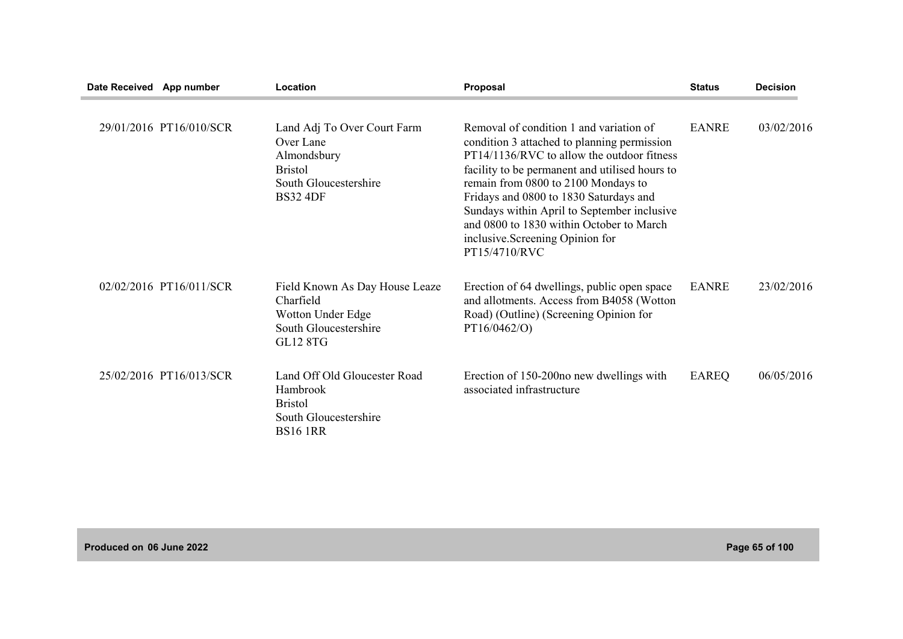| Date Received | App number | Location | Proposal | Status | Decision |
|---|---|---|---|---|---|
| 29/01/2016 | PT16/010/SCR | Land Adj To Over Court Farm Over Lane Almondsbury Bristol South Gloucestershire BS32 4DF | Removal of condition 1 and variation of condition 3 attached to planning permission PT14/1136/RVC to allow the outdoor fitness facility to be permanent and utilised hours to remain from 0800 to 2100 Mondays to Fridays and 0800 to 1830 Saturdays and Sundays within April to September inclusive and 0800 to 1830 within October to March inclusive.Screening Opinion for PT15/4710/RVC | EANRE | 03/02/2016 |
| 02/02/2016 | PT16/011/SCR | Field Known As Day House Leaze Charfield Wotton Under Edge South Gloucestershire GL12 8TG | Erection of 64 dwellings, public open space and allotments. Access from B4058 (Wotton Road) (Outline) (Screening Opinion for PT16/0462/O) | EANRE | 23/02/2016 |
| 25/02/2016 | PT16/013/SCR | Land Off Old Gloucester Road Hambrook Bristol South Gloucestershire BS16 1RR | Erection of 150-200no new dwellings with associated infrastructure | EAREQ | 06/05/2016 |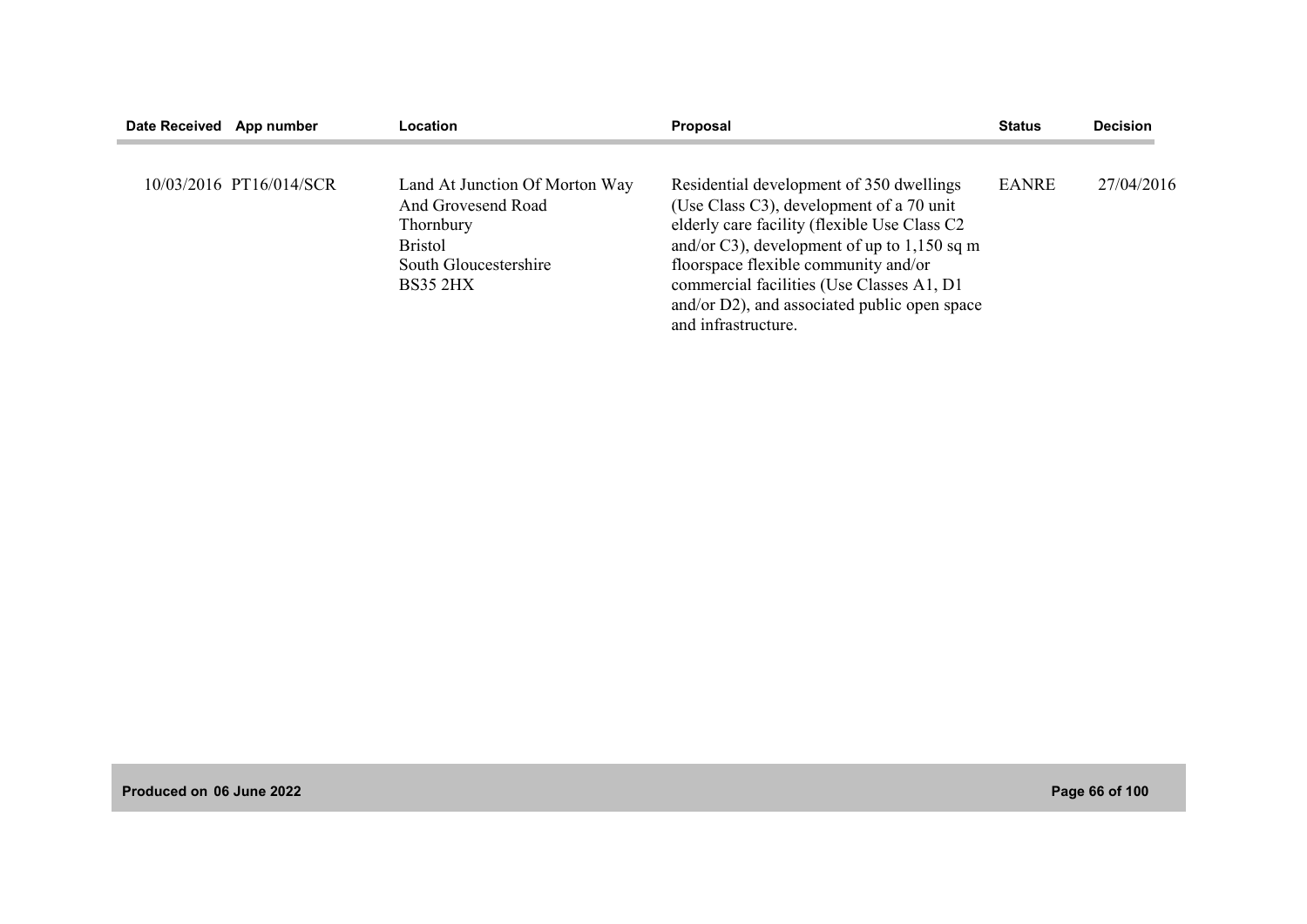| Date Received | App number | Location | Proposal | Status | Decision |
|---|---|---|---|---|---|
| 10/03/2016 | PT16/014/SCR | Land At Junction Of Morton Way And Grovesend Road Thornbury Bristol South Gloucestershire BS35 2HX | Residential development of 350 dwellings (Use Class C3), development of a 70 unit elderly care facility (flexible Use Class C2 and/or C3), development of up to 1,150 sq m floorspace flexible community and/or commercial facilities (Use Classes A1, D1 and/or D2), and associated public open space and infrastructure. | EANRE | 27/04/2016 |

Produced on 06 June 2022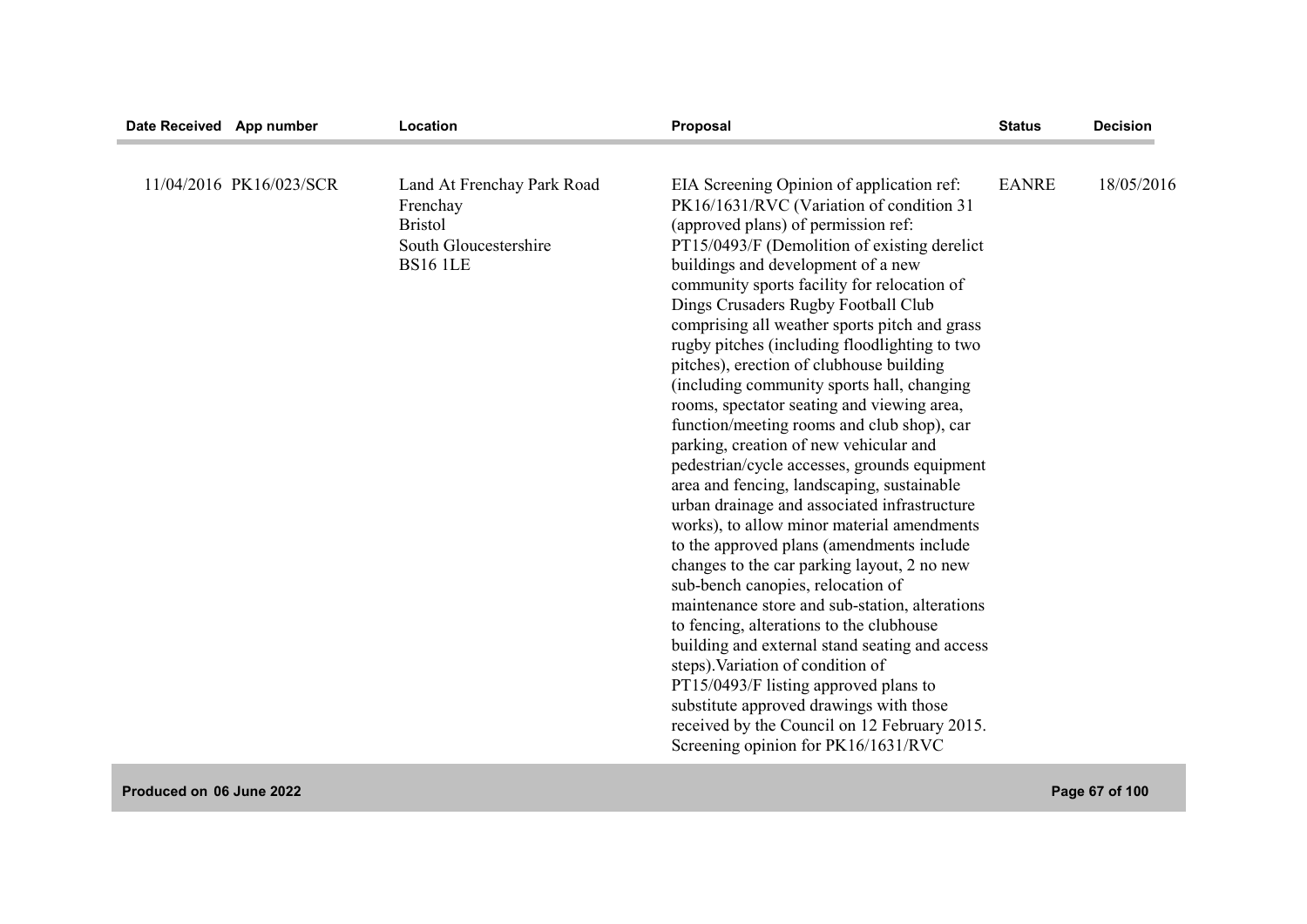| Date Received | App number | Location | Proposal | Status | Decision |
|---|---|---|---|---|---|
| 11/04/2016 | PK16/023/SCR | Land At Frenchay Park Road Frenchay Bristol South Gloucestershire BS16 1LE | EIA Screening Opinion of application ref: PK16/1631/RVC (Variation of condition 31 (approved plans) of permission ref: PT15/0493/F (Demolition of existing derelict buildings and development of a new community sports facility for relocation of Dings Crusaders Rugby Football Club comprising all weather sports pitch and grass rugby pitches (including floodlighting to two pitches), erection of clubhouse building (including community sports hall, changing rooms, spectator seating and viewing area, function/meeting rooms and club shop), car parking, creation of new vehicular and pedestrian/cycle accesses, grounds equipment area and fencing, landscaping, sustainable urban drainage and associated infrastructure works), to allow minor material amendments to the approved plans (amendments include changes to the car parking layout, 2 no new sub-bench canopies, relocation of maintenance store and sub-station, alterations to fencing, alterations to the clubhouse building and external stand seating and access steps).Variation of condition of PT15/0493/F listing approved plans to substitute approved drawings with those received by the Council on 12 February 2015. Screening opinion for PK16/1631/RVC | EANRE | 18/05/2016 |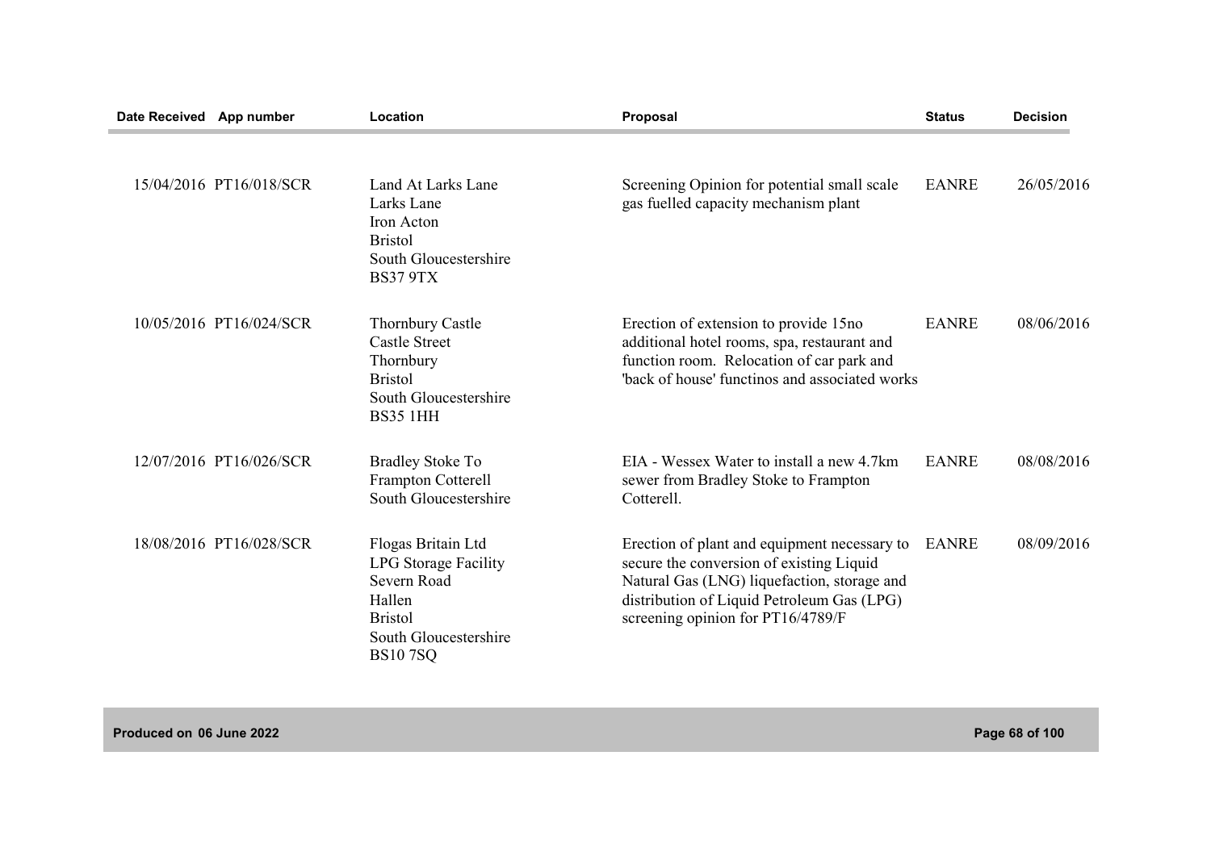| Date Received | App number | Location | Proposal | Status | Decision |
|---|---|---|---|---|---|
| 15/04/2016 | PT16/018/SCR | Land At Larks Lane Larks Lane Iron Acton Bristol South Gloucestershire BS37 9TX | Screening Opinion for potential small scale gas fuelled capacity mechanism plant | EANRE | 26/05/2016 |
| 10/05/2016 | PT16/024/SCR | Thornbury Castle Castle Street Thornbury Bristol South Gloucestershire BS35 1HH | Erection of extension to provide 15no additional hotel rooms, spa, restaurant and function room. Relocation of car park and 'back of house' functinos and associated works | EANRE | 08/06/2016 |
| 12/07/2016 | PT16/026/SCR | Bradley Stoke To Frampton Cotterell South Gloucestershire | EIA - Wessex Water to install a new 4.7km sewer from Bradley Stoke to Frampton Cotterell. | EANRE | 08/08/2016 |
| 18/08/2016 | PT16/028/SCR | Flogas Britain Ltd LPG Storage Facility Severn Road Hallen Bristol South Gloucestershire BS10 7SQ | Erection of plant and equipment necessary to secure the conversion of existing Liquid Natural Gas (LNG) liquefaction, storage and distribution of Liquid Petroleum Gas (LPG) screening opinion for PT16/4789/F | EANRE | 08/09/2016 |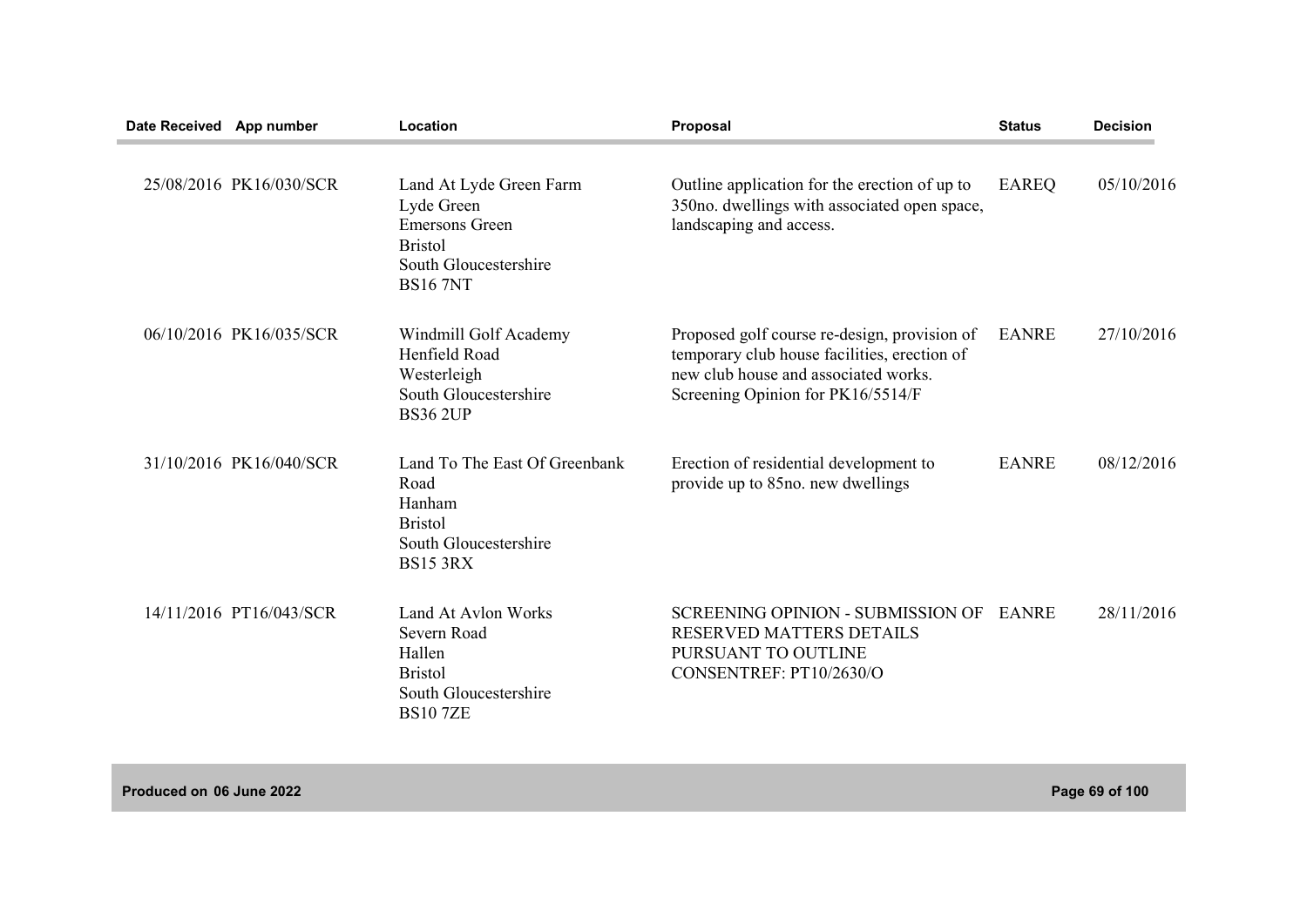| Date Received | App number | Location | Proposal | Status | Decision |
|---|---|---|---|---|---|
| 25/08/2016 | PK16/030/SCR | Land At Lyde Green Farm<br>Lyde Green<br>Emersons Green<br>Bristol<br>South Gloucestershire<br>BS16 7NT | Outline application for the erection of up to 350no. dwellings with associated open space, landscaping and access. | EAREQ | 05/10/2016 |
| 06/10/2016 | PK16/035/SCR | Windmill Golf Academy<br>Henfield Road<br>Westerleigh<br>South Gloucestershire<br>BS36 2UP | Proposed golf course re-design, provision of temporary club house facilities, erection of new club house and associated works. Screening Opinion for PK16/5514/F | EANRE | 27/10/2016 |
| 31/10/2016 | PK16/040/SCR | Land To The East Of Greenbank Road<br>Hanham<br>Bristol<br>South Gloucestershire<br>BS15 3RX | Erection of residential development to provide up to 85no. new dwellings | EANRE | 08/12/2016 |
| 14/11/2016 | PT16/043/SCR | Land At Avlon Works<br>Severn Road<br>Hallen<br>Bristol<br>South Gloucestershire<br>BS10 7ZE | SCREENING OPINION - SUBMISSION OF RESERVED MATTERS DETAILS PURSUANT TO OUTLINE CONSENTREF: PT10/2630/O | EANRE | 28/11/2016 |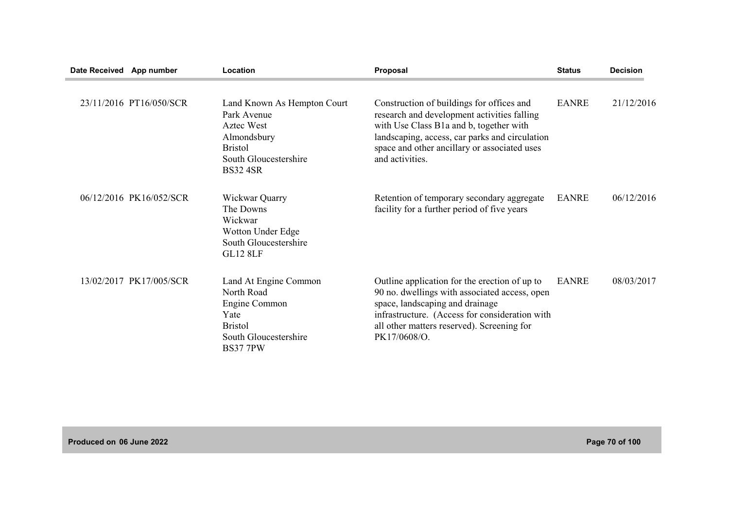| Date Received | App number | Location | Proposal | Status | Decision |
|---|---|---|---|---|---|
| 23/11/2016 | PT16/050/SCR | Land Known As Hempton Court<br>Park Avenue<br>Aztec West<br>Almondsbury<br>Bristol<br>South Gloucestershire<br>BS32 4SR | Construction of buildings for offices and research and development activities falling with Use Class B1a and b, together with landscaping, access, car parks and circulation space and other ancillary or associated uses and activities. | EANRE | 21/12/2016 |
| 06/12/2016 | PK16/052/SCR | Wickwar Quarry<br>The Downs<br>Wickwar<br>Wotton Under Edge<br>South Gloucestershire<br>GL12 8LF | Retention of temporary secondary aggregate facility for a further period of five years | EANRE | 06/12/2016 |
| 13/02/2017 | PK17/005/SCR | Land At Engine Common<br>North Road<br>Engine Common<br>Yate<br>Bristol<br>South Gloucestershire<br>BS37 7PW | Outline application for the erection of up to 90 no. dwellings with associated access, open space, landscaping and drainage infrastructure. (Access for consideration with all other matters reserved). Screening for PK17/0608/O. | EANRE | 08/03/2017 |

Produced on 06 June 2022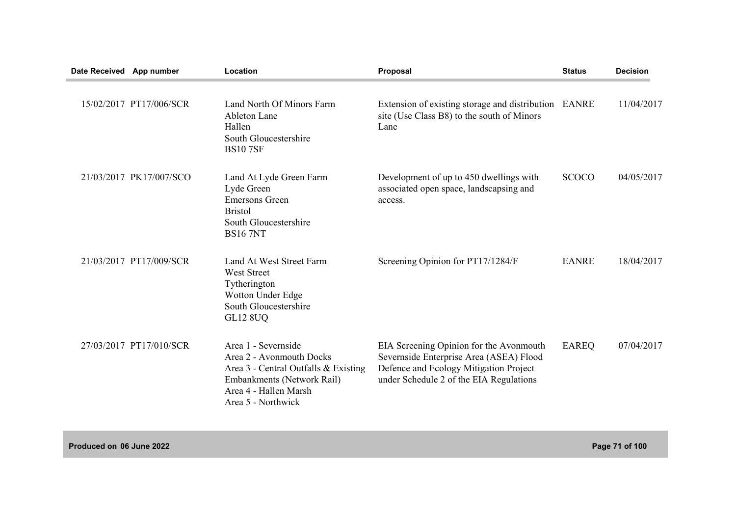| Date Received | App number | Location | Proposal | Status | Decision |
|---|---|---|---|---|---|
| 15/02/2017 | PT17/006/SCR | Land North Of Minors Farm<br>Ableton Lane<br>Hallen<br>South Gloucestershire<br>BS10 7SF | Extension of existing storage and distribution site (Use Class B8) to the south of Minors Lane | EANRE | 11/04/2017 |
| 21/03/2017 | PK17/007/SCO | Land At Lyde Green Farm<br>Lyde Green<br>Emersons Green<br>Bristol<br>South Gloucestershire<br>BS16 7NT | Development of up to 450 dwellings with associated open space, landscapsing and access. | SCOCO | 04/05/2017 |
| 21/03/2017 | PT17/009/SCR | Land At West Street Farm<br>West Street<br>Tytherington<br>Wotton Under Edge<br>South Gloucestershire<br>GL12 8UQ | Screening Opinion for PT17/1284/F | EANRE | 18/04/2017 |
| 27/03/2017 | PT17/010/SCR | Area 1 - Severnside<br>Area 2 - Avonmouth Docks<br>Area 3 - Central Outfalls & Existing Embankments (Network Rail)<br>Area 4 - Hallen Marsh<br>Area 5 - Northwick | EIA Screening Opinion for the Avonmouth Severnside Enterprise Area (ASEA) Flood Defence and Ecology Mitigation Project under Schedule 2 of the EIA Regulations | EAREQ | 07/04/2017 |

**Produced on 06 June 2022**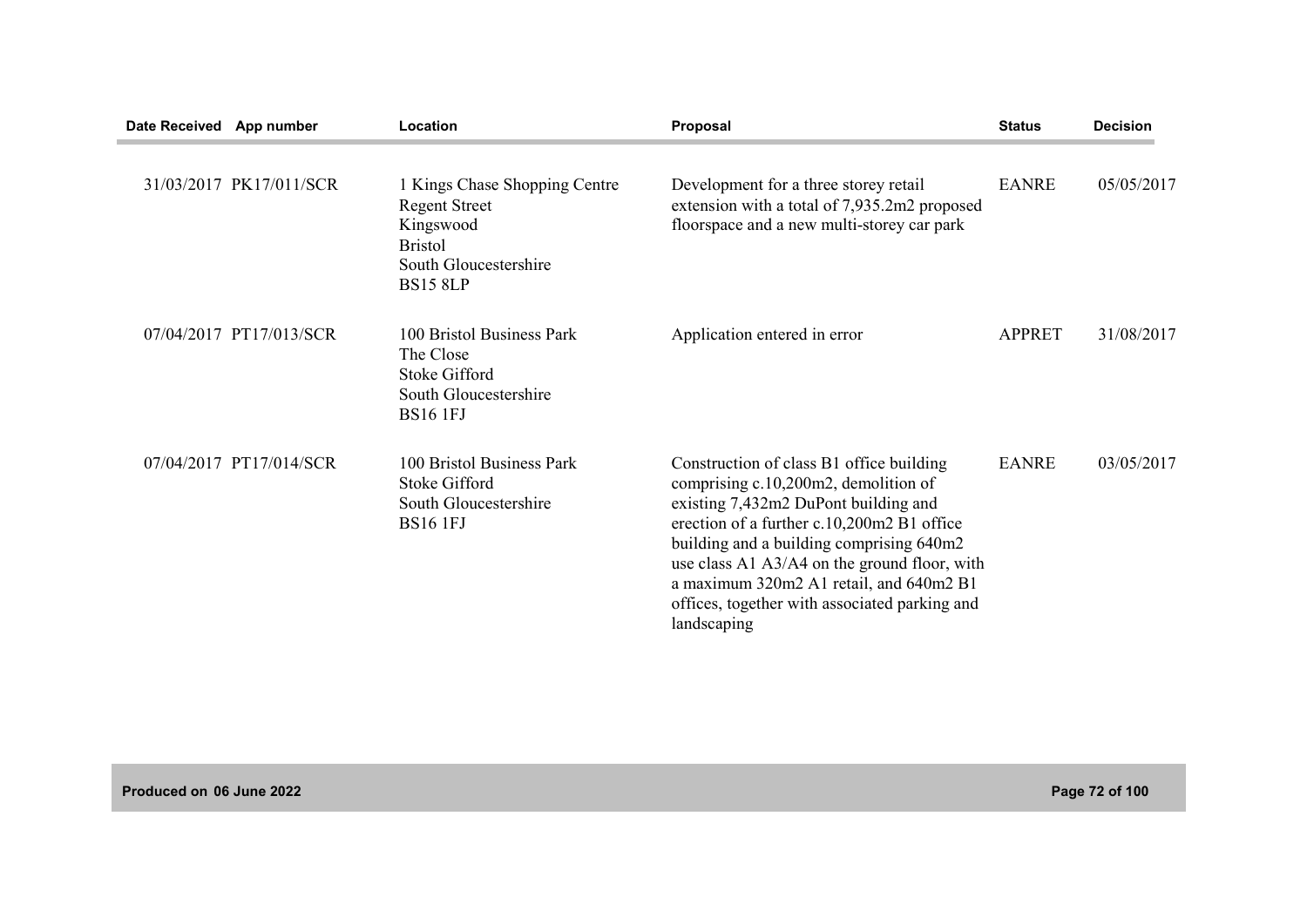| Date Received | App number | Location | Proposal | Status | Decision |
|---|---|---|---|---|---|
| 31/03/2017 | PK17/011/SCR | 1 Kings Chase Shopping Centre Regent Street Kingswood Bristol South Gloucestershire BS15 8LP | Development for a three storey retail extension with a total of 7,935.2m2 proposed floorspace and a new multi-storey car park | EANRE | 05/05/2017 |
| 07/04/2017 | PT17/013/SCR | 100 Bristol Business Park The Close Stoke Gifford South Gloucestershire BS16 1FJ | Application entered in error | APPRET | 31/08/2017 |
| 07/04/2017 | PT17/014/SCR | 100 Bristol Business Park Stoke Gifford South Gloucestershire BS16 1FJ | Construction of class B1 office building comprising c.10,200m2, demolition of existing 7,432m2 DuPont building and erection of a further c.10,200m2 B1 office building and a building comprising 640m2 use class A1 A3/A4 on the ground floor, with a maximum 320m2 A1 retail, and 640m2 B1 offices, together with associated parking and landscaping | EANRE | 03/05/2017 |

Produced on 06 June 2022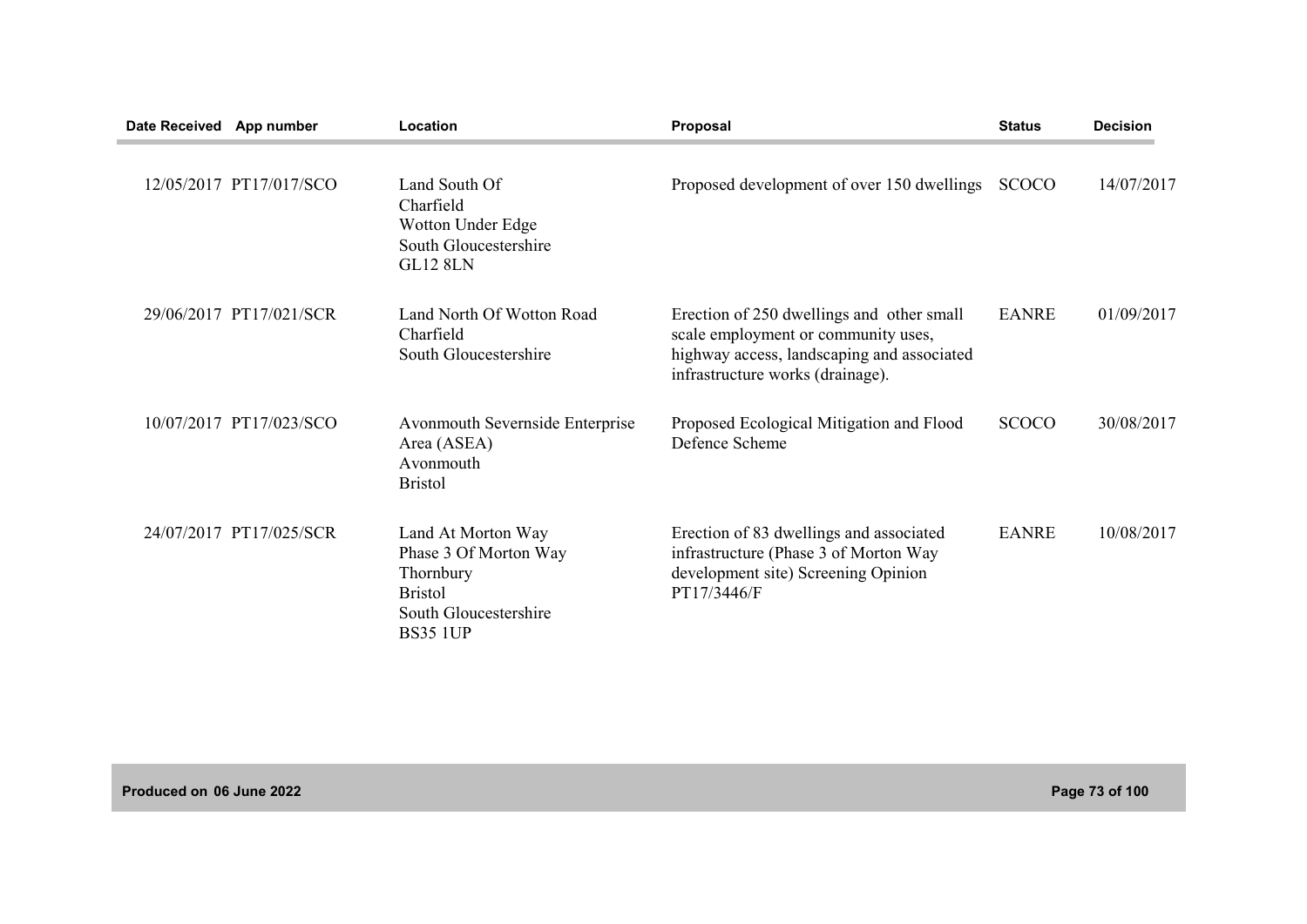| Date Received | App number | Location | Proposal | Status | Decision |
|---|---|---|---|---|---|
| 12/05/2017 | PT17/017/SCO | Land South Of Charfield Wotton Under Edge South Gloucestershire GL12 8LN | Proposed development of over 150 dwellings | SCOCO | 14/07/2017 |
| 29/06/2017 | PT17/021/SCR | Land North Of Wotton Road Charfield South Gloucestershire | Erection of 250 dwellings and other small scale employment or community uses, highway access, landscaping and associated infrastructure works (drainage). | EANRE | 01/09/2017 |
| 10/07/2017 | PT17/023/SCO | Avonmouth Severnside Enterprise Area (ASEA) Avonmouth Bristol | Proposed Ecological Mitigation and Flood Defence Scheme | SCOCO | 30/08/2017 |
| 24/07/2017 | PT17/025/SCR | Land At Morton Way Phase 3 Of Morton Way Thornbury Bristol South Gloucestershire BS35 1UP | Erection of 83 dwellings and associated infrastructure (Phase 3 of Morton Way development site) Screening Opinion PT17/3446/F | EANRE | 10/08/2017 |

Produced on 06 June 2022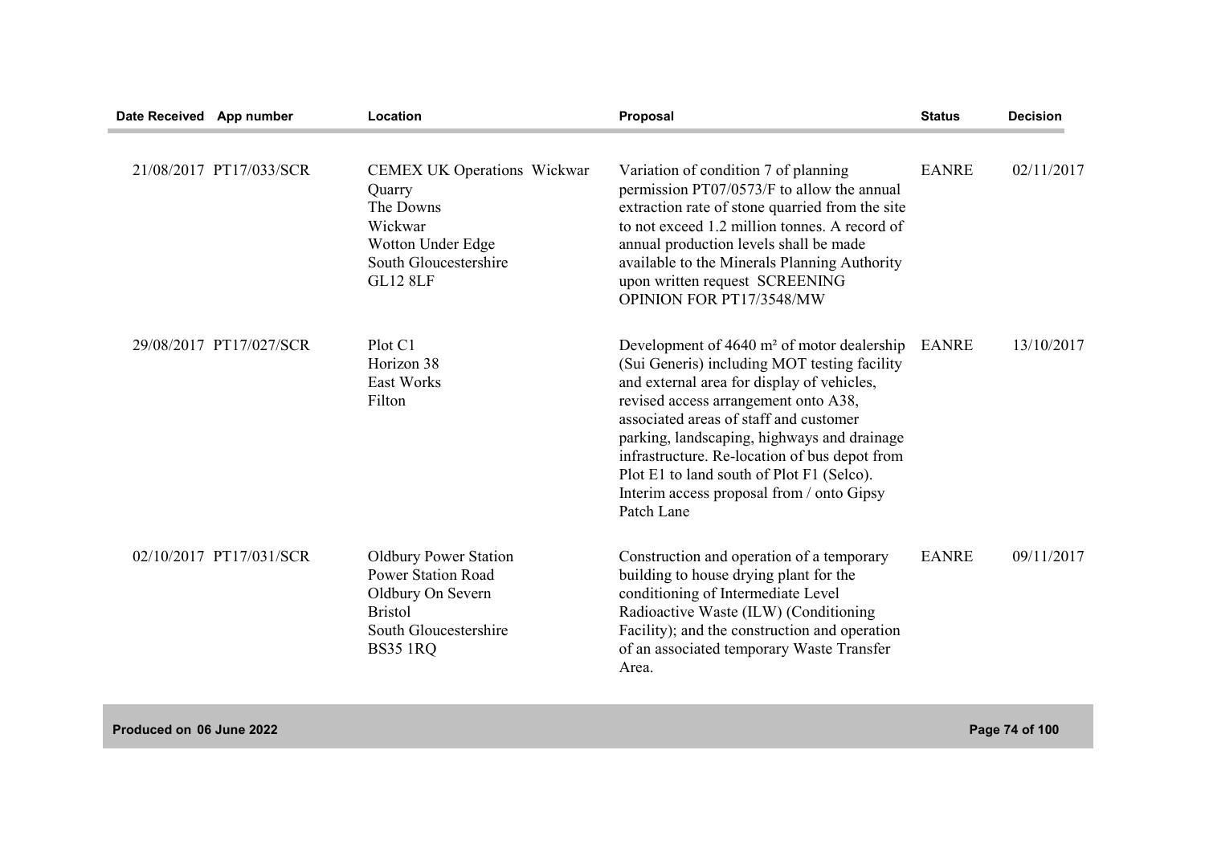| Date Received | App number | Location | Proposal | Status | Decision |
|---|---|---|---|---|---|
| 21/08/2017 | PT17/033/SCR | CEMEX UK Operations Wickwar Quarry<br>The Downs<br>Wickwar<br>Wotton Under Edge<br>South Gloucestershire<br>GL12 8LF | Variation of condition 7 of planning permission PT07/0573/F to allow the annual extraction rate of stone quarried from the site to not exceed 1.2 million tonnes. A record of annual production levels shall be made available to the Minerals Planning Authority upon written request SCREENING OPINION FOR PT17/3548/MW | EANRE | 02/11/2017 |
| 29/08/2017 | PT17/027/SCR | Plot C1<br>Horizon 38<br>East Works<br>Filton | Development of 4640 m² of motor dealership (Sui Generis) including MOT testing facility and external area for display of vehicles, revised access arrangement onto A38, associated areas of staff and customer parking, landscaping, highways and drainage infrastructure. Re-location of bus depot from Plot E1 to land south of Plot F1 (Selco). Interim access proposal from / onto Gipsy Patch Lane | EANRE | 13/10/2017 |
| 02/10/2017 | PT17/031/SCR | Oldbury Power Station<br>Power Station Road<br>Oldbury On Severn<br>Bristol<br>South Gloucestershire<br>BS35 1RQ | Construction and operation of a temporary building to house drying plant for the conditioning of Intermediate Level Radioactive Waste (ILW) (Conditioning Facility); and the construction and operation of an associated temporary Waste Transfer Area. | EANRE | 09/11/2017 |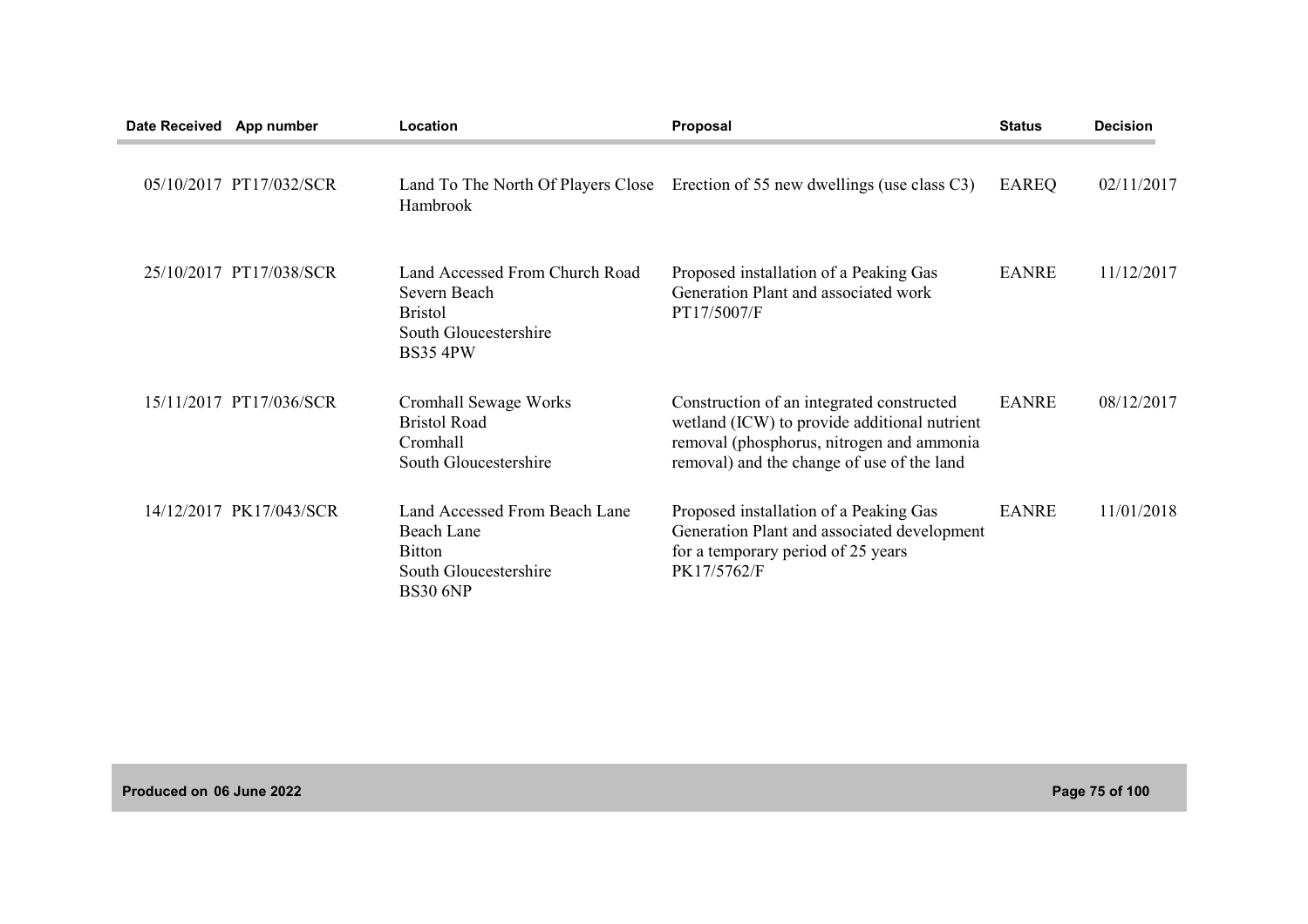| Date Received | App number | Location | Proposal | Status | Decision |
|---|---|---|---|---|---|
| 05/10/2017 | PT17/032/SCR | Land To The North Of Players Close Hambrook | Erection of 55 new dwellings (use class C3) | EAREQ | 02/11/2017 |
| 25/10/2017 | PT17/038/SCR | Land Accessed From Church Road Severn Beach Bristol South Gloucestershire BS35 4PW | Proposed installation of a Peaking Gas Generation Plant and associated work PT17/5007/F | EANRE | 11/12/2017 |
| 15/11/2017 | PT17/036/SCR | Cromhall Sewage Works Bristol Road Cromhall South Gloucestershire | Construction of an integrated constructed wetland (ICW) to provide additional nutrient removal (phosphorus, nitrogen and ammonia removal) and the change of use of the land | EANRE | 08/12/2017 |
| 14/12/2017 | PK17/043/SCR | Land Accessed From Beach Lane Beach Lane Bitton South Gloucestershire BS30 6NP | Proposed installation of a Peaking Gas Generation Plant and associated development for a temporary period of 25 years PK17/5762/F | EANRE | 11/01/2018 |

Produced on 06 June 2022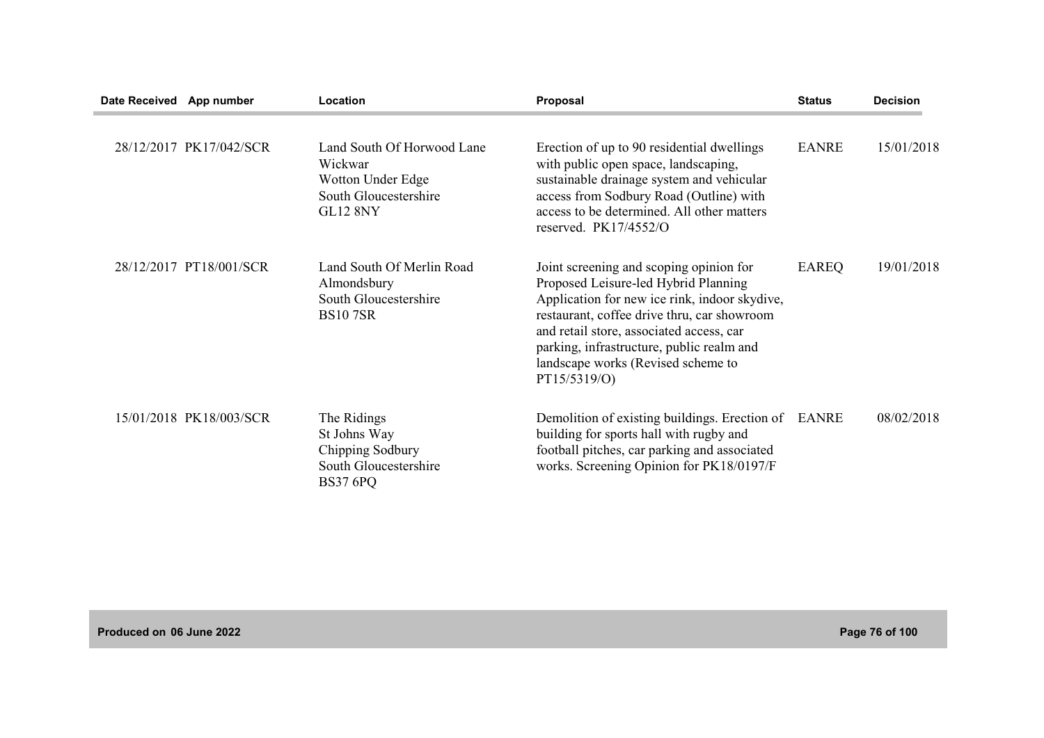| Date Received | App number | Location | Proposal | Status | Decision |
|---|---|---|---|---|---|
| 28/12/2017 | PK17/042/SCR | Land South Of Horwood Lane Wickwar Wotton Under Edge South Gloucestershire GL12 8NY | Erection of up to 90 residential dwellings with public open space, landscaping, sustainable drainage system and vehicular access from Sodbury Road (Outline) with access to be determined. All other matters reserved. PK17/4552/O | EANRE | 15/01/2018 |
| 28/12/2017 | PT18/001/SCR | Land South Of Merlin Road Almondsbury South Gloucestershire BS10 7SR | Joint screening and scoping opinion for Proposed Leisure-led Hybrid Planning Application for new ice rink, indoor skydive, restaurant, coffee drive thru, car showroom and retail store, associated access, car parking, infrastructure, public realm and landscape works (Revised scheme to PT15/5319/O) | EAREQ | 19/01/2018 |
| 15/01/2018 | PK18/003/SCR | The Ridings St Johns Way Chipping Sodbury South Gloucestershire BS37 6PQ | Demolition of existing buildings. Erection of building for sports hall with rugby and football pitches, car parking and associated works. Screening Opinion for PK18/0197/F | EANRE | 08/02/2018 |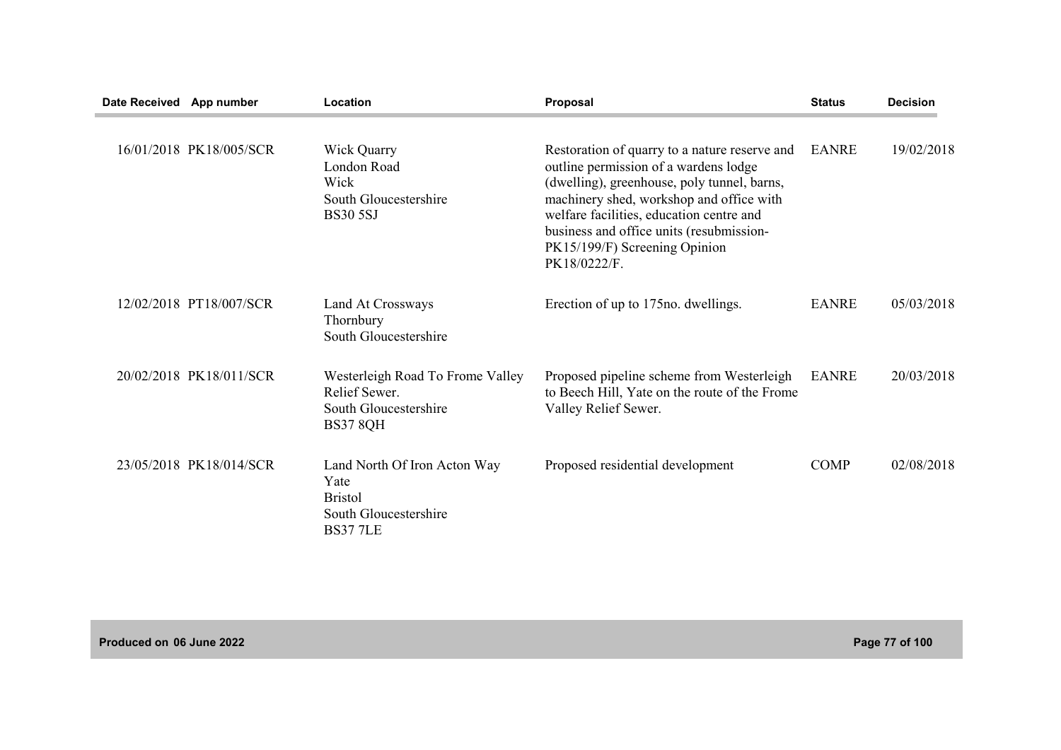| Date Received | App number | Location | Proposal | Status | Decision |
|---|---|---|---|---|---|
| 16/01/2018 | PK18/005/SCR | Wick Quarry London Road Wick South Gloucestershire BS30 5SJ | Restoration of quarry to a nature reserve and outline permission of a wardens lodge (dwelling), greenhouse, poly tunnel, barns, machinery shed, workshop and office with welfare facilities, education centre and business and office units (resubmission- PK15/199/F) Screening Opinion PK18/0222/F. | EANRE | 19/02/2018 |
| 12/02/2018 | PT18/007/SCR | Land At Crossways Thornbury South Gloucestershire | Erection of up to 175no. dwellings. | EANRE | 05/03/2018 |
| 20/02/2018 | PK18/011/SCR | Westerleigh Road To Frome Valley Relief Sewer. South Gloucestershire BS37 8QH | Proposed pipeline scheme from Westerleigh to Beech Hill, Yate on the route of the Frome Valley Relief Sewer. | EANRE | 20/03/2018 |
| 23/05/2018 | PK18/014/SCR | Land North Of Iron Acton Way Yate Bristol South Gloucestershire BS37 7LE | Proposed residential development | COMP | 02/08/2018 |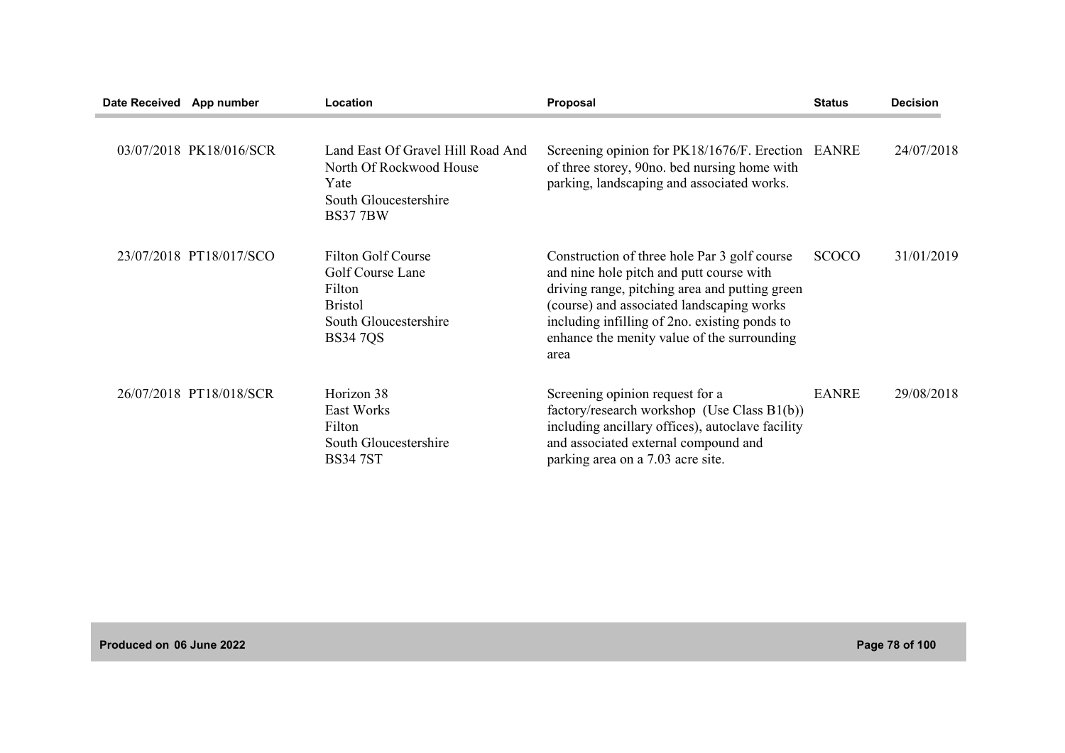| Date Received | App number | Location | Proposal | Status | Decision |
|---|---|---|---|---|---|
| 03/07/2018 | PK18/016/SCR | Land East Of Gravel Hill Road And North Of Rockwood House Yate South Gloucestershire BS37 7BW | Screening opinion for PK18/1676/F. Erection of three storey, 90no. bed nursing home with parking, landscaping and associated works. | EANRE | 24/07/2018 |
| 23/07/2018 | PT18/017/SCO | Filton Golf Course Golf Course Lane Filton Bristol South Gloucestershire BS34 7QS | Construction of three hole Par 3 golf course and nine hole pitch and putt course with driving range, pitching area and putting green (course) and associated landscaping works including infilling of 2no. existing ponds to enhance the menity value of the surrounding area | SCOCO | 31/01/2019 |
| 26/07/2018 | PT18/018/SCR | Horizon 38 East Works Filton South Gloucestershire BS34 7ST | Screening opinion request for a factory/research workshop (Use Class B1(b)) including ancillary offices), autoclave facility and associated external compound and parking area on a 7.03 acre site. | EANRE | 29/08/2018 |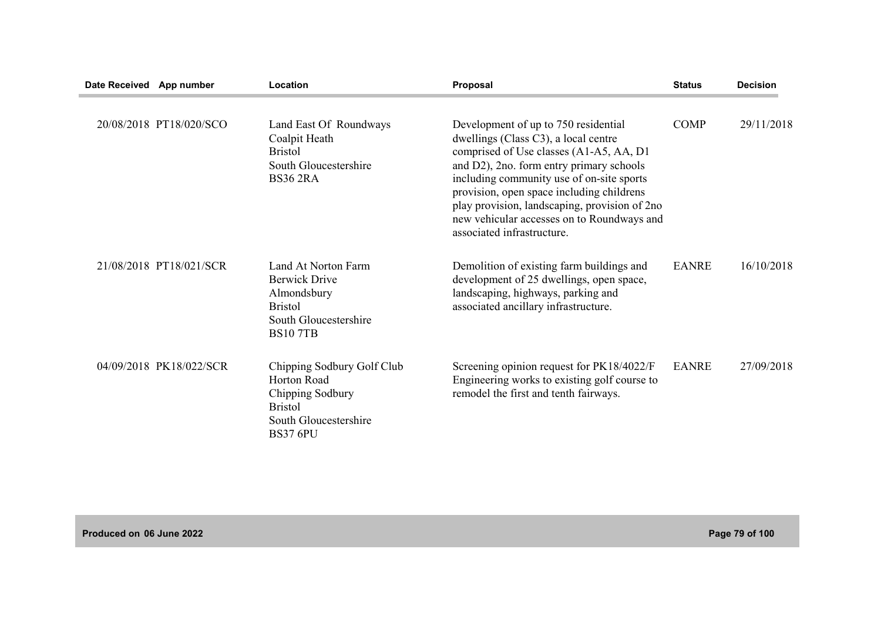| Date Received | App number | Location | Proposal | Status | Decision |
|---|---|---|---|---|---|
| 20/08/2018 | PT18/020/SCO | Land East Of Roundways Coalpit Heath Bristol South Gloucestershire BS36 2RA | Development of up to 750 residential dwellings (Class C3), a local centre comprised of Use classes (A1-A5, AA, D1 and D2), 2no. form entry primary schools including community use of on-site sports provision, open space including childrens play provision, landscaping, provision of 2no new vehicular accesses on to Roundways and associated infrastructure. | COMP | 29/11/2018 |
| 21/08/2018 | PT18/021/SCR | Land At Norton Farm Berwick Drive Almondsbury Bristol South Gloucestershire BS10 7TB | Demolition of existing farm buildings and development of 25 dwellings, open space, landscaping, highways, parking and associated ancillary infrastructure. | EANRE | 16/10/2018 |
| 04/09/2018 | PK18/022/SCR | Chipping Sodbury Golf Club Horton Road Chipping Sodbury Bristol South Gloucestershire BS37 6PU | Screening opinion request for PK18/4022/F Engineering works to existing golf course to remodel the first and tenth fairways. | EANRE | 27/09/2018 |

Produced on 06 June 2022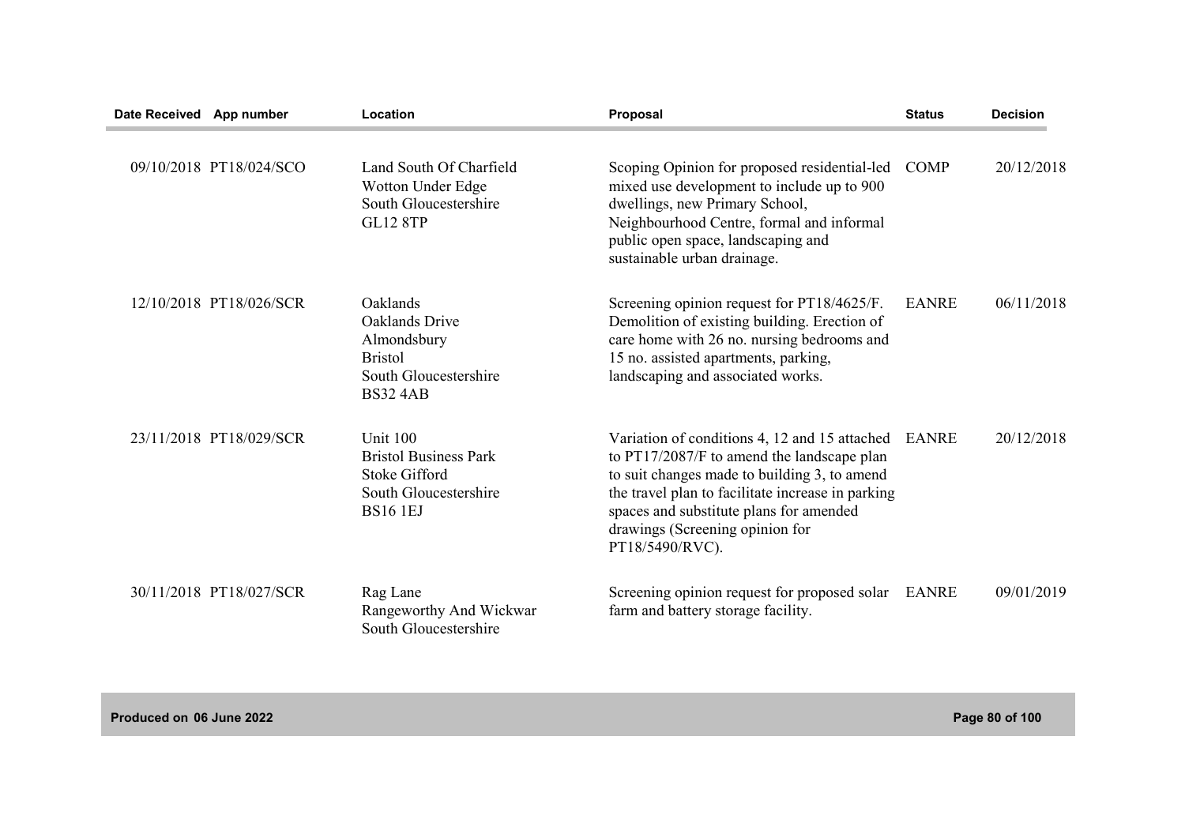| Date Received | App number | Location | Proposal | Status | Decision |
| --- | --- | --- | --- | --- | --- |
| 09/10/2018 | PT18/024/SCO | Land South Of Charfield Wotton Under Edge South Gloucestershire GL12 8TP | Scoping Opinion for proposed residential-led mixed use development to include up to 900 dwellings, new Primary School, Neighbourhood Centre, formal and informal public open space, landscaping and sustainable urban drainage. | COMP | 20/12/2018 |
| 12/10/2018 | PT18/026/SCR | Oaklands Oaklands Drive Almondsbury Bristol South Gloucestershire BS32 4AB | Screening opinion request for PT18/4625/F. Demolition of existing building. Erection of care home with 26 no. nursing bedrooms and 15 no. assisted apartments, parking, landscaping and associated works. | EANRE | 06/11/2018 |
| 23/11/2018 | PT18/029/SCR | Unit 100 Bristol Business Park Stoke Gifford South Gloucestershire BS16 1EJ | Variation of conditions 4, 12 and 15 attached to PT17/2087/F to amend the landscape plan to suit changes made to building 3, to amend the travel plan to facilitate increase in parking spaces and substitute plans for amended drawings (Screening opinion for PT18/5490/RVC). | EANRE | 20/12/2018 |
| 30/11/2018 | PT18/027/SCR | Rag Lane Rangeworthy And Wickwar South Gloucestershire | Screening opinion request for proposed solar farm and battery storage facility. | EANRE | 09/01/2019 |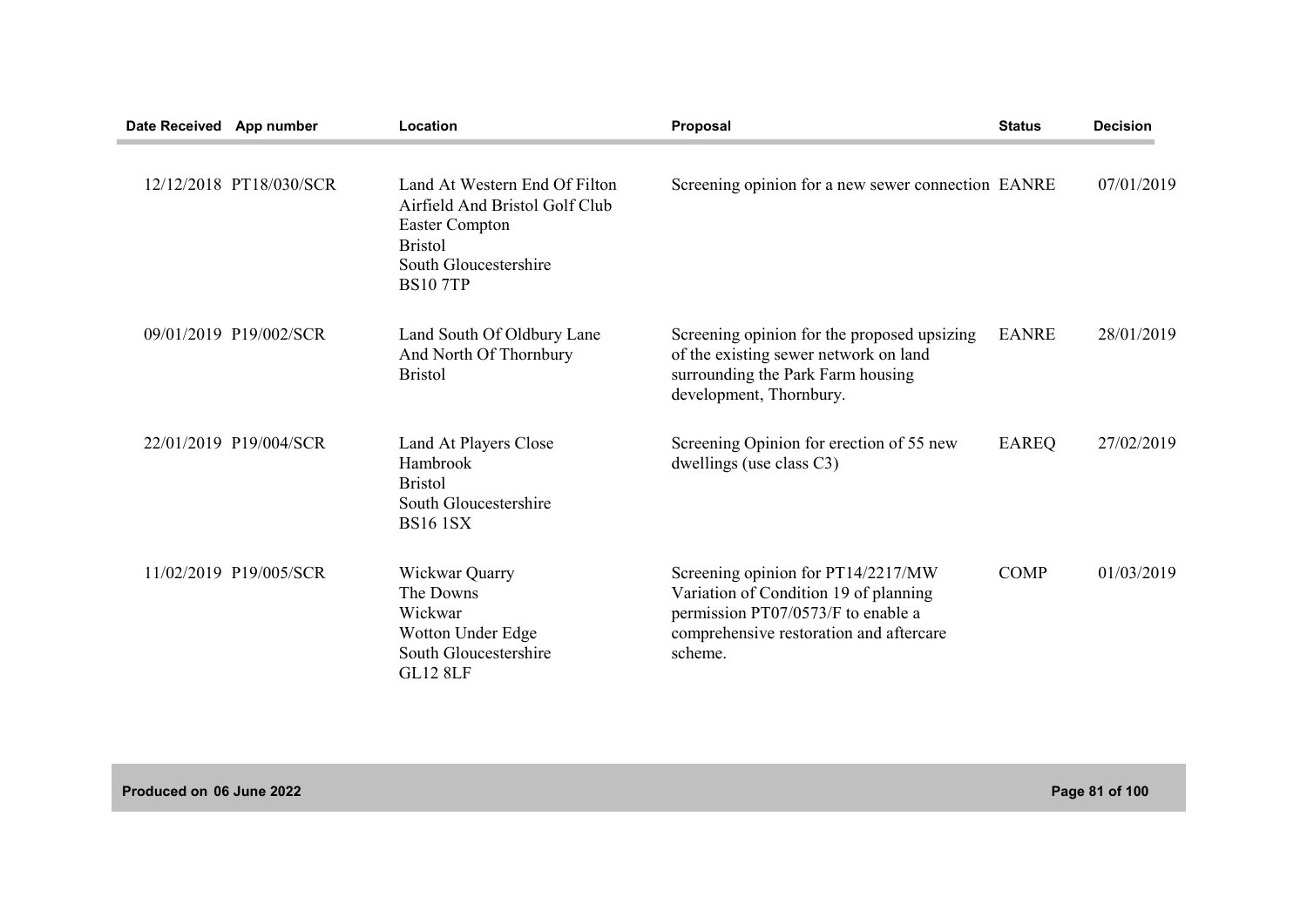| Date Received | App number | Location | Proposal | Status | Decision |
|---|---|---|---|---|---|
| 12/12/2018 | PT18/030/SCR | Land At Western End Of Filton Airfield And Bristol Golf Club Easter Compton Bristol South Gloucestershire BS10 7TP | Screening opinion for a new sewer connection | EANRE | 07/01/2019 |
| 09/01/2019 | P19/002/SCR | Land South Of Oldbury Lane And North Of Thornbury Bristol | Screening opinion for the proposed upsizing of the existing sewer network on land surrounding the Park Farm housing development, Thornbury. | EANRE | 28/01/2019 |
| 22/01/2019 | P19/004/SCR | Land At Players Close Hambrook Bristol South Gloucestershire BS16 1SX | Screening Opinion for erection of 55 new dwellings (use class C3) | EAREQ | 27/02/2019 |
| 11/02/2019 | P19/005/SCR | Wickwar Quarry The Downs Wickwar Wotton Under Edge South Gloucestershire GL12 8LF | Screening opinion for PT14/2217/MW Variation of Condition 19 of planning permission PT07/0573/F to enable a comprehensive restoration and aftercare scheme. | COMP | 01/03/2019 |

Produced on 06 June 2022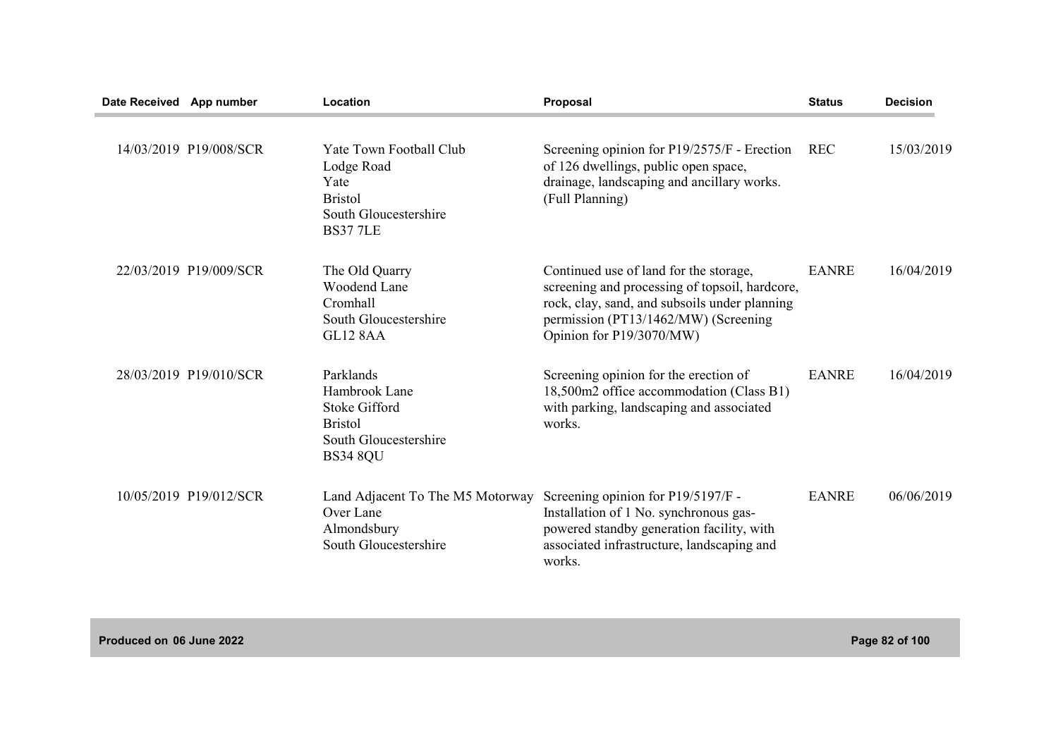| Date Received | App number | Location | Proposal | Status | Decision |
|---|---|---|---|---|---|
| 14/03/2019 | P19/008/SCR | Yate Town Football Club<br>Lodge Road<br>Yate<br>Bristol<br>South Gloucestershire<br>BS37 7LE | Screening opinion for P19/2575/F - Erection of 126 dwellings, public open space, drainage, landscaping and ancillary works. (Full Planning) | REC | 15/03/2019 |
| 22/03/2019 | P19/009/SCR | The Old Quarry<br>Woodend Lane<br>Cromhall<br>South Gloucestershire<br>GL12 8AA | Continued use of land for the storage, screening and processing of topsoil, hardcore, rock, clay, sand, and subsoils under planning permission (PT13/1462/MW) (Screening Opinion for P19/3070/MW) | EANRE | 16/04/2019 |
| 28/03/2019 | P19/010/SCR | Parklands<br>Hambrook Lane<br>Stoke Gifford<br>Bristol<br>South Gloucestershire<br>BS34 8QU | Screening opinion for the erection of 18,500m2 office accommodation (Class B1) with parking, landscaping and associated works. | EANRE | 16/04/2019 |
| 10/05/2019 | P19/012/SCR | Land Adjacent To The M5 Motorway<br>Over Lane<br>Almondsbury<br>South Gloucestershire | Screening opinion for P19/5197/F - Installation of 1 No. synchronous gas-powered standby generation facility, with associated infrastructure, landscaping and works. | EANRE | 06/06/2019 |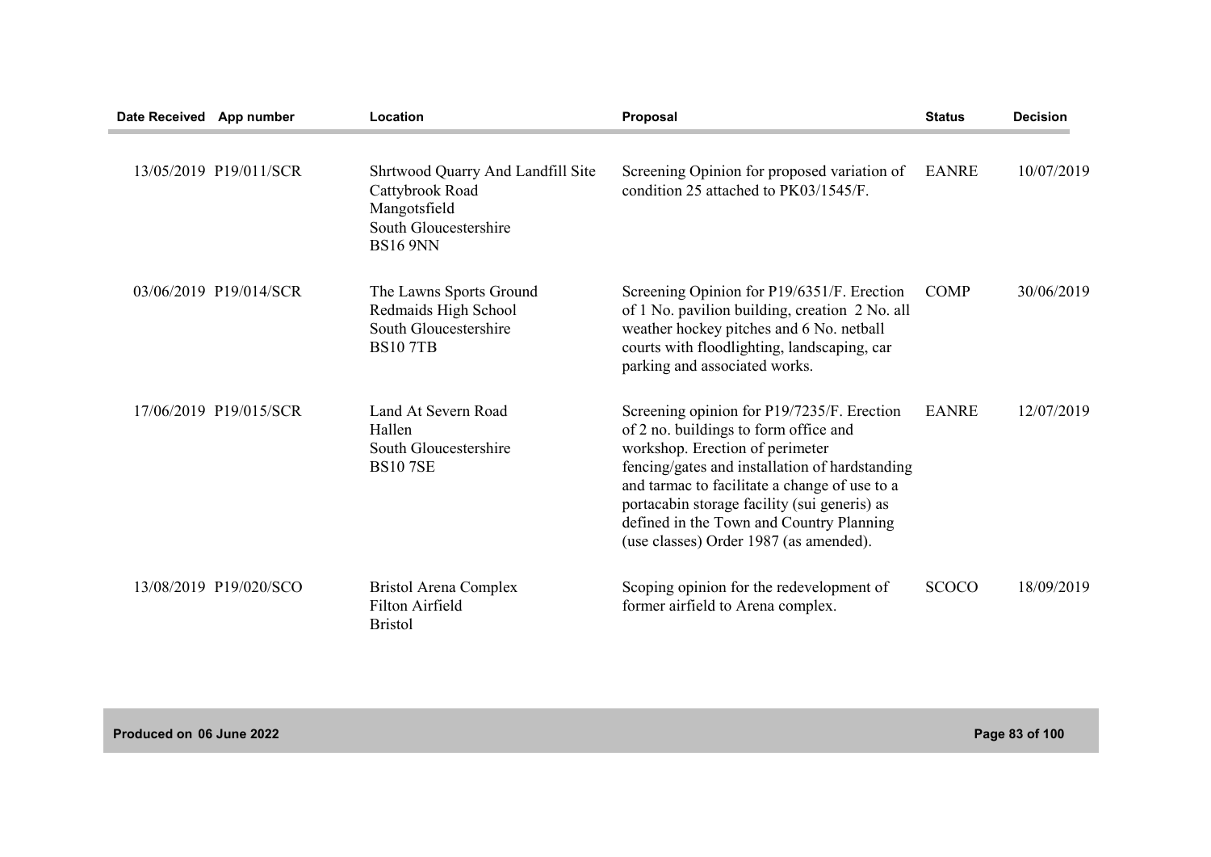| Date Received | App number | Location | Proposal | Status | Decision |
|---|---|---|---|---|---|
| 13/05/2019 | P19/011/SCR | Shrtwood Quarry And Landfill Site Cattybrook Road Mangotsfield South Gloucestershire BS16 9NN | Screening Opinion for proposed variation of condition 25 attached to PK03/1545/F. | EANRE | 10/07/2019 |
| 03/06/2019 | P19/014/SCR | The Lawns Sports Ground Redmaids High School South Gloucestershire BS10 7TB | Screening Opinion for P19/6351/F. Erection of 1 No. pavilion building, creation 2 No. all weather hockey pitches and 6 No. netball courts with floodlighting, landscaping, car parking and associated works. | COMP | 30/06/2019 |
| 17/06/2019 | P19/015/SCR | Land At Severn Road Hallen South Gloucestershire BS10 7SE | Screening opinion for P19/7235/F. Erection of 2 no. buildings to form office and workshop. Erection of perimeter fencing/gates and installation of hardstanding and tarmac to facilitate a change of use to a portacabin storage facility (sui generis) as defined in the Town and Country Planning (use classes) Order 1987 (as amended). | EANRE | 12/07/2019 |
| 13/08/2019 | P19/020/SCO | Bristol Arena Complex Filton Airfield Bristol | Scoping opinion for the redevelopment of former airfield to Arena complex. | SCOCO | 18/09/2019 |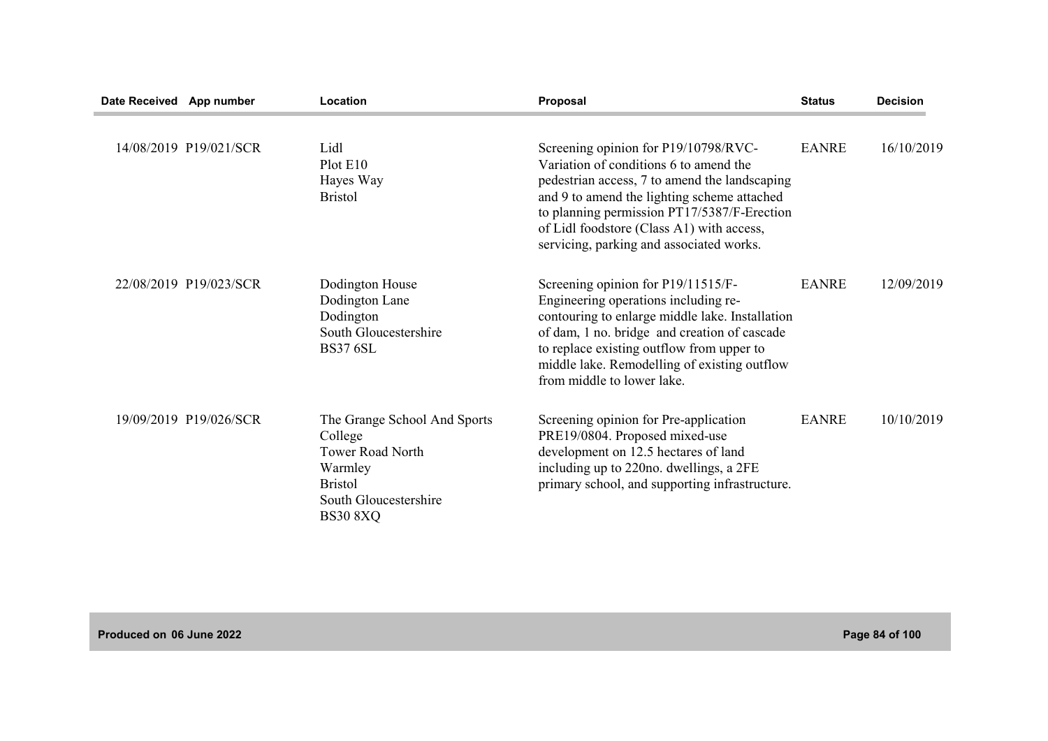| Date Received | App number | Location | Proposal | Status | Decision |
|---|---|---|---|---|---|
| 14/08/2019 | P19/021/SCR | Lidl<br>Plot E10<br>Hayes Way<br>Bristol | Screening opinion for P19/10798/RVC-Variation of conditions 6 to amend the pedestrian access, 7 to amend the landscaping and 9 to amend the lighting scheme attached to planning permission PT17/5387/F-Erection of Lidl foodstore (Class A1) with access, servicing, parking and associated works. | EANRE | 16/10/2019 |
| 22/08/2019 | P19/023/SCR | Dodington House<br>Dodington Lane<br>Dodington<br>South Gloucestershire<br>BS37 6SL | Screening opinion for P19/11515/F-Engineering operations including re-contouring to enlarge middle lake. Installation of dam, 1 no. bridge and creation of cascade to replace existing outflow from upper to middle lake. Remodelling of existing outflow from middle to lower lake. | EANRE | 12/09/2019 |
| 19/09/2019 | P19/026/SCR | The Grange School And Sports College<br>Tower Road North<br>Warmley<br>Bristol<br>South Gloucestershire<br>BS30 8XQ | Screening opinion for Pre-application PRE19/0804. Proposed mixed-use development on 12.5 hectares of land including up to 220no. dwellings, a 2FE primary school, and supporting infrastructure. | EANRE | 10/10/2019 |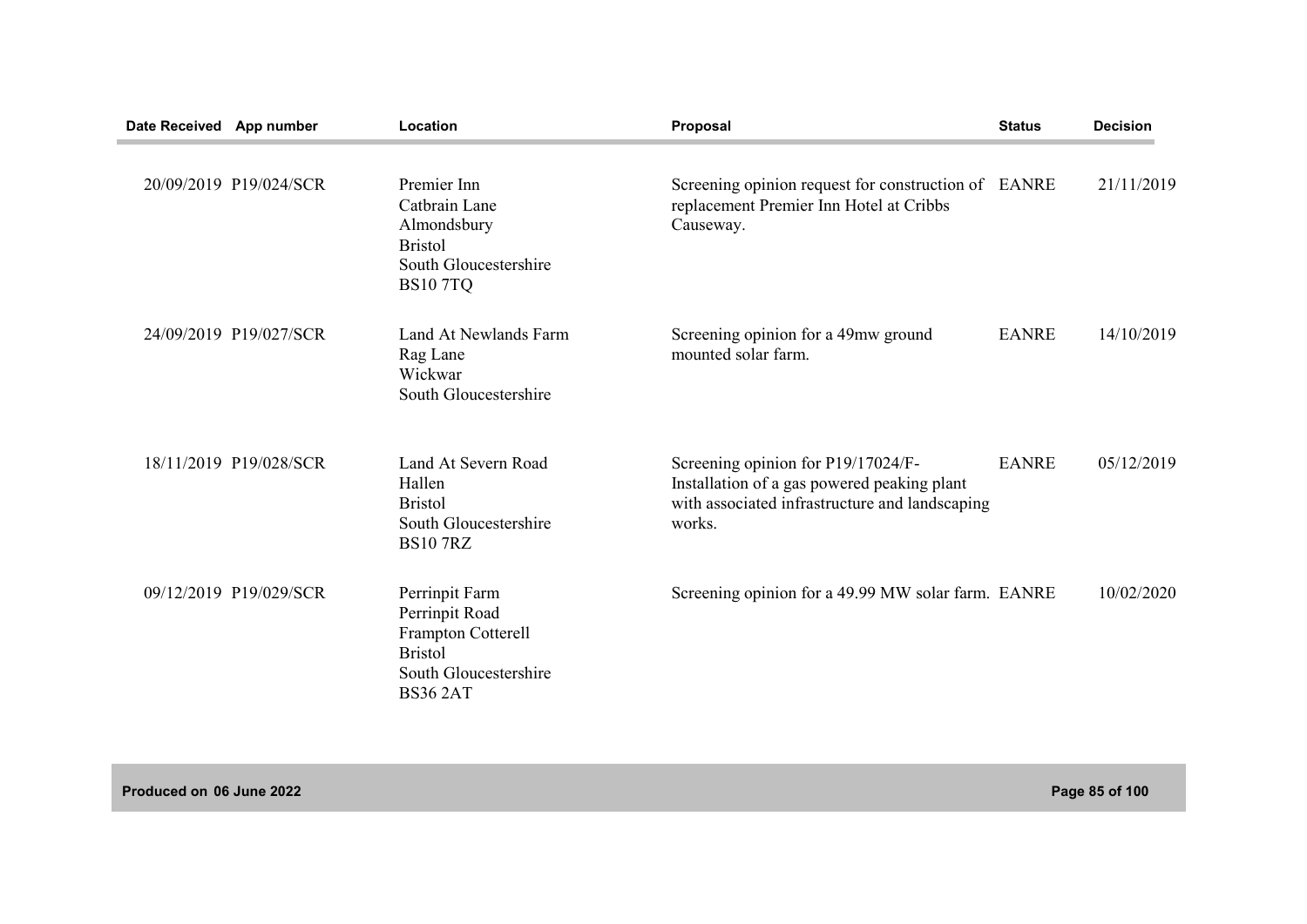| Date Received | App number | Location | Proposal | Status | Decision |
|---|---|---|---|---|---|
| 20/09/2019 | P19/024/SCR | Premier Inn<br>Catbrain Lane<br>Almondsbury<br>Bristol<br>South Gloucestershire<br>BS10 7TQ | Screening opinion request for construction of replacement Premier Inn Hotel at Cribbs Causeway. | EANRE | 21/11/2019 |
| 24/09/2019 | P19/027/SCR | Land At Newlands Farm<br>Rag Lane<br>Wickwar<br>South Gloucestershire | Screening opinion for a 49mw ground mounted solar farm. | EANRE | 14/10/2019 |
| 18/11/2019 | P19/028/SCR | Land At Severn Road<br>Hallen<br>Bristol<br>South Gloucestershire<br>BS10 7RZ | Screening opinion for P19/17024/F- Installation of a gas powered peaking plant with associated infrastructure and landscaping works. | EANRE | 05/12/2019 |
| 09/12/2019 | P19/029/SCR | Perrinpit Farm<br>Perrinpit Road<br>Frampton Cotterell<br>Bristol<br>South Gloucestershire<br>BS36 2AT | Screening opinion for a 49.99 MW solar farm. | EANRE | 10/02/2020 |

Produced on 06 June 2022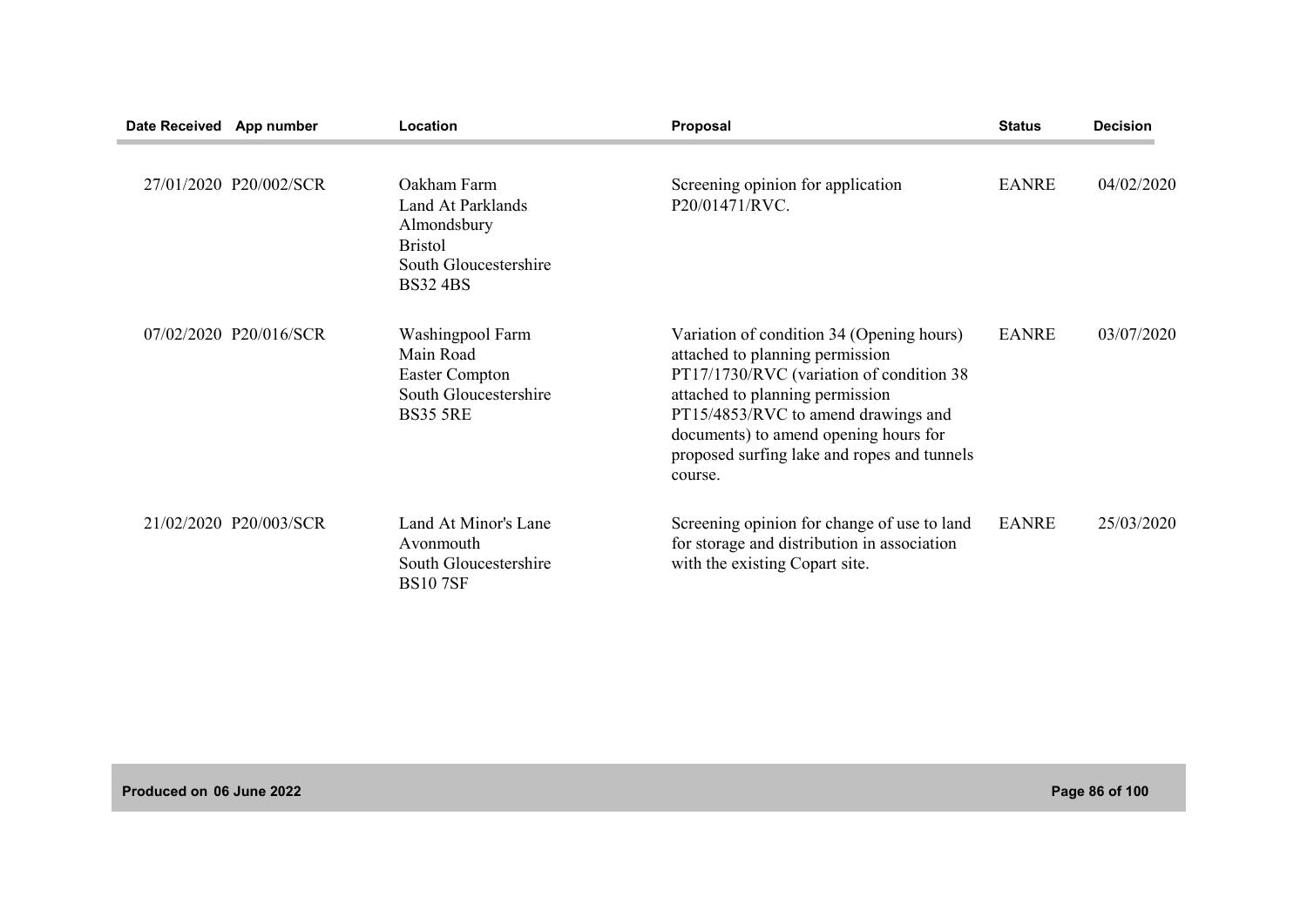| Date Received | App number | Location | Proposal | Status | Decision |
|---|---|---|---|---|---|
| 27/01/2020 | P20/002/SCR | Oakham Farm Land At Parklands Almondsbury Bristol South Gloucestershire BS32 4BS | Screening opinion for application P20/01471/RVC. | EANRE | 04/02/2020 |
| 07/02/2020 | P20/016/SCR | Washingpool Farm Main Road Easter Compton South Gloucestershire BS35 5RE | Variation of condition 34 (Opening hours) attached to planning permission PT17/1730/RVC (variation of condition 38 attached to planning permission PT15/4853/RVC to amend drawings and documents) to amend opening hours for proposed surfing lake and ropes and tunnels course. | EANRE | 03/07/2020 |
| 21/02/2020 | P20/003/SCR | Land At Minor's Lane Avonmouth South Gloucestershire BS10 7SF | Screening opinion for change of use to land for storage and distribution in association with the existing Copart site. | EANRE | 25/03/2020 |

Produced on 06 June 2022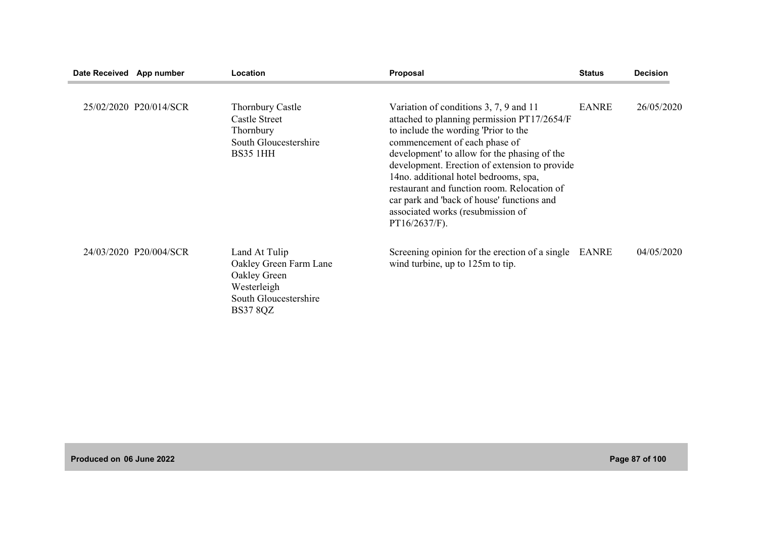| Date Received | App number | Location | Proposal | Status | Decision |
|---|---|---|---|---|---|
| 25/02/2020 | P20/014/SCR | Thornbury Castle Castle Street Thornbury South Gloucestershire BS35 1HH | Variation of conditions 3, 7, 9 and 11 attached to planning permission PT17/2654/F to include the wording 'Prior to the commencement of each phase of development' to allow for the phasing of the development. Erection of extension to provide 14no. additional hotel bedrooms, spa, restaurant and function room. Relocation of car park and 'back of house' functions and associated works (resubmission of PT16/2637/F). | EANRE | 26/05/2020 |
| 24/03/2020 | P20/004/SCR | Land At Tulip Oakley Green Farm Lane Oakley Green Westerleigh South Gloucestershire BS37 8QZ | Screening opinion for the erection of a single wind turbine, up to 125m to tip. | EANRE | 04/05/2020 |

Produced on 06 June 2022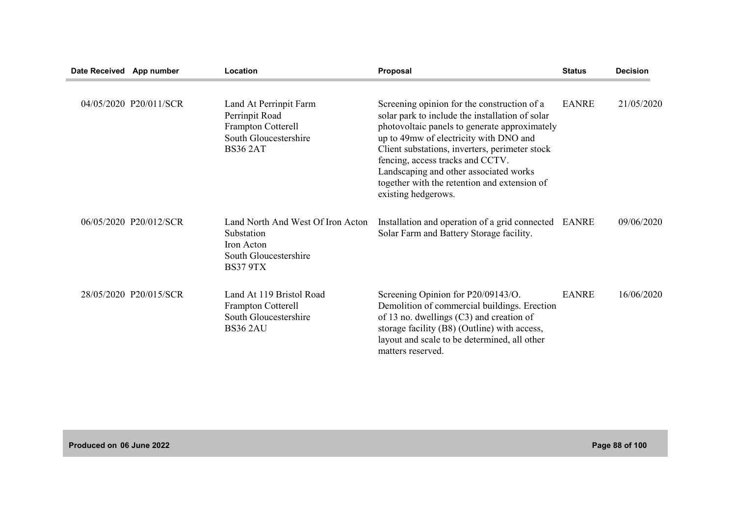| Date Received | App number | Location | Proposal | Status | Decision |
| --- | --- | --- | --- | --- | --- |
| 04/05/2020 | P20/011/SCR | Land At Perrinpit Farm<br>Perrinpit Road<br>Frampton Cotterell<br>South Gloucestershire<br>BS36 2AT | Screening opinion for the construction of a solar park to include the installation of solar photovoltaic panels to generate approximately up to 49mw of electricity with DNO and Client substations, inverters, perimeter stock fencing, access tracks and CCTV. Landscaping and other associated works together with the retention and extension of existing hedgerows. | EANRE | 21/05/2020 |
| 06/05/2020 | P20/012/SCR | Land North And West Of Iron Acton Substation<br>Iron Acton<br>South Gloucestershire<br>BS37 9TX | Installation and operation of a grid connected Solar Farm and Battery Storage facility. | EANRE | 09/06/2020 |
| 28/05/2020 | P20/015/SCR | Land At 119 Bristol Road<br>Frampton Cotterell<br>South Gloucestershire<br>BS36 2AU | Screening Opinion for P20/09143/O. Demolition of commercial buildings. Erection of 13 no. dwellings (C3) and creation of storage facility (B8) (Outline) with access, layout and scale to be determined, all other matters reserved. | EANRE | 16/06/2020 |

Produced on 06 June 2022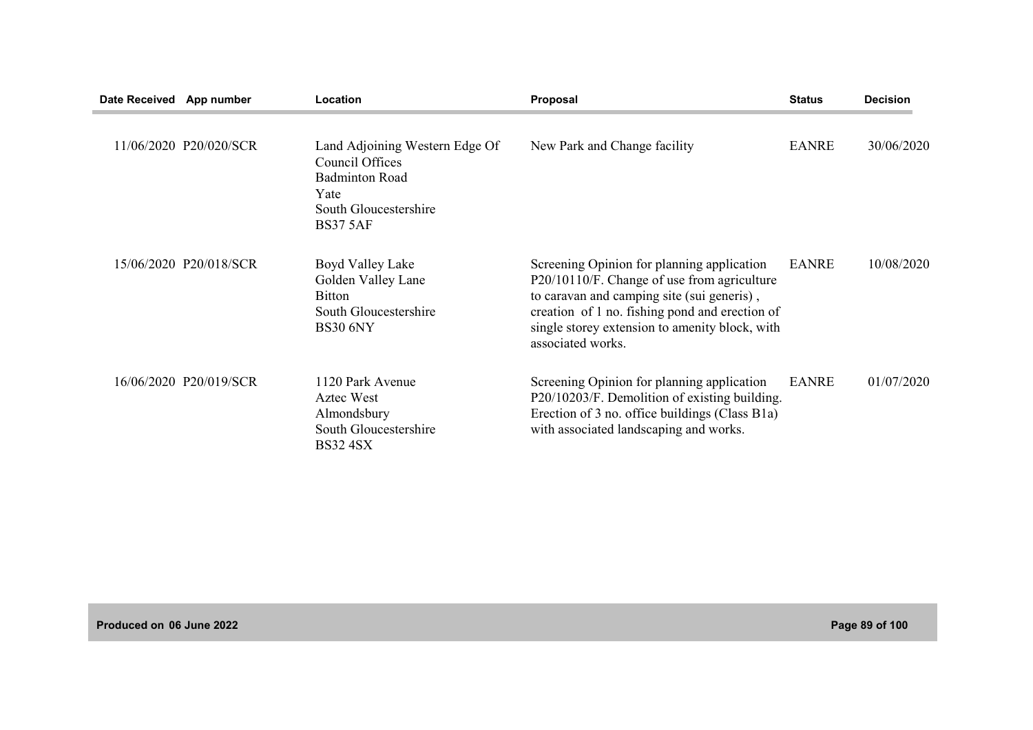| Date Received | App number | Location | Proposal | Status | Decision |
|---|---|---|---|---|---|
| 11/06/2020 | P20/020/SCR | Land Adjoining Western Edge Of Council Offices<br>Badminton Road<br>Yate<br>South Gloucestershire<br>BS37 5AF | New Park and Change facility | EANRE | 30/06/2020 |
| 15/06/2020 | P20/018/SCR | Boyd Valley Lake<br>Golden Valley Lane<br>Bitton<br>South Gloucestershire<br>BS30 6NY | Screening Opinion for planning application P20/10110/F. Change of use from agriculture to caravan and camping site (sui generis) , creation of 1 no. fishing pond and erection of single storey extension to amenity block, with associated works. | EANRE | 10/08/2020 |
| 16/06/2020 | P20/019/SCR | 1120 Park Avenue<br>Aztec West<br>Almondsbury<br>South Gloucestershire<br>BS32 4SX | Screening Opinion for planning application P20/10203/F. Demolition of existing building. Erection of 3 no. office buildings (Class B1a) with associated landscaping and works. | EANRE | 01/07/2020 |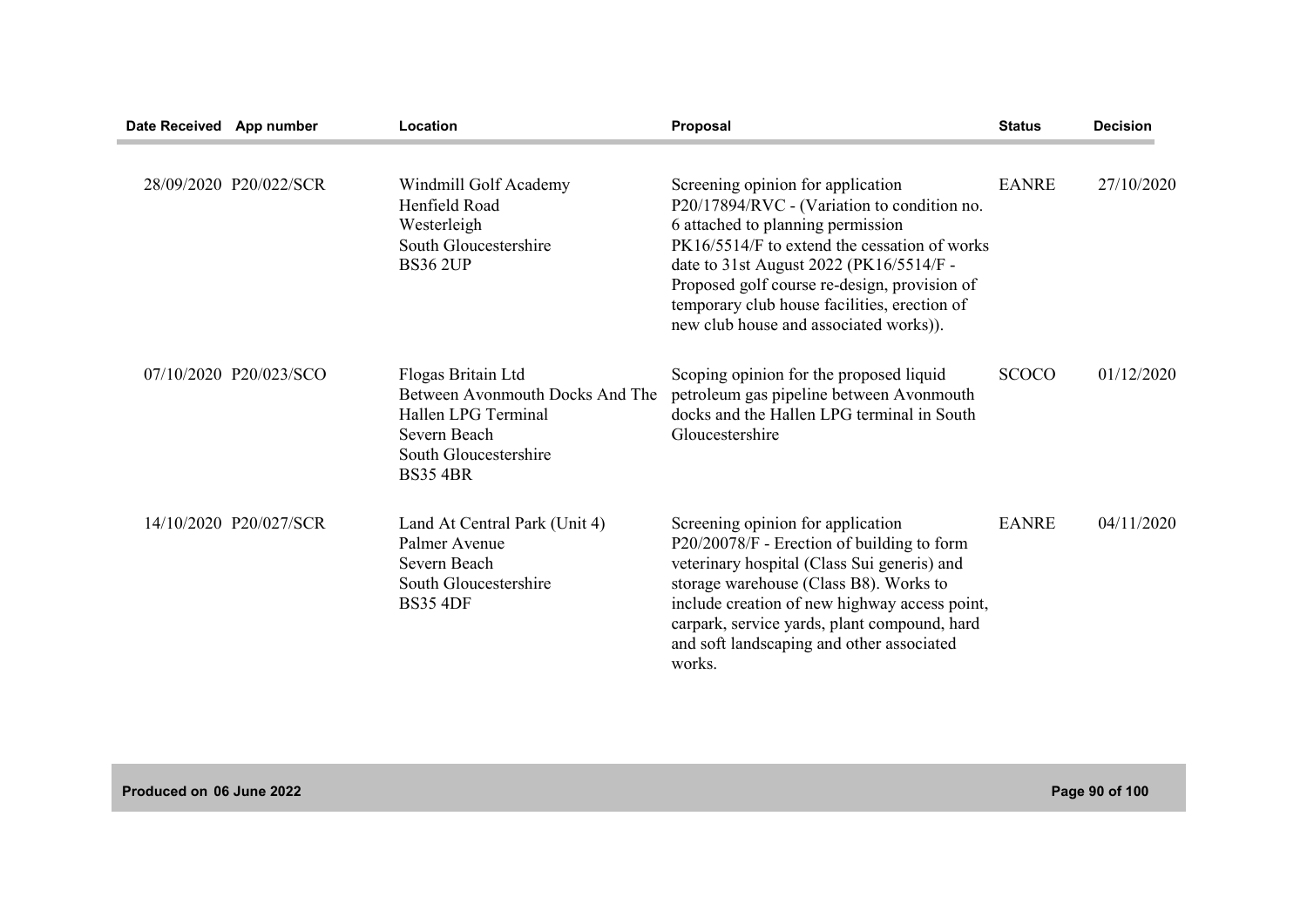| Date Received | App number | Location | Proposal | Status | Decision |
|---|---|---|---|---|---|
| 28/09/2020 | P20/022/SCR | Windmill Golf Academy<br>Henfield Road<br>Westerleigh<br>South Gloucestershire<br>BS36 2UP | Screening opinion for application P20/17894/RVC - (Variation to condition no. 6 attached to planning permission PK16/5514/F to extend the cessation of works date to 31st August 2022 (PK16/5514/F - Proposed golf course re-design, provision of temporary club house facilities, erection of new club house and associated works)). | EANRE | 27/10/2020 |
| 07/10/2020 | P20/023/SCO | Flogas Britain Ltd<br>Between Avonmouth Docks And The Hallen LPG Terminal<br>Severn Beach<br>South Gloucestershire<br>BS35 4BR | Scoping opinion for the proposed liquid petroleum gas pipeline between Avonmouth docks and the Hallen LPG terminal in South Gloucestershire | SCOCO | 01/12/2020 |
| 14/10/2020 | P20/027/SCR | Land At Central Park (Unit 4)<br>Palmer Avenue<br>Severn Beach<br>South Gloucestershire<br>BS35 4DF | Screening opinion for application P20/20078/F - Erection of building to form veterinary hospital (Class Sui generis) and storage warehouse (Class B8). Works to include creation of new highway access point, carpark, service yards, plant compound, hard and soft landscaping and other associated works. | EANRE | 04/11/2020 |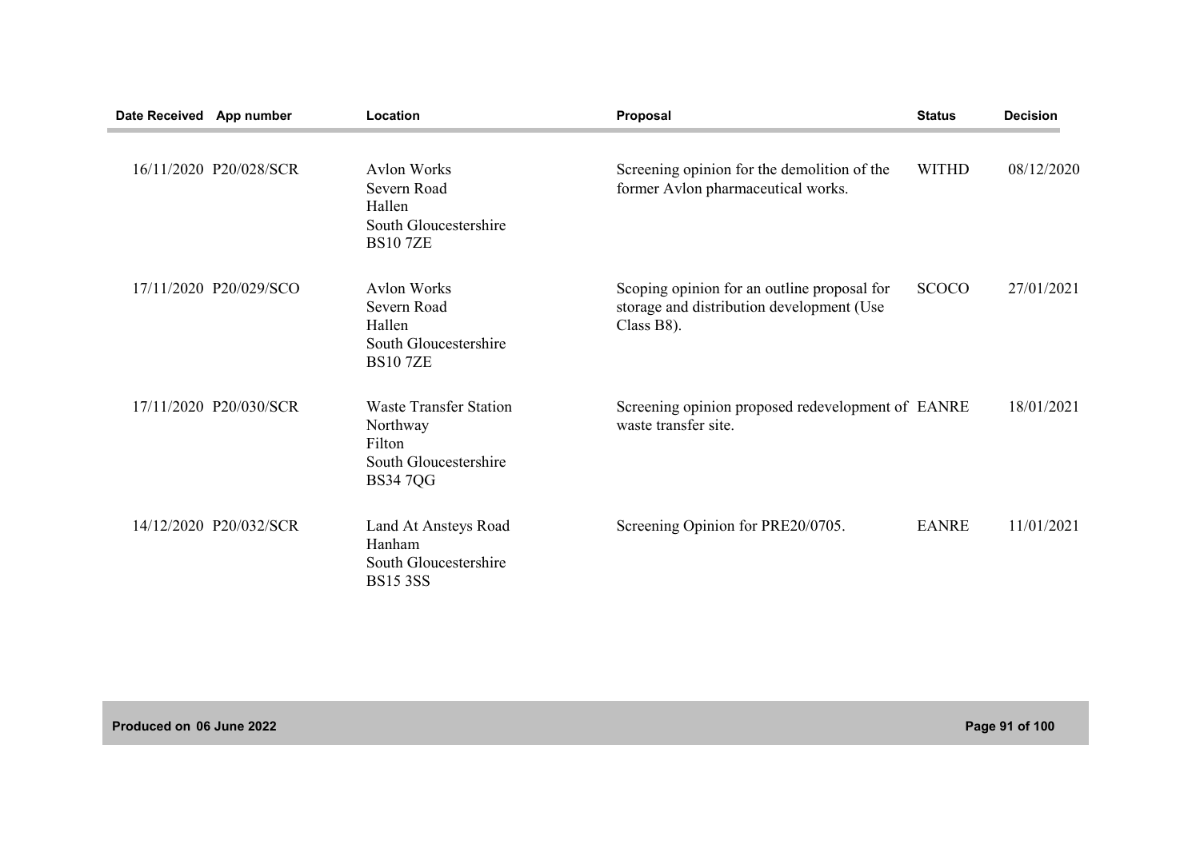| Date Received | App number | Location | Proposal | Status | Decision |
|---|---|---|---|---|---|
| 16/11/2020 | P20/028/SCR | Avlon Works<br>Severn Road<br>Hallen<br>South Gloucestershire<br>BS10 7ZE | Screening opinion for the demolition of the former Avlon pharmaceutical works. | WITHD | 08/12/2020 |
| 17/11/2020 | P20/029/SCO | Avlon Works<br>Severn Road<br>Hallen<br>South Gloucestershire<br>BS10 7ZE | Scoping opinion for an outline proposal for storage and distribution development (Use Class B8). | SCOCO | 27/01/2021 |
| 17/11/2020 | P20/030/SCR | Waste Transfer Station<br>Northway<br>Filton<br>South Gloucestershire<br>BS34 7QG | Screening opinion proposed redevelopment of waste transfer site. | EANRE | 18/01/2021 |
| 14/12/2020 | P20/032/SCR | Land At Ansteys Road<br>Hanham<br>South Gloucestershire<br>BS15 3SS | Screening Opinion for PRE20/0705. | EANRE | 11/01/2021 |

Produced on 06 June 2022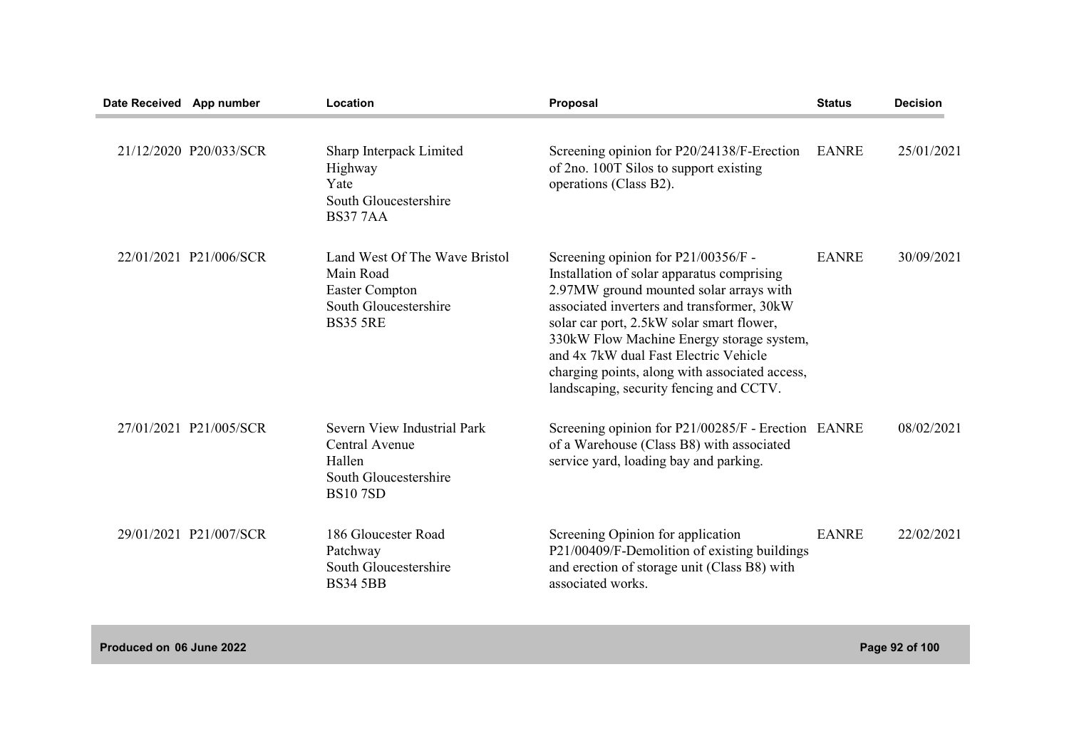| Date Received | App number | Location | Proposal | Status | Decision |
| --- | --- | --- | --- | --- | --- |
| 21/12/2020 | P20/033/SCR | Sharp Interpack Limited Highway Yate South Gloucestershire BS37 7AA | Screening opinion for P20/24138/F-Erection of 2no. 100T Silos to support existing operations (Class B2). | EANRE | 25/01/2021 |
| 22/01/2021 | P21/006/SCR | Land West Of The Wave Bristol Main Road Easter Compton South Gloucestershire BS35 5RE | Screening opinion for P21/00356/F - Installation of solar apparatus comprising 2.97MW ground mounted solar arrays with associated inverters and transformer, 30kW solar car port, 2.5kW solar smart flower, 330kW Flow Machine Energy storage system, and 4x 7kW dual Fast Electric Vehicle charging points, along with associated access, landscaping, security fencing and CCTV. | EANRE | 30/09/2021 |
| 27/01/2021 | P21/005/SCR | Severn View Industrial Park Central Avenue Hallen South Gloucestershire BS10 7SD | Screening opinion for P21/00285/F - Erection of a Warehouse (Class B8) with associated service yard, loading bay and parking. | EANRE | 08/02/2021 |
| 29/01/2021 | P21/007/SCR | 186 Gloucester Road Patchway South Gloucestershire BS34 5BB | Screening Opinion for application P21/00409/F-Demolition of existing buildings and erection of storage unit (Class B8) with associated works. | EANRE | 22/02/2021 |

Produced on 06 June 2022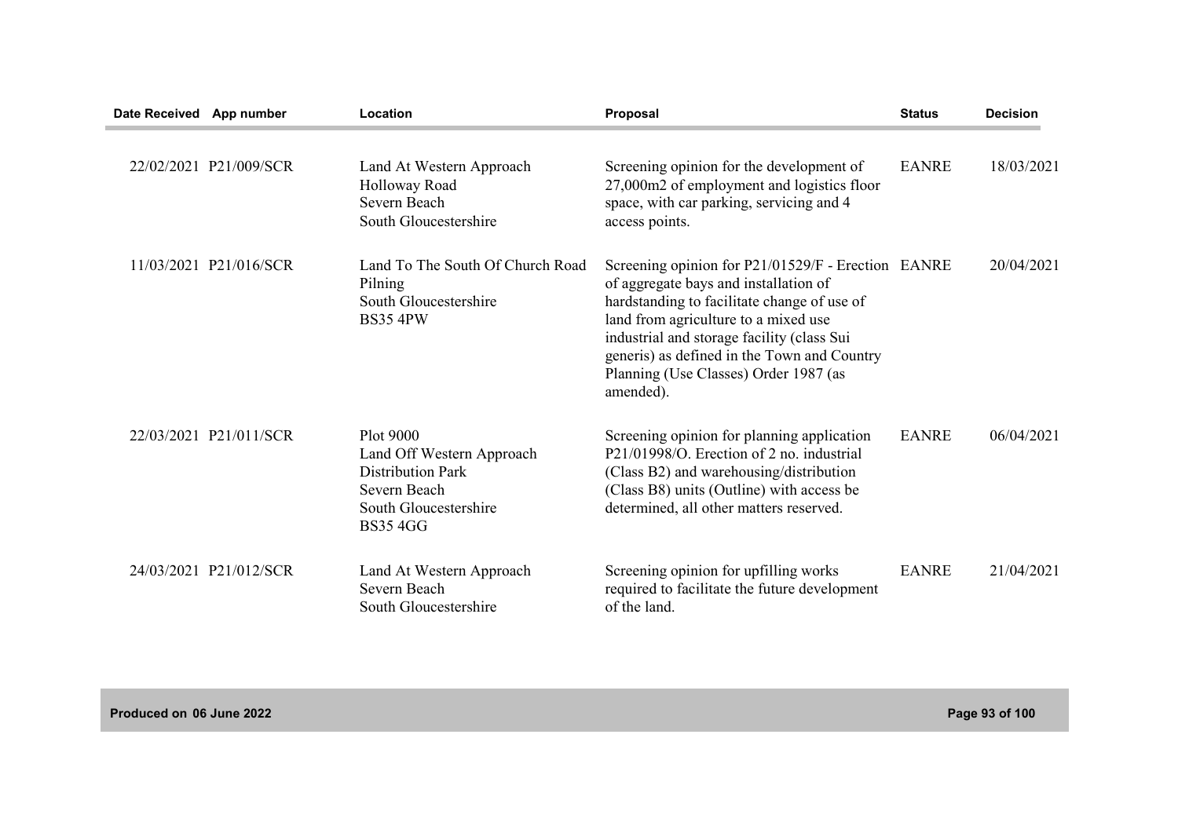| Date Received | App number | Location | Proposal | Status | Decision |
|---|---|---|---|---|---|
| 22/02/2021 | P21/009/SCR | Land At Western Approach Holloway Road Severn Beach South Gloucestershire | Screening opinion for the development of 27,000m2 of employment and logistics floor space, with car parking, servicing and 4 access points. | EANRE | 18/03/2021 |
| 11/03/2021 | P21/016/SCR | Land To The South Of Church Road Pilning South Gloucestershire BS35 4PW | Screening opinion for P21/01529/F - Erection of aggregate bays and installation of hardstanding to facilitate change of use of land from agriculture to a mixed use industrial and storage facility (class Sui generis) as defined in the Town and Country Planning (Use Classes) Order 1987 (as amended). | EANRE | 20/04/2021 |
| 22/03/2021 | P21/011/SCR | Plot 9000 Land Off Western Approach Distribution Park Severn Beach South Gloucestershire BS35 4GG | Screening opinion for planning application P21/01998/O. Erection of 2 no. industrial (Class B2) and warehousing/distribution (Class B8) units (Outline) with access be determined, all other matters reserved. | EANRE | 06/04/2021 |
| 24/03/2021 | P21/012/SCR | Land At Western Approach Severn Beach South Gloucestershire | Screening opinion for upfilling works required to facilitate the future development of the land. | EANRE | 21/04/2021 |

Produced on 06 June 2022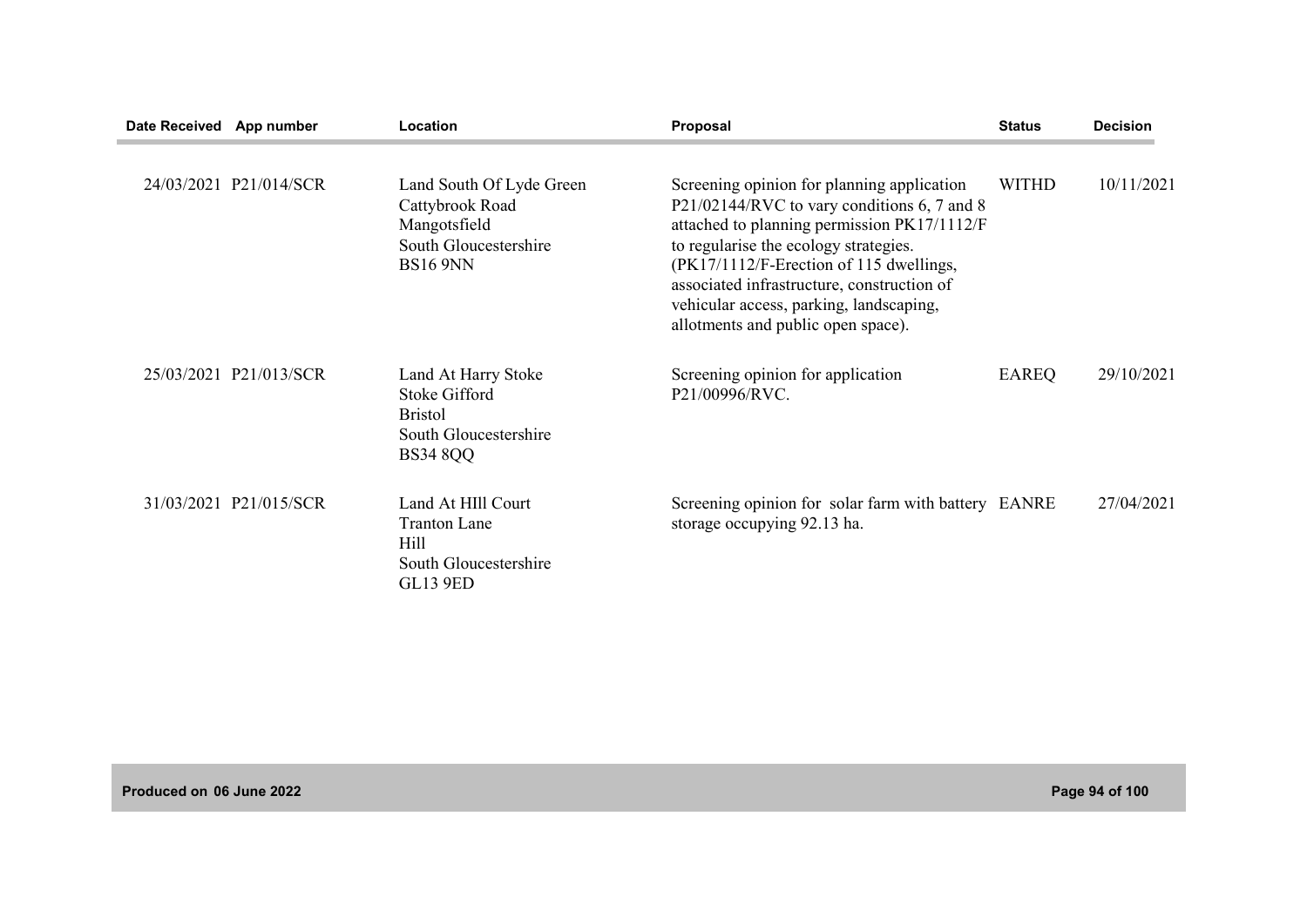| Date Received | App number | Location | Proposal | Status | Decision |
|---|---|---|---|---|---|
| 24/03/2021 | P21/014/SCR | Land South Of Lyde Green<br>Cattybrook Road<br>Mangotsfield<br>South Gloucestershire<br>BS16 9NN | Screening opinion for planning application P21/02144/RVC to vary conditions 6, 7 and 8 attached to planning permission PK17/1112/F to regularise the ecology strategies. (PK17/1112/F-Erection of 115 dwellings, associated infrastructure, construction of vehicular access, parking, landscaping, allotments and public open space). | WITHD | 10/11/2021 |
| 25/03/2021 | P21/013/SCR | Land At Harry Stoke<br>Stoke Gifford<br>Bristol<br>South Gloucestershire<br>BS34 8QQ | Screening opinion for application P21/00996/RVC. | EAREQ | 29/10/2021 |
| 31/03/2021 | P21/015/SCR | Land At HIll Court<br>Tranton Lane<br>Hill<br>South Gloucestershire<br>GL13 9ED | Screening opinion for solar farm with battery storage occupying 92.13 ha. | EANRE | 27/04/2021 |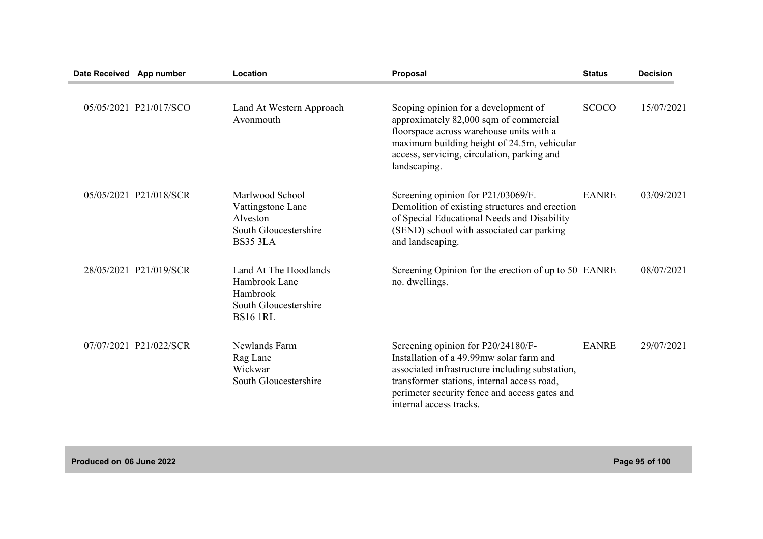| Date Received | App number | Location | Proposal | Status | Decision |
|---|---|---|---|---|---|
| 05/05/2021 | P21/017/SCO | Land At Western Approach Avonmouth | Scoping opinion for a development of approximately 82,000 sqm of commercial floorspace across warehouse units with a maximum building height of 24.5m, vehicular access, servicing, circulation, parking and landscaping. | SCOCO | 15/07/2021 |
| 05/05/2021 | P21/018/SCR | Marlwood School Vattingstone Lane Alveston South Gloucestershire BS35 3LA | Screening opinion for P21/03069/F. Demolition of existing structures and erection of Special Educational Needs and Disability (SEND) school with associated car parking and landscaping. | EANRE | 03/09/2021 |
| 28/05/2021 | P21/019/SCR | Land At The Hoodlands Hambrook Lane Hambrook South Gloucestershire BS16 1RL | Screening Opinion for the erection of up to 50 no. dwellings. | EANRE | 08/07/2021 |
| 07/07/2021 | P21/022/SCR | Newlands Farm Rag Lane Wickwar South Gloucestershire | Screening opinion for P20/24180/F- Installation of a 49.99mw solar farm and associated infrastructure including substation, transformer stations, internal access road, perimeter security fence and access gates and internal access tracks. | EANRE | 29/07/2021 |

Produced on 06 June 2022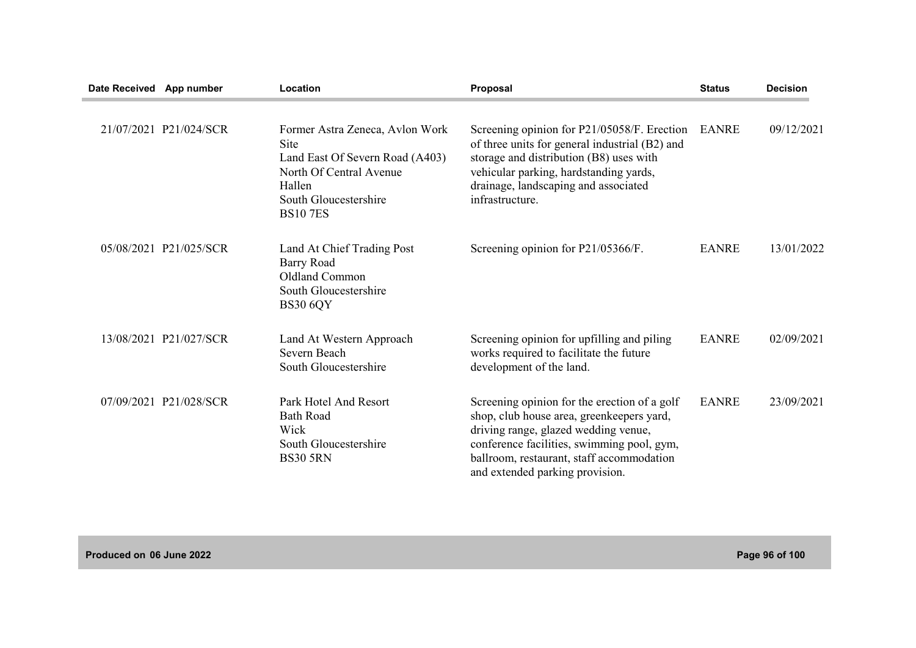| Date Received | App number | Location | Proposal | Status | Decision |
|---|---|---|---|---|---|
| 21/07/2021 | P21/024/SCR | Former Astra Zeneca, Avlon Work Site<br>Land East Of Severn Road (A403)<br>North Of Central Avenue<br>Hallen<br>South Gloucestershire<br>BS10 7ES | Screening opinion for P21/05058/F. Erection of three units for general industrial (B2) and storage and distribution (B8) uses with vehicular parking, hardstanding yards, drainage, landscaping and associated infrastructure. | EANRE | 09/12/2021 |
| 05/08/2021 | P21/025/SCR | Land At Chief Trading Post<br>Barry Road<br>Oldland Common<br>South Gloucestershire<br>BS30 6QY | Screening opinion for P21/05366/F. | EANRE | 13/01/2022 |
| 13/08/2021 | P21/027/SCR | Land At Western Approach<br>Severn Beach<br>South Gloucestershire | Screening opinion for upfilling and piling works required to facilitate the future development of the land. | EANRE | 02/09/2021 |
| 07/09/2021 | P21/028/SCR | Park Hotel And Resort<br>Bath Road<br>Wick<br>South Gloucestershire<br>BS30 5RN | Screening opinion for the erection of a golf shop, club house area, greenkeepers yard, driving range, glazed wedding venue, conference facilities, swimming pool, gym, ballroom, restaurant, staff accommodation and extended parking provision. | EANRE | 23/09/2021 |

Produced on 06 June 2022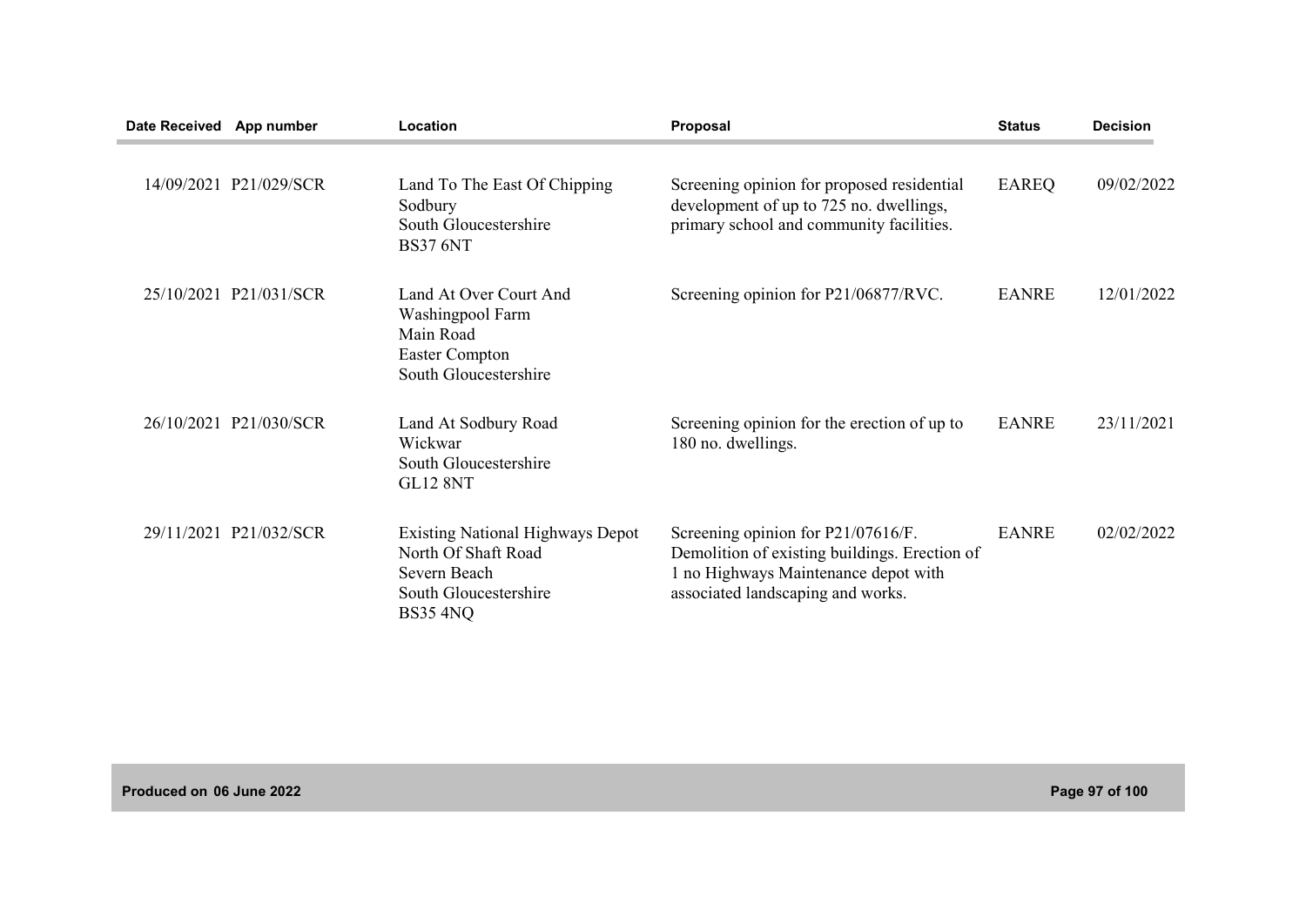| Date Received | App number | Location | Proposal | Status | Decision |
|---|---|---|---|---|---|
| 14/09/2021 | P21/029/SCR | Land To The East Of Chipping Sodbury<br>South Gloucestershire<br>BS37 6NT | Screening opinion for proposed residential development of up to 725 no. dwellings, primary school and community facilities. | EAREQ | 09/02/2022 |
| 25/10/2021 | P21/031/SCR | Land At Over Court And Washingpool Farm<br>Main Road<br>Easter Compton<br>South Gloucestershire | Screening opinion for P21/06877/RVC. | EANRE | 12/01/2022 |
| 26/10/2021 | P21/030/SCR | Land At Sodbury Road<br>Wickwar<br>South Gloucestershire<br>GL12 8NT | Screening opinion for the erection of up to 180 no. dwellings. | EANRE | 23/11/2021 |
| 29/11/2021 | P21/032/SCR | Existing National Highways Depot North Of Shaft Road<br>Severn Beach<br>South Gloucestershire<br>BS35 4NQ | Screening opinion for P21/07616/F. Demolition of existing buildings. Erection of 1 no Highways Maintenance depot with associated landscaping and works. | EANRE | 02/02/2022 |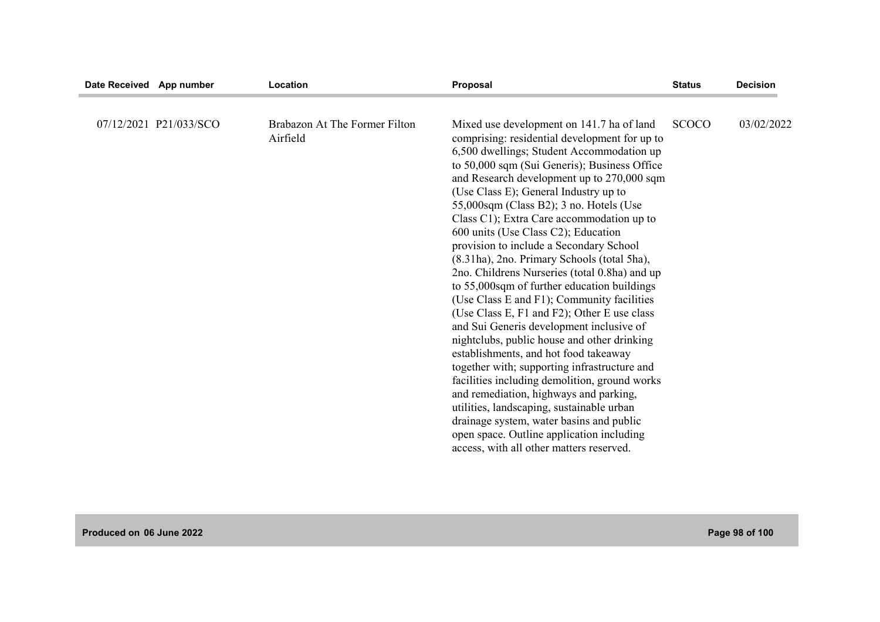| Date Received | App number | Location | Proposal | Status | Decision |
|---|---|---|---|---|---|
| 07/12/2021 | P21/033/SCO | Brabazon At The Former Filton Airfield | Mixed use development on 141.7 ha of land comprising: residential development for up to 6,500 dwellings; Student Accommodation up to 50,000 sqm (Sui Generis); Business Office and Research development up to 270,000 sqm (Use Class E); General Industry up to 55,000sqm (Class B2); 3 no. Hotels (Use Class C1); Extra Care accommodation up to 600 units (Use Class C2); Education provision to include a Secondary School (8.31ha), 2no. Primary Schools (total 5ha), 2no. Childrens Nurseries (total 0.8ha) and up to 55,000sqm of further education buildings (Use Class E and F1); Community facilities (Use Class E, F1 and F2); Other E use class and Sui Generis development inclusive of nightclubs, public house and other drinking establishments, and hot food takeaway together with; supporting infrastructure and facilities including demolition, ground works and remediation, highways and parking, utilities, landscaping, sustainable urban drainage system, water basins and public open space. Outline application including access, with all other matters reserved. | SCOCO | 03/02/2022 |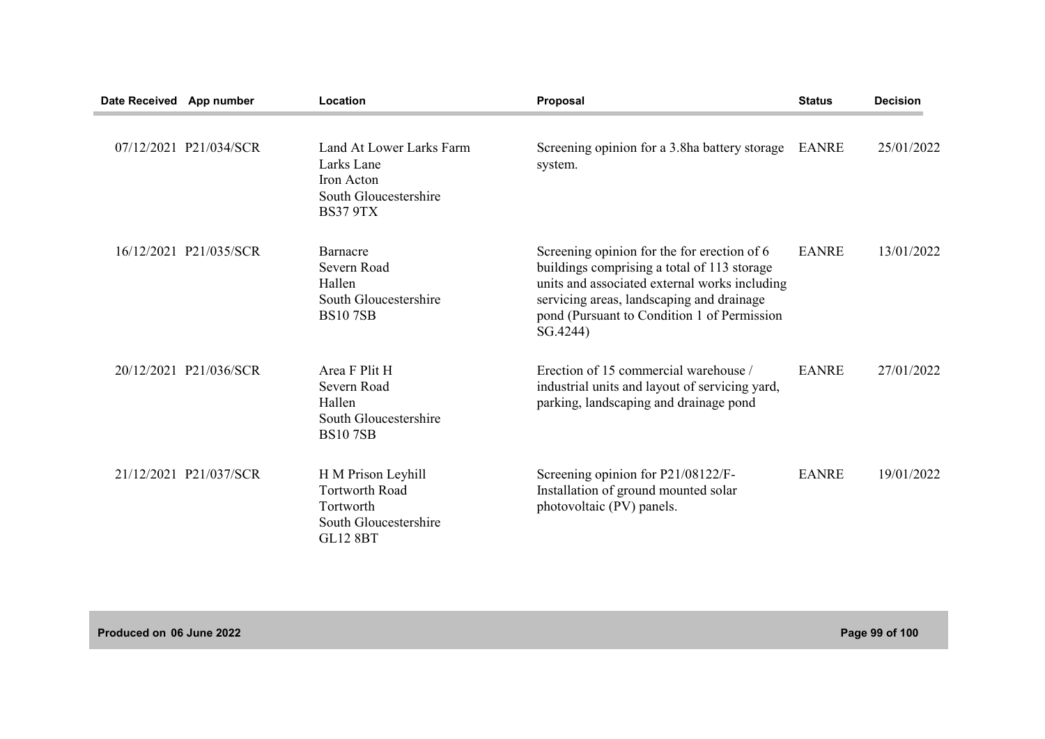| Date Received | App number | Location | Proposal | Status | Decision |
|---|---|---|---|---|---|
| 07/12/2021 | P21/034/SCR | Land At Lower Larks Farm Larks Lane Iron Acton South Gloucestershire BS37 9TX | Screening opinion for a 3.8ha battery storage system. | EANRE | 25/01/2022 |
| 16/12/2021 | P21/035/SCR | Barnacre Severn Road Hallen South Gloucestershire BS10 7SB | Screening opinion for the for erection of 6 buildings comprising a total of 113 storage units and associated external works including servicing areas, landscaping and drainage pond (Pursuant to Condition 1 of Permission SG.4244) | EANRE | 13/01/2022 |
| 20/12/2021 | P21/036/SCR | Area F Plit H Severn Road Hallen South Gloucestershire BS10 7SB | Erection of 15 commercial warehouse / industrial units and layout of servicing yard, parking, landscaping and drainage pond | EANRE | 27/01/2022 |
| 21/12/2021 | P21/037/SCR | H M Prison Leyhill Tortworth Road Tortworth South Gloucestershire GL12 8BT | Screening opinion for P21/08122/F- Installation of ground mounted solar photovoltaic (PV) panels. | EANRE | 19/01/2022 |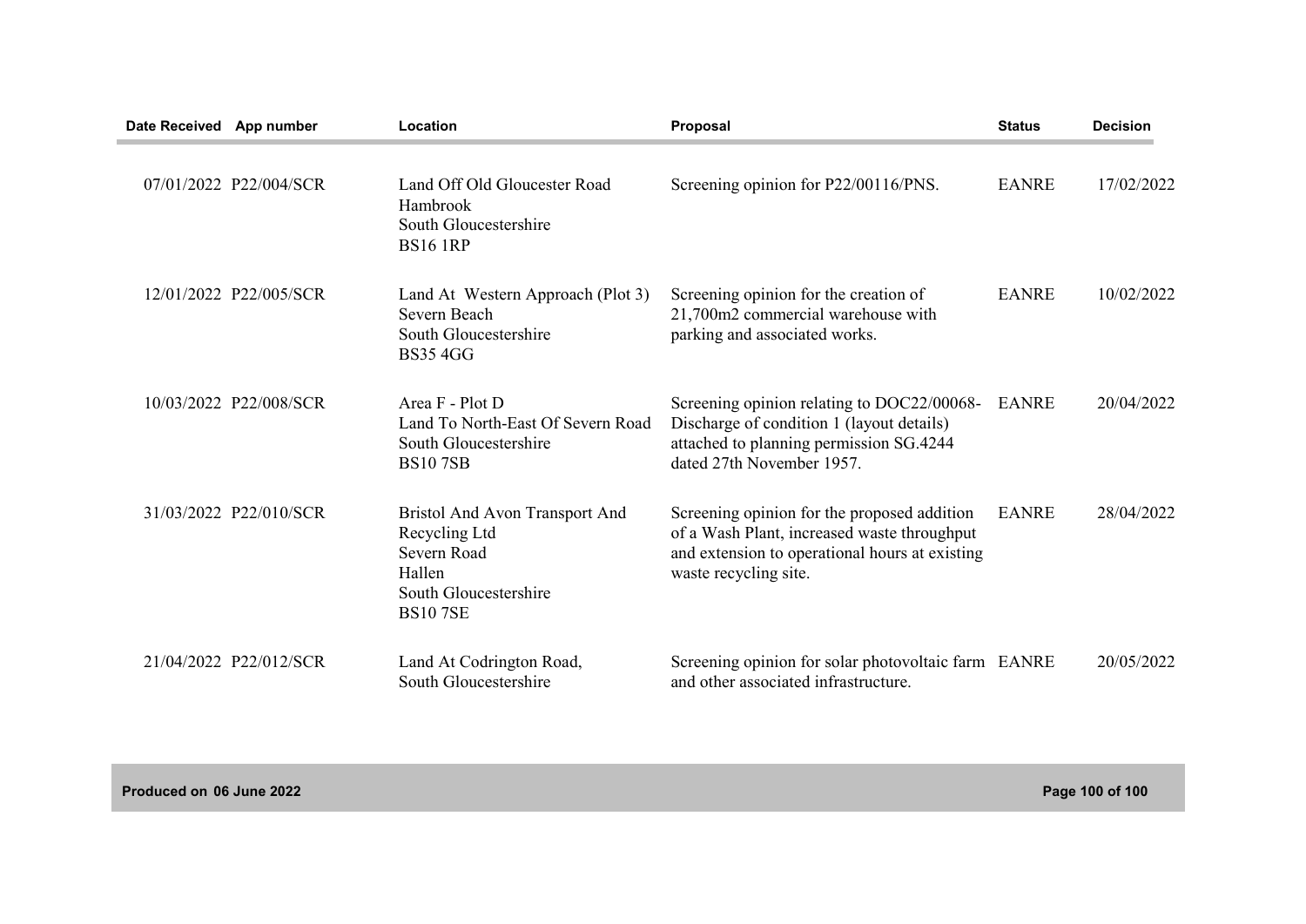| Date Received | App number | Location | Proposal | Status | Decision |
|---|---|---|---|---|---|
| 07/01/2022 | P22/004/SCR | Land Off Old Gloucester Road Hambrook South Gloucestershire BS16 1RP | Screening opinion for P22/00116/PNS. | EANRE | 17/02/2022 |
| 12/01/2022 | P22/005/SCR | Land At Western Approach (Plot 3) Severn Beach South Gloucestershire BS35 4GG | Screening opinion for the creation of 21,700m2 commercial warehouse with parking and associated works. | EANRE | 10/02/2022 |
| 10/03/2022 | P22/008/SCR | Area F - Plot D Land To North-East Of Severn Road South Gloucestershire BS10 7SB | Screening opinion relating to DOC22/00068-Discharge of condition 1 (layout details) attached to planning permission SG.4244 dated 27th November 1957. | EANRE | 20/04/2022 |
| 31/03/2022 | P22/010/SCR | Bristol And Avon Transport And Recycling Ltd Severn Road Hallen South Gloucestershire BS10 7SE | Screening opinion for the proposed addition of a Wash Plant, increased waste throughput and extension to operational hours at existing waste recycling site. | EANRE | 28/04/2022 |
| 21/04/2022 | P22/012/SCR | Land At Codrington Road, South Gloucestershire | Screening opinion for solar photovoltaic farm and other associated infrastructure. | EANRE | 20/05/2022 |

Produced on 06 June 2022